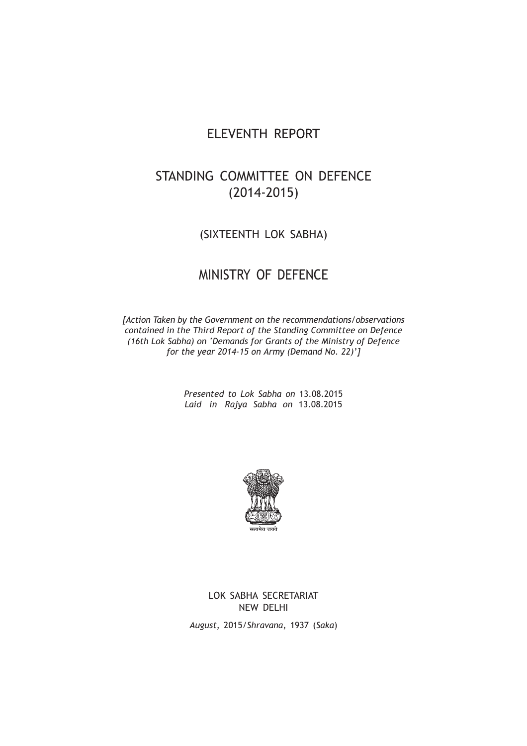# ELEVENTH REPORT

## STANDING COMMITTEE ON DEFENCE (2014-2015)

(SIXTEENTH LOK SABHA)

## MINISTRY OF DEFENCE

*[Action Taken by the Government on the recommendations/observations contained in the Third Report of the Standing Committee on Defence (16th Lok Sabha) on 'Demands for Grants of the Ministry of Defence for the year 2014-15 on Army (Demand No. 22)']*

*Presented to Lok Sabha on* 13.08.2015
*Laid in Rajya Sabha on* 13.08.2015

सत्यमेव जयते

LOK SABHA SECRETARIAT
NEW DELHI

*August*, 2015/*Shravana*, 1937 (*Saka*)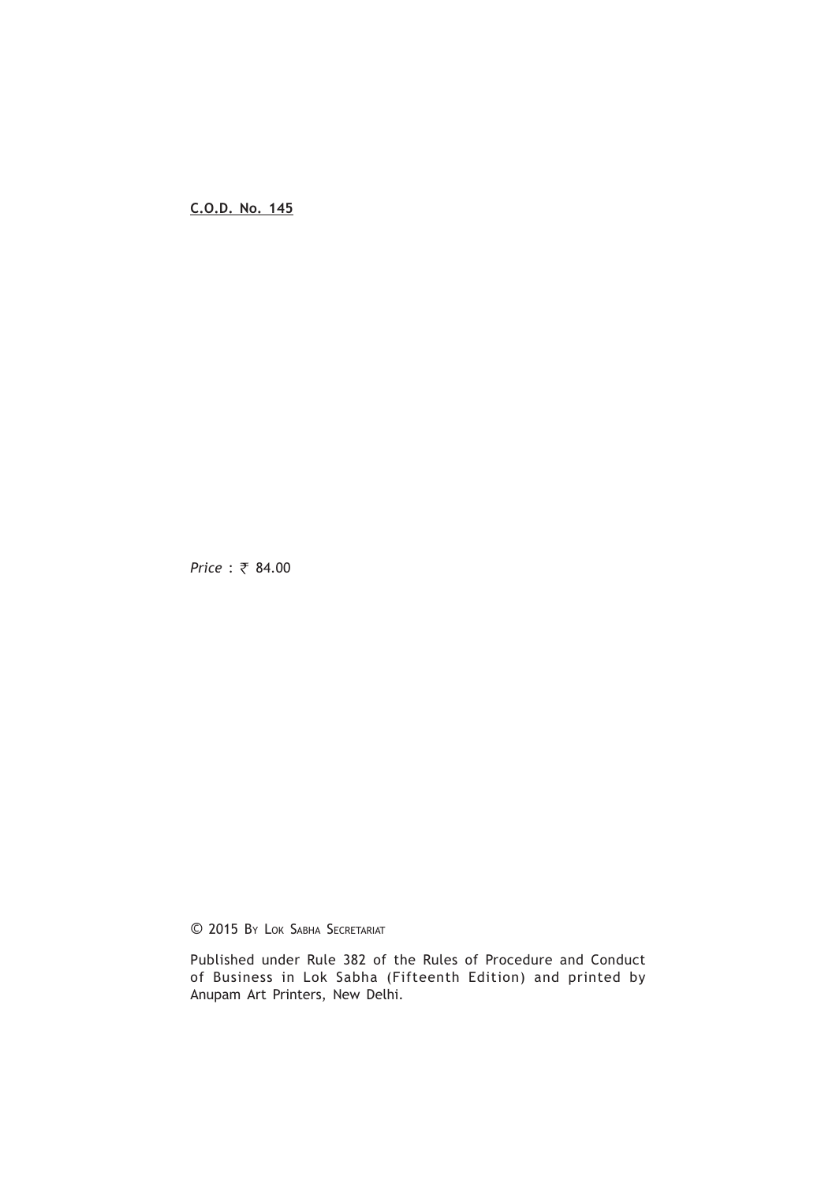**C.O.D. No. 145**

*Price* : ₹ 84.00

© 2015 By Lok Sabha Secretariat

Published under Rule 382 of the Rules of Procedure and Conduct of Business in Lok Sabha (Fifteenth Edition) and printed by Anupam Art Printers, New Delhi.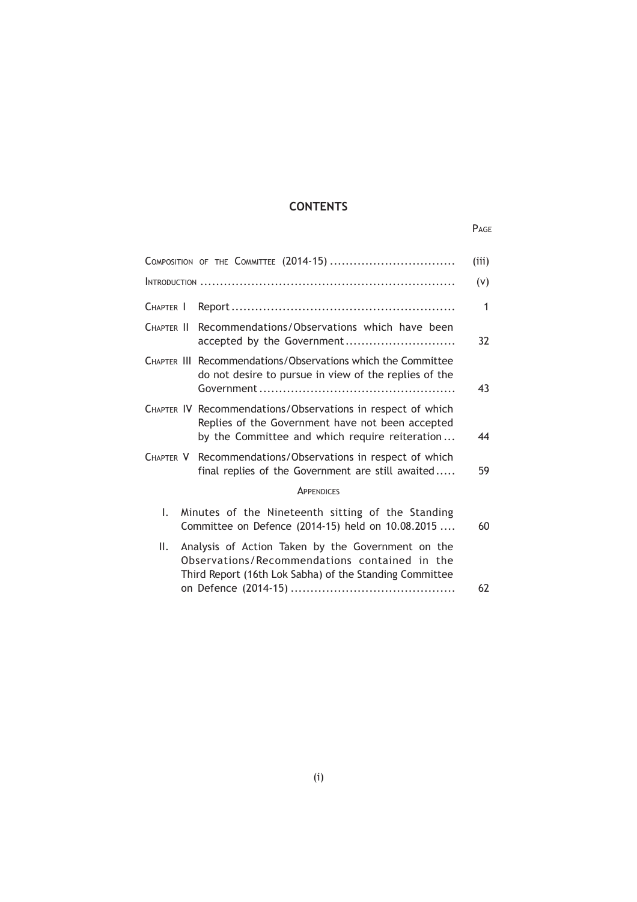# CONTENTS

| | | PAGE |
|---|---|---|
| COMPOSITION OF THE COMMITTEE (2014-15) | | (iii) |
| INTRODUCTION | | (v) |
| CHAPTER I | Report | 1 |
| CHAPTER II | Recommendations/Observations which have been accepted by the Government | 32 |
| CHAPTER III | Recommendations/Observations which the Committee do not desire to pursue in view of the replies of the Government | 43 |
| CHAPTER IV | Recommendations/Observations in respect of which Replies of the Government have not been accepted by the Committee and which require reiteration | 44 |
| CHAPTER V | Recommendations/Observations in respect of which final replies of the Government are still awaited | 59 |
| | APPENDICES | |
| I. | Minutes of the Nineteenth sitting of the Standing Committee on Defence (2014-15) held on 10.08.2015 | 60 |
| II. | Analysis of Action Taken by the Government on the Observations/Recommendations contained in the Third Report (16th Lok Sabha) of the Standing Committee on Defence (2014-15) | 62 |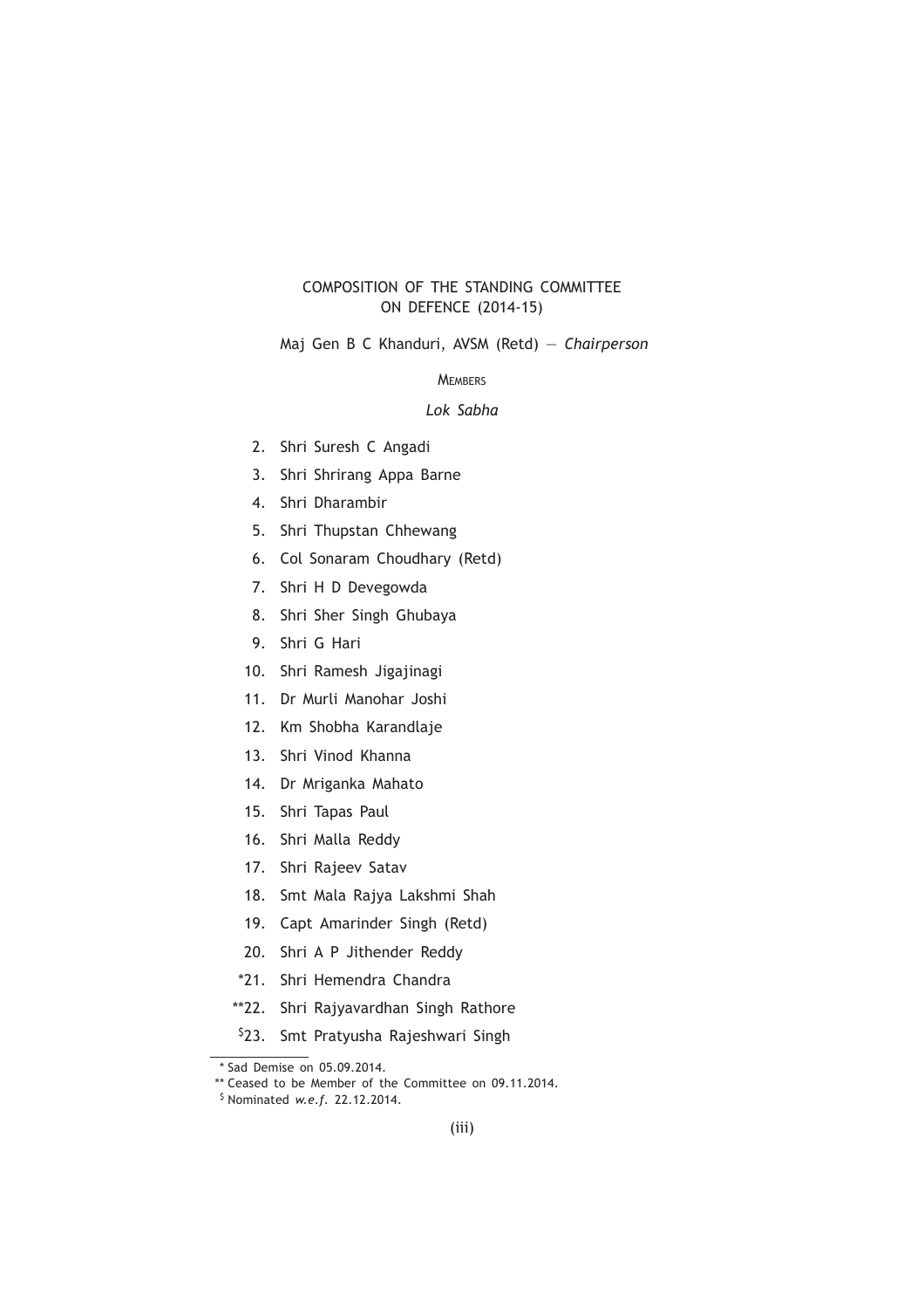# COMPOSITION OF THE STANDING COMMITTEE ON DEFENCE (2014-15)

Maj Gen B C Khanduri, AVSM (Retd) — *Chairperson*

MEMBERS

*Lok Sabha*

2. Shri Suresh C Angadi
3. Shri Shrirang Appa Barne
4. Shri Dharambir
5. Shri Thupstan Chhewang
6. Col Sonaram Choudhary (Retd)
7. Shri H D Devegowda
8. Shri Sher Singh Ghubaya
9. Shri G Hari
10. Shri Ramesh Jigajinagi
11. Dr Murli Manohar Joshi
12. Km Shobha Karandlaje
13. Shri Vinod Khanna
14. Dr Mriganka Mahato
15. Shri Tapas Paul
16. Shri Malla Reddy
17. Shri Rajeev Satav
18. Smt Mala Rajya Lakshmi Shah
19. Capt Amarinder Singh (Retd)
20. Shri A P Jithender Reddy

*21. Shri Hemendra Chandra

**22. Shri Rajyavardhan Singh Rathore

$23. Smt Pratyusha Rajeshwari Singh

---

* Sad Demise on 05.09.2014.

** Ceased to be Member of the Committee on 09.11.2014.

$ Nominated *w.e.f.* 22.12.2014.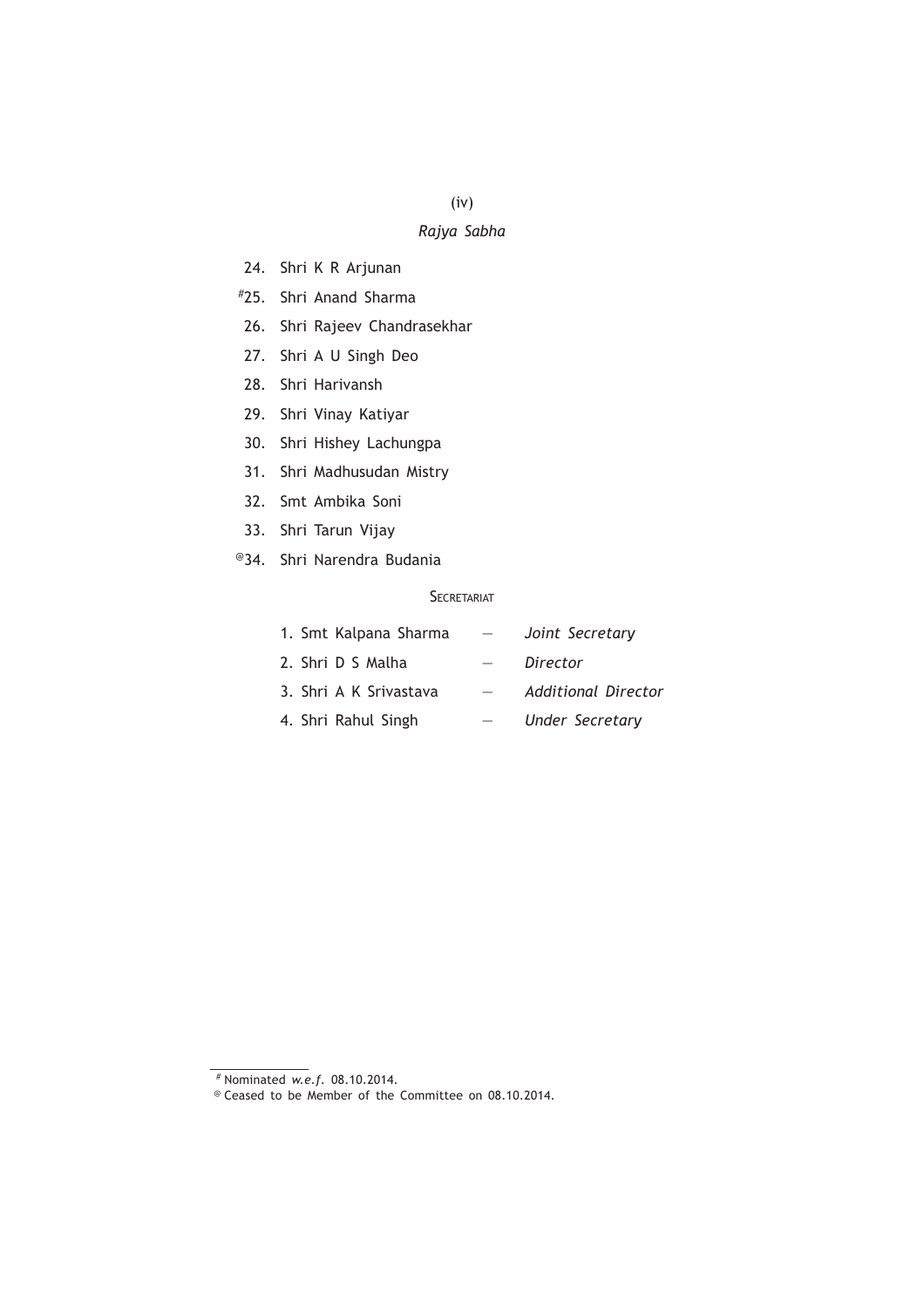*Rajya Sabha*

24. Shri K R Arjunan
[#]25. Shri Anand Sharma
26. Shri Rajeev Chandrasekhar
27. Shri A U Singh Deo
28. Shri Harivansh
29. Shri Vinay Katiyar
30. Shri Hishey Lachungpa
31. Shri Madhusudan Mistry
32. Smt Ambika Soni
33. Shri Tarun Vijay
[@]34. Shri Narendra Budania

## SECRETARIAT

1. Smt Kalpana Sharma — *Joint Secretary*
2. Shri D S Malha — *Director*
3. Shri A K Srivastava — *Additional Director*
4. Shri Rahul Singh — *Under Secretary*

---

[#] Nominated *w.e.f.* 08.10.2014.

[@] Ceased to be Member of the Committee on 08.10.2014.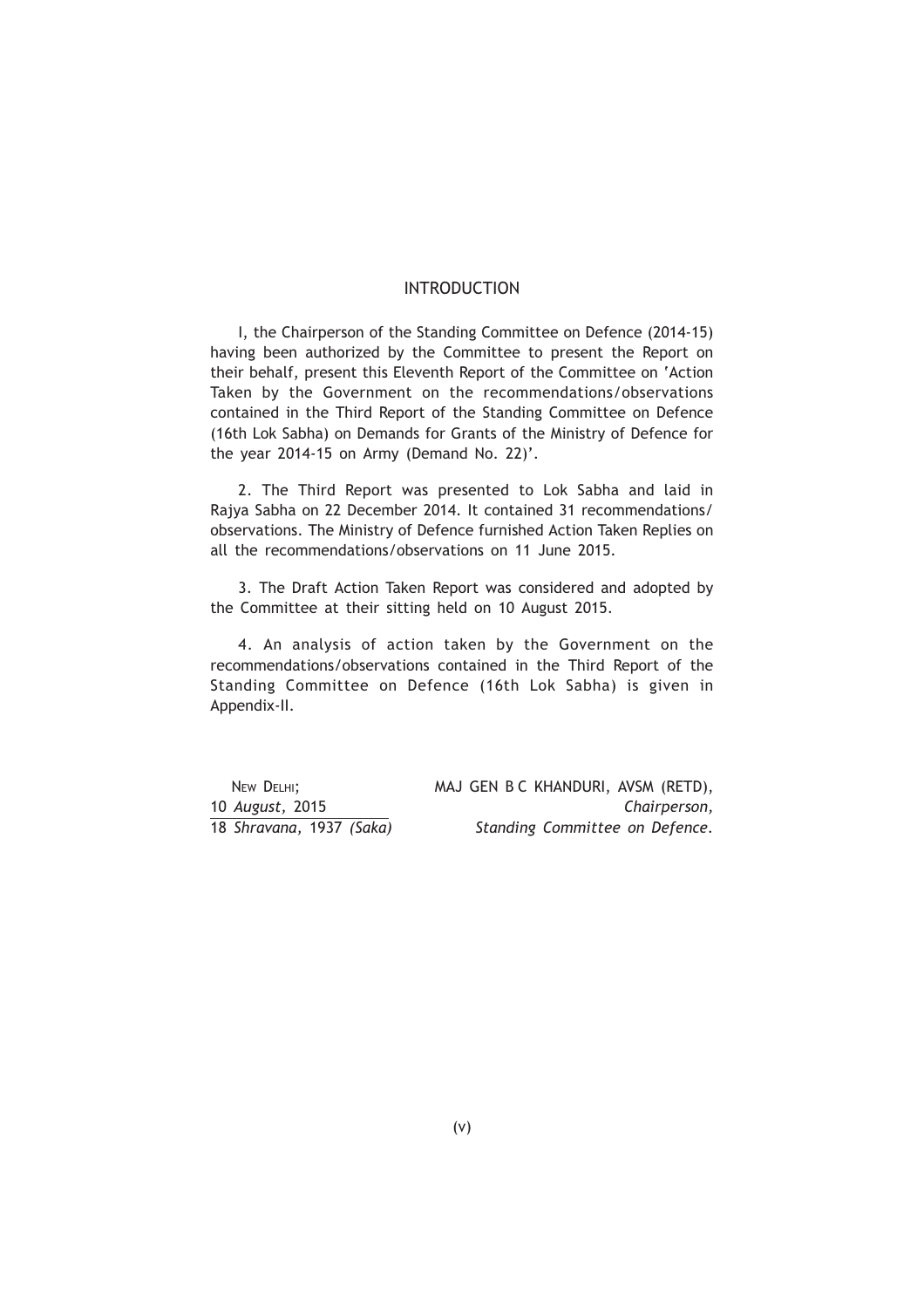# INTRODUCTION

I, the Chairperson of the Standing Committee on Defence (2014-15) having been authorized by the Committee to present the Report on their behalf, present this Eleventh Report of the Committee on 'Action Taken by the Government on the recommendations/observations contained in the Third Report of the Standing Committee on Defence (16th Lok Sabha) on Demands for Grants of the Ministry of Defence for the year 2014-15 on Army (Demand No. 22)'.

2. The Third Report was presented to Lok Sabha and laid in Rajya Sabha on 22 December 2014. It contained 31 recommendations/ observations. The Ministry of Defence furnished Action Taken Replies on all the recommendations/observations on 11 June 2015.

3. The Draft Action Taken Report was considered and adopted by the Committee at their sitting held on 10 August 2015.

4. An analysis of action taken by the Government on the recommendations/observations contained in the Third Report of the Standing Committee on Defence (16th Lok Sabha) is given in Appendix-II.

NEW DELHI;
10 *August*, 2015
18 *Shravana*, 1937 *(Saka)*

MAJ GEN B C KHANDURI, AVSM (RETD),
*Chairperson,*
*Standing Committee on Defence.*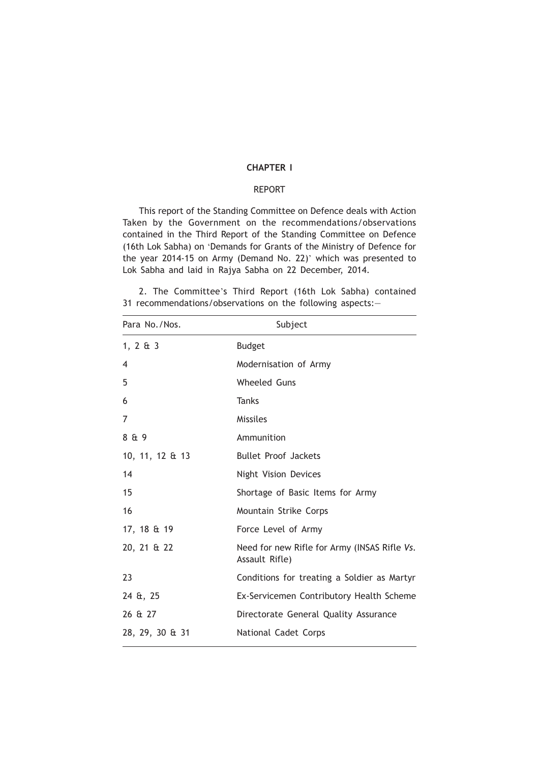# CHAPTER I

## REPORT

This report of the Standing Committee on Defence deals with Action Taken by the Government on the recommendations/observations contained in the Third Report of the Standing Committee on Defence (16th Lok Sabha) on 'Demands for Grants of the Ministry of Defence for the year 2014-15 on Army (Demand No. 22)' which was presented to Lok Sabha and laid in Rajya Sabha on 22 December, 2014.

2. The Committee's Third Report (16th Lok Sabha) contained 31 recommendations/observations on the following aspects:—

| Para No./Nos. | Subject |
|---|---|
| 1, 2 & 3 | Budget |
| 4 | Modernisation of Army |
| 5 | Wheeled Guns |
| 6 | Tanks |
| 7 | Missiles |
| 8 & 9 | Ammunition |
| 10, 11, 12 & 13 | Bullet Proof Jackets |
| 14 | Night Vision Devices |
| 15 | Shortage of Basic Items for Army |
| 16 | Mountain Strike Corps |
| 17, 18 & 19 | Force Level of Army |
| 20, 21 & 22 | Need for new Rifle for Army (INSAS Rifle *Vs.* Assault Rifle) |
| 23 | Conditions for treating a Soldier as Martyr |
| 24 &, 25 | Ex-Servicemen Contributory Health Scheme |
| 26 & 27 | Directorate General Quality Assurance |
| 28, 29, 30 & 31 | National Cadet Corps |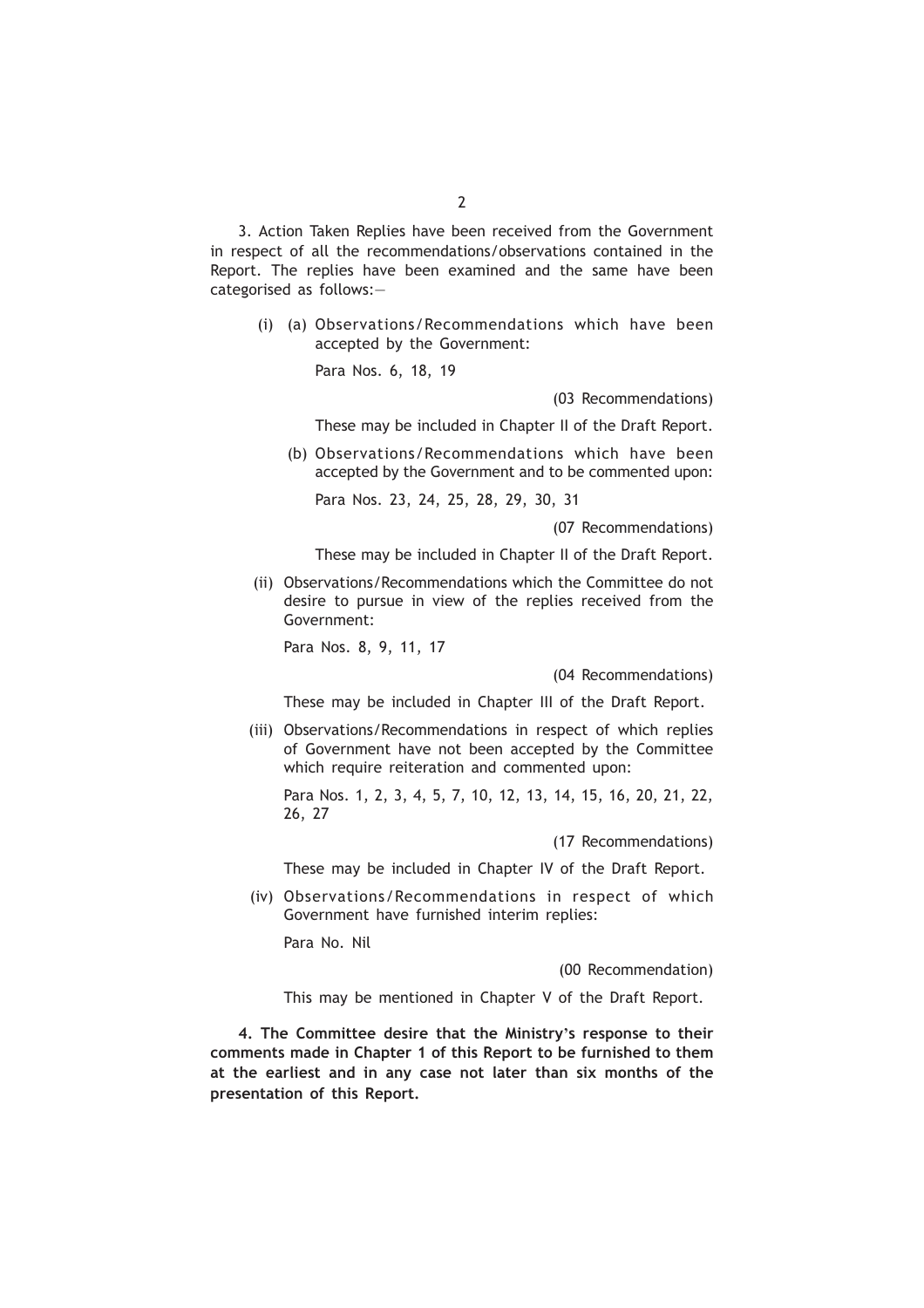3. Action Taken Replies have been received from the Government in respect of all the recommendations/observations contained in the Report. The replies have been examined and the same have been categorised as follows:—

(i) (a) Observations/Recommendations which have been accepted by the Government:

Para Nos. 6, 18, 19

(03 Recommendations)

These may be included in Chapter II of the Draft Report.

(b) Observations/Recommendations which have been accepted by the Government and to be commented upon:

Para Nos. 23, 24, 25, 28, 29, 30, 31

(07 Recommendations)

These may be included in Chapter II of the Draft Report.

(ii) Observations/Recommendations which the Committee do not desire to pursue in view of the replies received from the Government:

Para Nos. 8, 9, 11, 17

(04 Recommendations)

These may be included in Chapter III of the Draft Report.

(iii) Observations/Recommendations in respect of which replies of Government have not been accepted by the Committee which require reiteration and commented upon:

Para Nos. 1, 2, 3, 4, 5, 7, 10, 12, 13, 14, 15, 16, 20, 21, 22, 26, 27

(17 Recommendations)

These may be included in Chapter IV of the Draft Report.

(iv) Observations/Recommendations in respect of which Government have furnished interim replies:

Para No. Nil

(00 Recommendation)

This may be mentioned in Chapter V of the Draft Report.

**4. The Committee desire that the Ministry's response to their comments made in Chapter 1 of this Report to be furnished to them at the earliest and in any case not later than six months of the presentation of this Report.**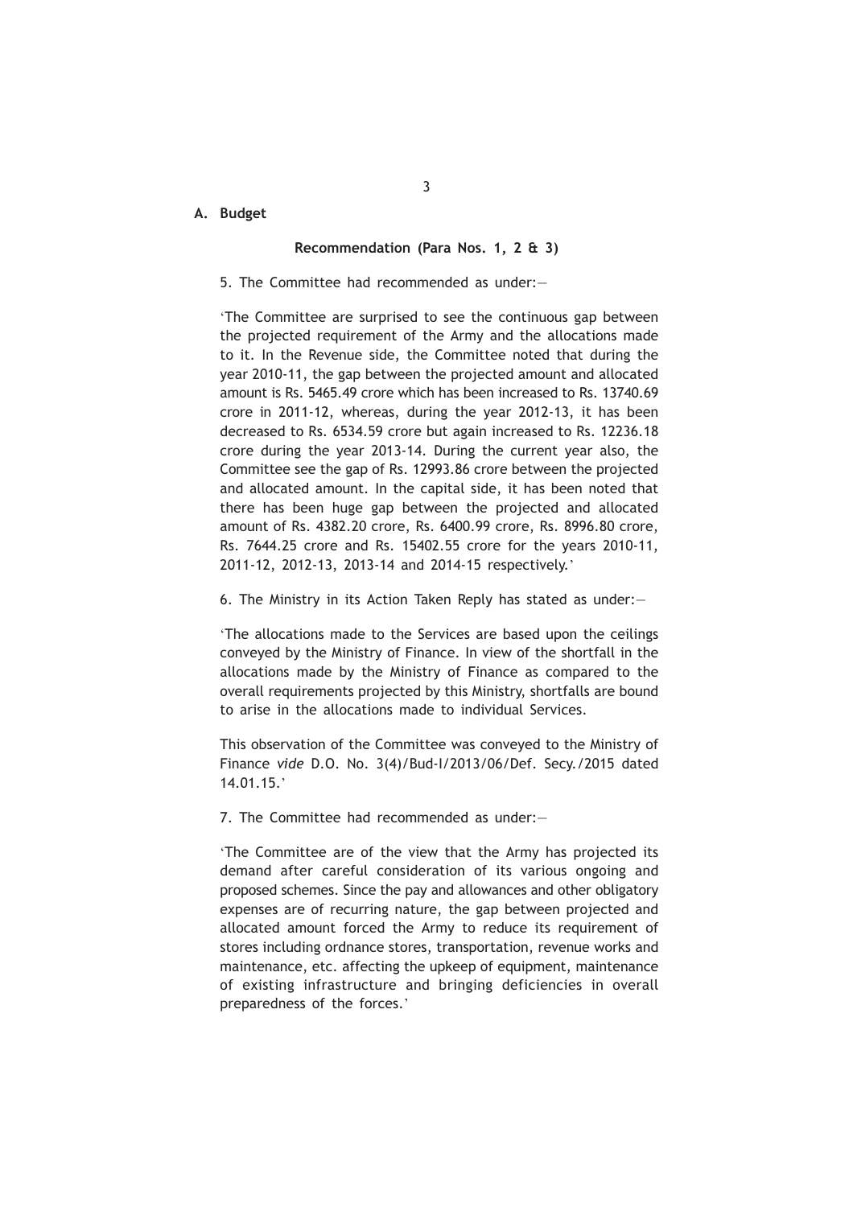## A. Budget

### Recommendation (Para Nos. 1, 2 & 3)

5. The Committee had recommended as under:—

'The Committee are surprised to see the continuous gap between the projected requirement of the Army and the allocations made to it. In the Revenue side, the Committee noted that during the year 2010-11, the gap between the projected amount and allocated amount is Rs. 5465.49 crore which has been increased to Rs. 13740.69 crore in 2011-12, whereas, during the year 2012-13, it has been decreased to Rs. 6534.59 crore but again increased to Rs. 12236.18 crore during the year 2013-14. During the current year also, the Committee see the gap of Rs. 12993.86 crore between the projected and allocated amount. In the capital side, it has been noted that there has been huge gap between the projected and allocated amount of Rs. 4382.20 crore, Rs. 6400.99 crore, Rs. 8996.80 crore, Rs. 7644.25 crore and Rs. 15402.55 crore for the years 2010-11, 2011-12, 2012-13, 2013-14 and 2014-15 respectively.'

6. The Ministry in its Action Taken Reply has stated as under:—

'The allocations made to the Services are based upon the ceilings conveyed by the Ministry of Finance. In view of the shortfall in the allocations made by the Ministry of Finance as compared to the overall requirements projected by this Ministry, shortfalls are bound to arise in the allocations made to individual Services.

This observation of the Committee was conveyed to the Ministry of Finance *vide* D.O. No. 3(4)/Bud-I/2013/06/Def. Secy./2015 dated 14.01.15.'

7. The Committee had recommended as under:—

'The Committee are of the view that the Army has projected its demand after careful consideration of its various ongoing and proposed schemes. Since the pay and allowances and other obligatory expenses are of recurring nature, the gap between projected and allocated amount forced the Army to reduce its requirement of stores including ordnance stores, transportation, revenue works and maintenance, etc. affecting the upkeep of equipment, maintenance of existing infrastructure and bringing deficiencies in overall preparedness of the forces.'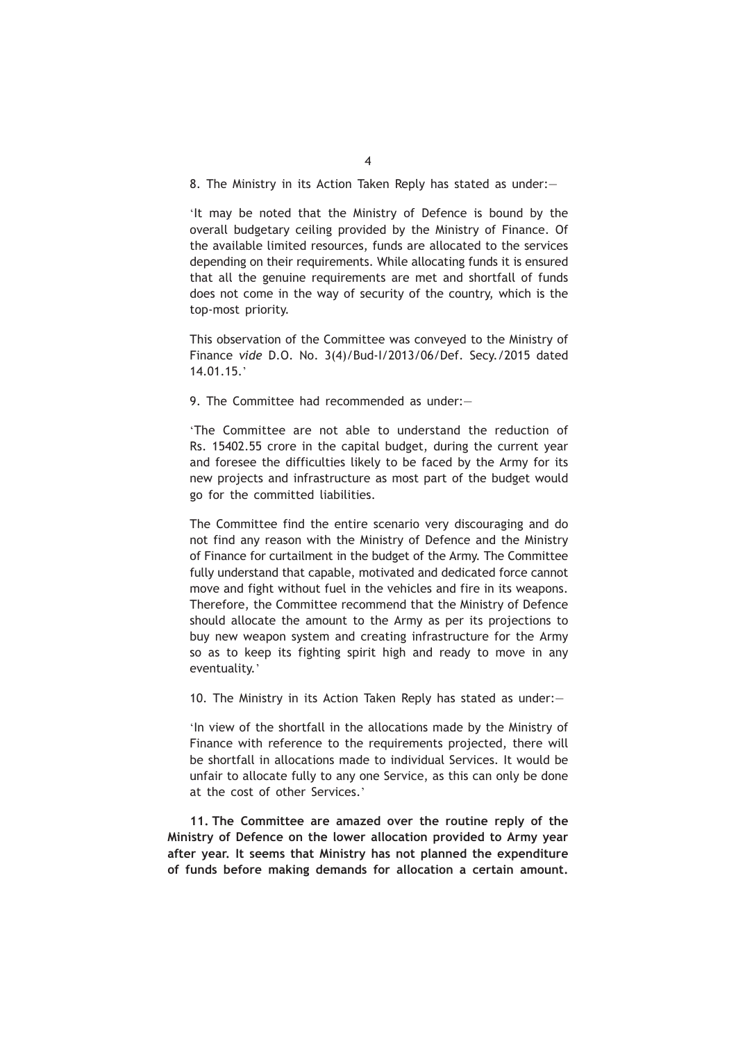8. The Ministry in its Action Taken Reply has stated as under:—

'It may be noted that the Ministry of Defence is bound by the overall budgetary ceiling provided by the Ministry of Finance. Of the available limited resources, funds are allocated to the services depending on their requirements. While allocating funds it is ensured that all the genuine requirements are met and shortfall of funds does not come in the way of security of the country, which is the top-most priority.

This observation of the Committee was conveyed to the Ministry of Finance *vide* D.O. No. 3(4)/Bud-I/2013/06/Def. Secy./2015 dated 14.01.15.'

9. The Committee had recommended as under:—

'The Committee are not able to understand the reduction of Rs. 15402.55 crore in the capital budget, during the current year and foresee the difficulties likely to be faced by the Army for its new projects and infrastructure as most part of the budget would go for the committed liabilities.

The Committee find the entire scenario very discouraging and do not find any reason with the Ministry of Defence and the Ministry of Finance for curtailment in the budget of the Army. The Committee fully understand that capable, motivated and dedicated force cannot move and fight without fuel in the vehicles and fire in its weapons. Therefore, the Committee recommend that the Ministry of Defence should allocate the amount to the Army as per its projections to buy new weapon system and creating infrastructure for the Army so as to keep its fighting spirit high and ready to move in any eventuality.'

10. The Ministry in its Action Taken Reply has stated as under:—

'In view of the shortfall in the allocations made by the Ministry of Finance with reference to the requirements projected, there will be shortfall in allocations made to individual Services. It would be unfair to allocate fully to any one Service, as this can only be done at the cost of other Services.'

**11. The Committee are amazed over the routine reply of the Ministry of Defence on the lower allocation provided to Army year after year. It seems that Ministry has not planned the expenditure of funds before making demands for allocation a certain amount.**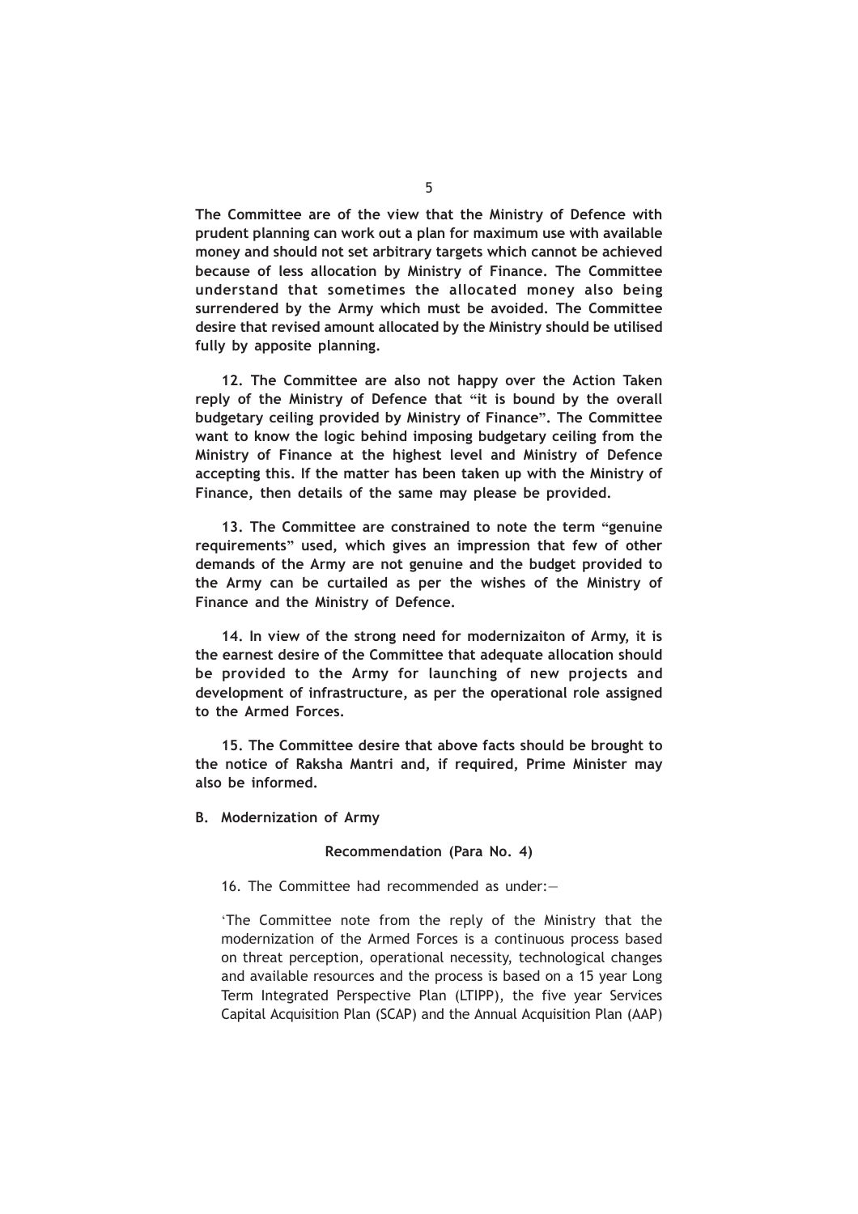**The Committee are of the view that the Ministry of Defence with prudent planning can work out a plan for maximum use with available money and should not set arbitrary targets which cannot be achieved because of less allocation by Ministry of Finance. The Committee understand that sometimes the allocated money also being surrendered by the Army which must be avoided. The Committee desire that revised amount allocated by the Ministry should be utilised fully by apposite planning.**

**12. The Committee are also not happy over the Action Taken reply of the Ministry of Defence that "it is bound by the overall budgetary ceiling provided by Ministry of Finance". The Committee want to know the logic behind imposing budgetary ceiling from the Ministry of Finance at the highest level and Ministry of Defence accepting this. If the matter has been taken up with the Ministry of Finance, then details of the same may please be provided.**

**13. The Committee are constrained to note the term "genuine requirements" used, which gives an impression that few of other demands of the Army are not genuine and the budget provided to the Army can be curtailed as per the wishes of the Ministry of Finance and the Ministry of Defence.**

**14. In view of the strong need for modernizaiton of Army, it is the earnest desire of the Committee that adequate allocation should be provided to the Army for launching of new projects and development of infrastructure, as per the operational role assigned to the Armed Forces.**

**15. The Committee desire that above facts should be brought to the notice of Raksha Mantri and, if required, Prime Minister may also be informed.**

**B. Modernization of Army**

**Recommendation (Para No. 4)**

16. The Committee had recommended as under:—

'The Committee note from the reply of the Ministry that the modernization of the Armed Forces is a continuous process based on threat perception, operational necessity, technological changes and available resources and the process is based on a 15 year Long Term Integrated Perspective Plan (LTIPP), the five year Services Capital Acquisition Plan (SCAP) and the Annual Acquisition Plan (AAP)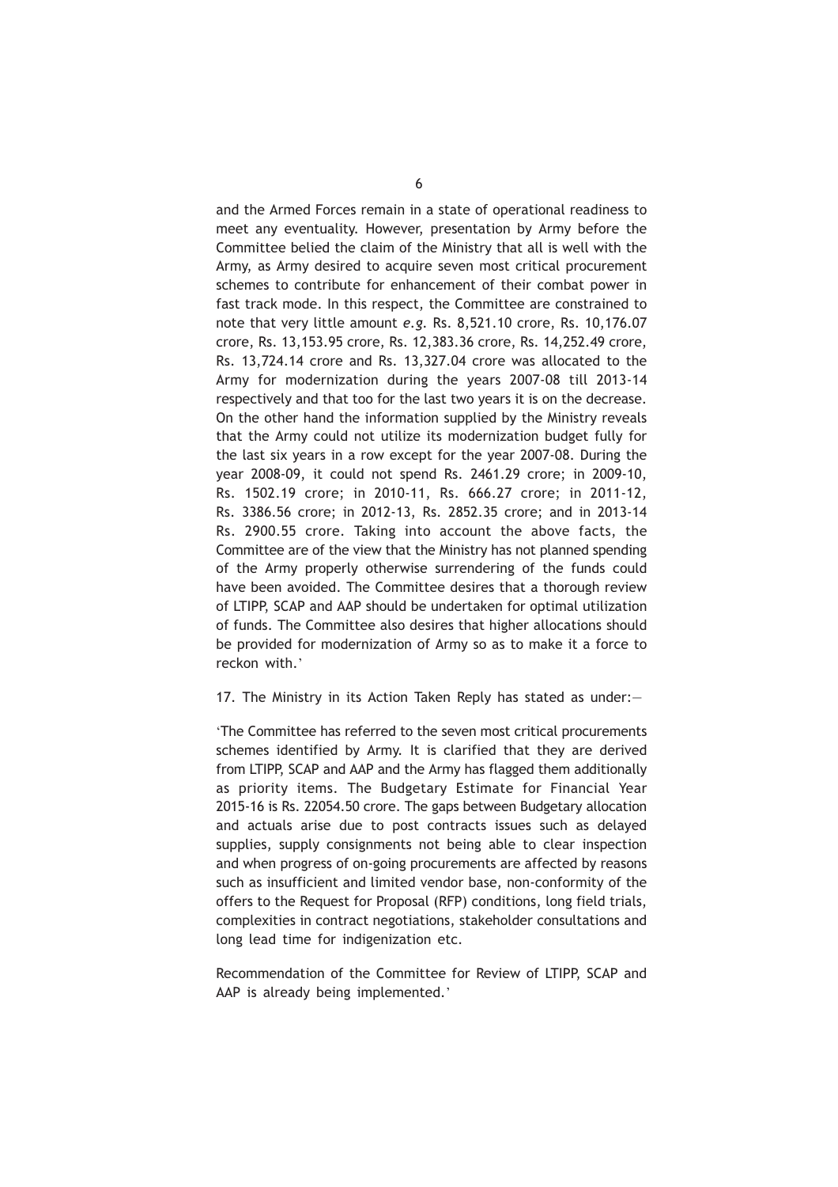and the Armed Forces remain in a state of operational readiness to meet any eventuality. However, presentation by Army before the Committee belied the claim of the Ministry that all is well with the Army, as Army desired to acquire seven most critical procurement schemes to contribute for enhancement of their combat power in fast track mode. In this respect, the Committee are constrained to note that very little amount *e.g.* Rs. 8,521.10 crore, Rs. 10,176.07 crore, Rs. 13,153.95 crore, Rs. 12,383.36 crore, Rs. 14,252.49 crore, Rs. 13,724.14 crore and Rs. 13,327.04 crore was allocated to the Army for modernization during the years 2007-08 till 2013-14 respectively and that too for the last two years it is on the decrease. On the other hand the information supplied by the Ministry reveals that the Army could not utilize its modernization budget fully for the last six years in a row except for the year 2007-08. During the year 2008-09, it could not spend Rs. 2461.29 crore; in 2009-10, Rs. 1502.19 crore; in 2010-11, Rs. 666.27 crore; in 2011-12, Rs. 3386.56 crore; in 2012-13, Rs. 2852.35 crore; and in 2013-14 Rs. 2900.55 crore. Taking into account the above facts, the Committee are of the view that the Ministry has not planned spending of the Army properly otherwise surrendering of the funds could have been avoided. The Committee desires that a thorough review of LTIPP, SCAP and AAP should be undertaken for optimal utilization of funds. The Committee also desires that higher allocations should be provided for modernization of Army so as to make it a force to reckon with.'

17. The Ministry in its Action Taken Reply has stated as under:—

'The Committee has referred to the seven most critical procurements schemes identified by Army. It is clarified that they are derived from LTIPP, SCAP and AAP and the Army has flagged them additionally as priority items. The Budgetary Estimate for Financial Year 2015-16 is Rs. 22054.50 crore. The gaps between Budgetary allocation and actuals arise due to post contracts issues such as delayed supplies, supply consignments not being able to clear inspection and when progress of on-going procurements are affected by reasons such as insufficient and limited vendor base, non-conformity of the offers to the Request for Proposal (RFP) conditions, long field trials, complexities in contract negotiations, stakeholder consultations and long lead time for indigenization etc.

Recommendation of the Committee for Review of LTIPP, SCAP and AAP is already being implemented.'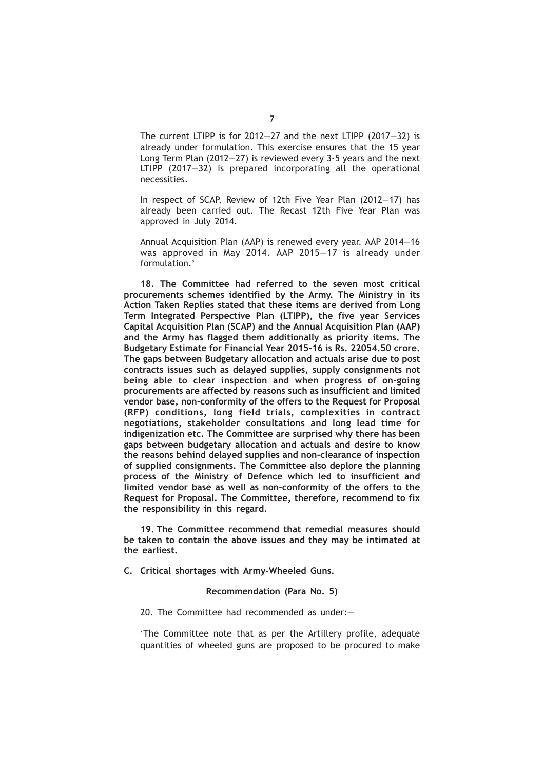The current LTIPP is for 2012—27 and the next LTIPP (2017—32) is already under formulation. This exercise ensures that the 15 year Long Term Plan (2012—27) is reviewed every 3-5 years and the next LTIPP (2017—32) is prepared incorporating all the operational necessities.

In respect of SCAP, Review of 12th Five Year Plan (2012—17) has already been carried out. The Recast 12th Five Year Plan was approved in July 2014.

Annual Acquisition Plan (AAP) is renewed every year. AAP 2014—16 was approved in May 2014. AAP 2015—17 is already under formulation.'

**18. The Committee had referred to the seven most critical procurements schemes identified by the Army. The Ministry in its Action Taken Replies stated that these items are derived from Long Term Integrated Perspective Plan (LTIPP), the five year Services Capital Acquisition Plan (SCAP) and the Annual Acquisition Plan (AAP) and the Army has flagged them additionally as priority items. The Budgetary Estimate for Financial Year 2015-16 is Rs. 22054.50 crore. The gaps between Budgetary allocation and actuals arise due to post contracts issues such as delayed supplies, supply consignments not being able to clear inspection and when progress of on-going procurements are affected by reasons such as insufficient and limited vendor base, non-conformity of the offers to the Request for Proposal (RFP) conditions, long field trials, complexities in contract negotiations, stakeholder consultations and long lead time for indigenization etc. The Committee are surprised why there has been gaps between budgetary allocation and actuals and desire to know the reasons behind delayed supplies and non-clearance of inspection of supplied consignments. The Committee also deplore the planning process of the Ministry of Defence which led to insufficient and limited vendor base as well as non-conformity of the offers to the Request for Proposal. The Committee, therefore, recommend to fix the responsibility in this regard.**

**19. The Committee recommend that remedial measures should be taken to contain the above issues and they may be intimated at the earliest.**

**C. Critical shortages with Army-Wheeled Guns.**

**Recommendation (Para No. 5)**

20. The Committee had recommended as under:—

'The Committee note that as per the Artillery profile, adequate quantities of wheeled guns are proposed to be procured to make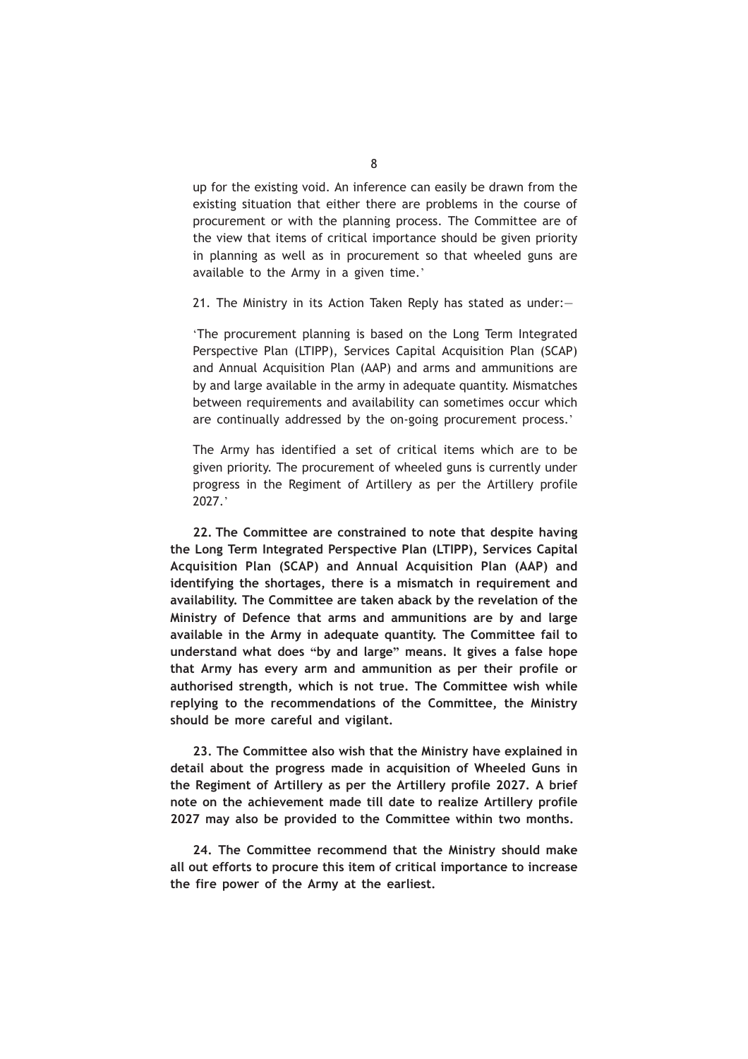up for the existing void. An inference can easily be drawn from the existing situation that either there are problems in the course of procurement or with the planning process. The Committee are of the view that items of critical importance should be given priority in planning as well as in procurement so that wheeled guns are available to the Army in a given time.'

21. The Ministry in its Action Taken Reply has stated as under:—

'The procurement planning is based on the Long Term Integrated Perspective Plan (LTIPP), Services Capital Acquisition Plan (SCAP) and Annual Acquisition Plan (AAP) and arms and ammunitions are by and large available in the army in adequate quantity. Mismatches between requirements and availability can sometimes occur which are continually addressed by the on-going procurement process.'

The Army has identified a set of critical items which are to be given priority. The procurement of wheeled guns is currently under progress in the Regiment of Artillery as per the Artillery profile 2027.'

**22. The Committee are constrained to note that despite having the Long Term Integrated Perspective Plan (LTIPP), Services Capital Acquisition Plan (SCAP) and Annual Acquisition Plan (AAP) and identifying the shortages, there is a mismatch in requirement and availability. The Committee are taken aback by the revelation of the Ministry of Defence that arms and ammunitions are by and large available in the Army in adequate quantity. The Committee fail to understand what does "by and large" means. It gives a false hope that Army has every arm and ammunition as per their profile or authorised strength, which is not true. The Committee wish while replying to the recommendations of the Committee, the Ministry should be more careful and vigilant.**

**23. The Committee also wish that the Ministry have explained in detail about the progress made in acquisition of Wheeled Guns in the Regiment of Artillery as per the Artillery profile 2027. A brief note on the achievement made till date to realize Artillery profile 2027 may also be provided to the Committee within two months.**

**24. The Committee recommend that the Ministry should make all out efforts to procure this item of critical importance to increase the fire power of the Army at the earliest.**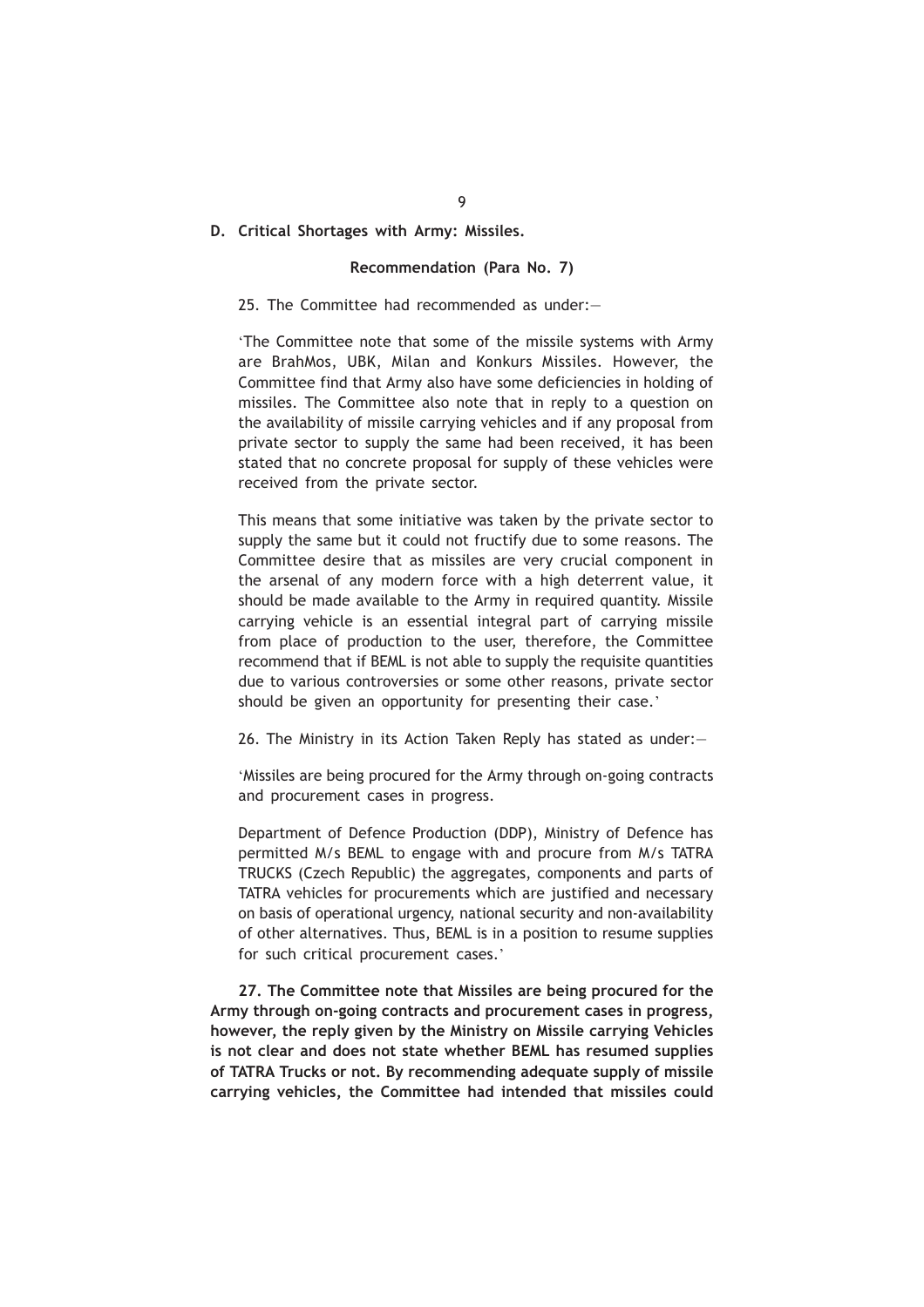**D. Critical Shortages with Army: Missiles.**

**Recommendation (Para No. 7)**

25. The Committee had recommended as under:—

'The Committee note that some of the missile systems with Army are BrahMos, UBK, Milan and Konkurs Missiles. However, the Committee find that Army also have some deficiencies in holding of missiles. The Committee also note that in reply to a question on the availability of missile carrying vehicles and if any proposal from private sector to supply the same had been received, it has been stated that no concrete proposal for supply of these vehicles were received from the private sector.

This means that some initiative was taken by the private sector to supply the same but it could not fructify due to some reasons. The Committee desire that as missiles are very crucial component in the arsenal of any modern force with a high deterrent value, it should be made available to the Army in required quantity. Missile carrying vehicle is an essential integral part of carrying missile from place of production to the user, therefore, the Committee recommend that if BEML is not able to supply the requisite quantities due to various controversies or some other reasons, private sector should be given an opportunity for presenting their case.'

26. The Ministry in its Action Taken Reply has stated as under:—

'Missiles are being procured for the Army through on-going contracts and procurement cases in progress.

Department of Defence Production (DDP), Ministry of Defence has permitted M/s BEML to engage with and procure from M/s TATRA TRUCKS (Czech Republic) the aggregates, components and parts of TATRA vehicles for procurements which are justified and necessary on basis of operational urgency, national security and non-availability of other alternatives. Thus, BEML is in a position to resume supplies for such critical procurement cases.'

**27. The Committee note that Missiles are being procured for the Army through on-going contracts and procurement cases in progress, however, the reply given by the Ministry on Missile carrying Vehicles is not clear and does not state whether BEML has resumed supplies of TATRA Trucks or not. By recommending adequate supply of missile carrying vehicles, the Committee had intended that missiles could**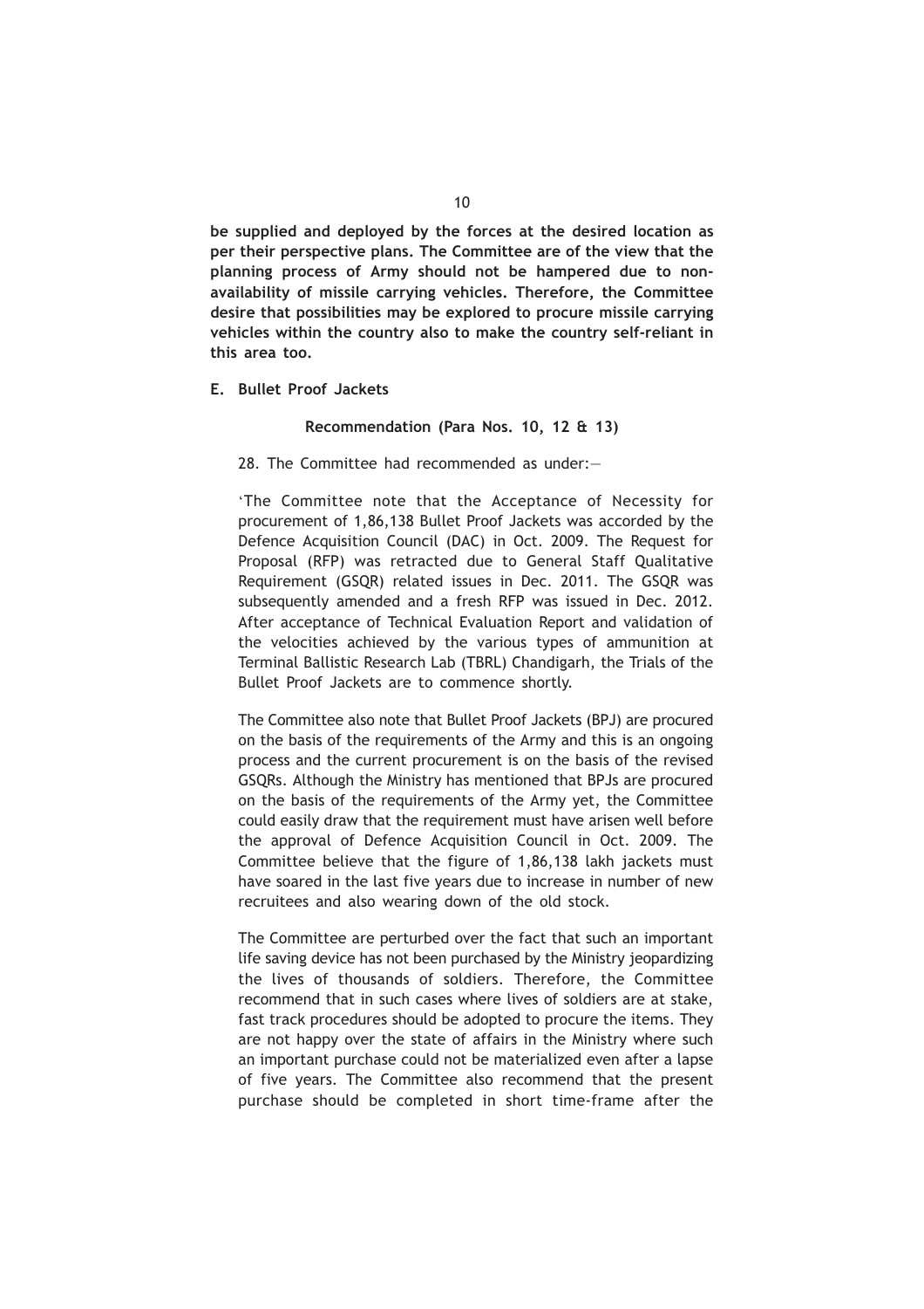**be supplied and deployed by the forces at the desired location as per their perspective plans. The Committee are of the view that the planning process of Army should not be hampered due to non-availability of missile carrying vehicles. Therefore, the Committee desire that possibilities may be explored to procure missile carrying vehicles within the country also to make the country self-reliant in this area too.**

**E. Bullet Proof Jackets**

**Recommendation (Para Nos. 10, 12 & 13)**

28. The Committee had recommended as under:—

'The Committee note that the Acceptance of Necessity for procurement of 1,86,138 Bullet Proof Jackets was accorded by the Defence Acquisition Council (DAC) in Oct. 2009. The Request for Proposal (RFP) was retracted due to General Staff Qualitative Requirement (GSQR) related issues in Dec. 2011. The GSQR was subsequently amended and a fresh RFP was issued in Dec. 2012. After acceptance of Technical Evaluation Report and validation of the velocities achieved by the various types of ammunition at Terminal Ballistic Research Lab (TBRL) Chandigarh, the Trials of the Bullet Proof Jackets are to commence shortly.

The Committee also note that Bullet Proof Jackets (BPJ) are procured on the basis of the requirements of the Army and this is an ongoing process and the current procurement is on the basis of the revised GSQRs. Although the Ministry has mentioned that BPJs are procured on the basis of the requirements of the Army yet, the Committee could easily draw that the requirement must have arisen well before the approval of Defence Acquisition Council in Oct. 2009. The Committee believe that the figure of 1,86,138 lakh jackets must have soared in the last five years due to increase in number of new recruitees and also wearing down of the old stock.

The Committee are perturbed over the fact that such an important life saving device has not been purchased by the Ministry jeopardizing the lives of thousands of soldiers. Therefore, the Committee recommend that in such cases where lives of soldiers are at stake, fast track procedures should be adopted to procure the items. They are not happy over the state of affairs in the Ministry where such an important purchase could not be materialized even after a lapse of five years. The Committee also recommend that the present purchase should be completed in short time-frame after the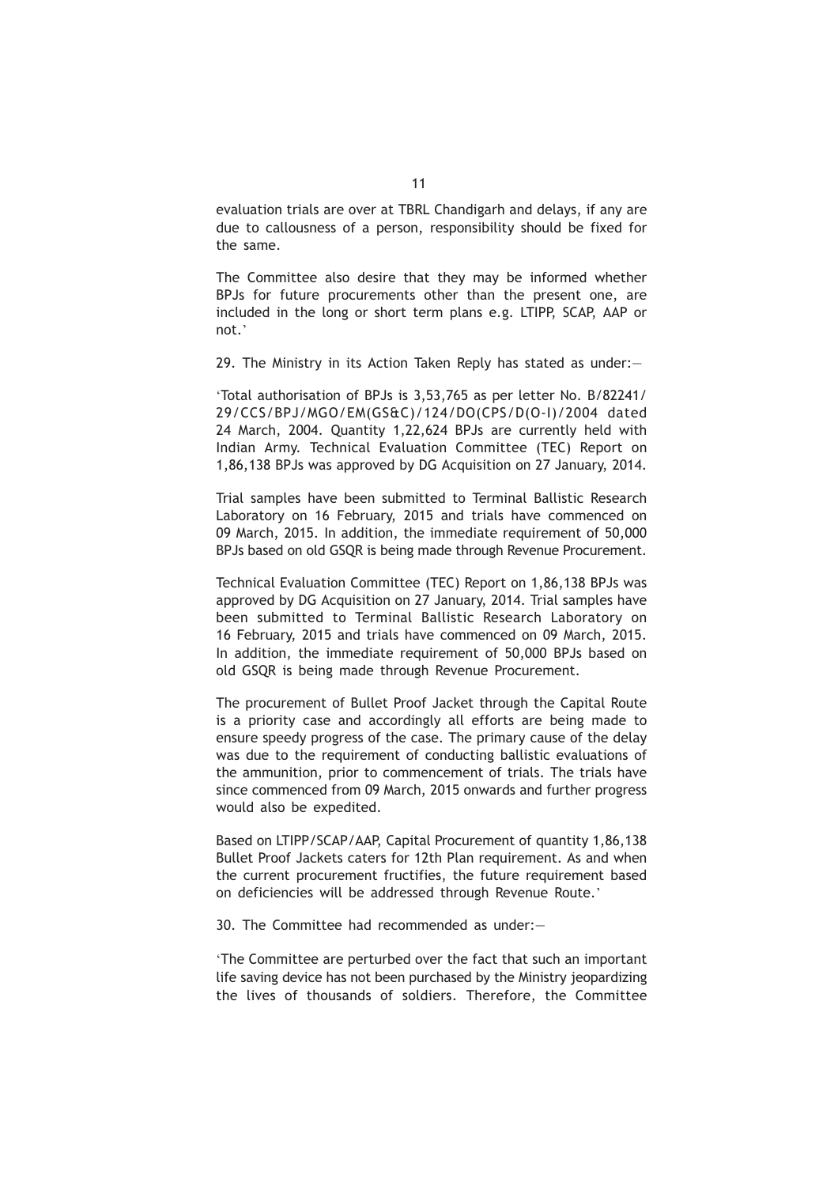evaluation trials are over at TBRL Chandigarh and delays, if any are due to callousness of a person, responsibility should be fixed for the same.

The Committee also desire that they may be informed whether BPJs for future procurements other than the present one, are included in the long or short term plans e.g. LTIPP, SCAP, AAP or not.'

29. The Ministry in its Action Taken Reply has stated as under:—

'Total authorisation of BPJs is 3,53,765 as per letter No. B/82241/29/CCS/BPJ/MGO/EM(GS&C)/124/DO(CPS/D(O-I)/2004 dated 24 March, 2004. Quantity 1,22,624 BPJs are currently held with Indian Army. Technical Evaluation Committee (TEC) Report on 1,86,138 BPJs was approved by DG Acquisition on 27 January, 2014.

Trial samples have been submitted to Terminal Ballistic Research Laboratory on 16 February, 2015 and trials have commenced on 09 March, 2015. In addition, the immediate requirement of 50,000 BPJs based on old GSQR is being made through Revenue Procurement.

Technical Evaluation Committee (TEC) Report on 1,86,138 BPJs was approved by DG Acquisition on 27 January, 2014. Trial samples have been submitted to Terminal Ballistic Research Laboratory on 16 February, 2015 and trials have commenced on 09 March, 2015. In addition, the immediate requirement of 50,000 BPJs based on old GSQR is being made through Revenue Procurement.

The procurement of Bullet Proof Jacket through the Capital Route is a priority case and accordingly all efforts are being made to ensure speedy progress of the case. The primary cause of the delay was due to the requirement of conducting ballistic evaluations of the ammunition, prior to commencement of trials. The trials have since commenced from 09 March, 2015 onwards and further progress would also be expedited.

Based on LTIPP/SCAP/AAP, Capital Procurement of quantity 1,86,138 Bullet Proof Jackets caters for 12th Plan requirement. As and when the current procurement fructifies, the future requirement based on deficiencies will be addressed through Revenue Route.'

30. The Committee had recommended as under:—

'The Committee are perturbed over the fact that such an important life saving device has not been purchased by the Ministry jeopardizing the lives of thousands of soldiers. Therefore, the Committee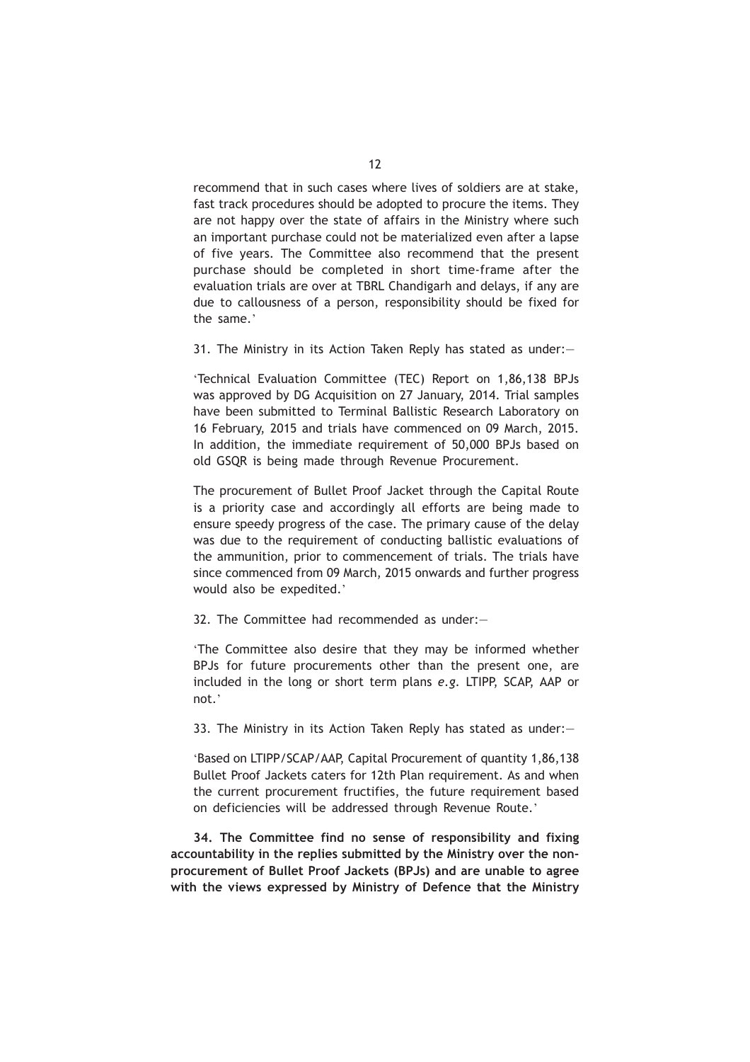recommend that in such cases where lives of soldiers are at stake, fast track procedures should be adopted to procure the items. They are not happy over the state of affairs in the Ministry where such an important purchase could not be materialized even after a lapse of five years. The Committee also recommend that the present purchase should be completed in short time-frame after the evaluation trials are over at TBRL Chandigarh and delays, if any are due to callousness of a person, responsibility should be fixed for the same.'

31. The Ministry in its Action Taken Reply has stated as under:—

'Technical Evaluation Committee (TEC) Report on 1,86,138 BPJs was approved by DG Acquisition on 27 January, 2014. Trial samples have been submitted to Terminal Ballistic Research Laboratory on 16 February, 2015 and trials have commenced on 09 March, 2015. In addition, the immediate requirement of 50,000 BPJs based on old GSQR is being made through Revenue Procurement.

The procurement of Bullet Proof Jacket through the Capital Route is a priority case and accordingly all efforts are being made to ensure speedy progress of the case. The primary cause of the delay was due to the requirement of conducting ballistic evaluations of the ammunition, prior to commencement of trials. The trials have since commenced from 09 March, 2015 onwards and further progress would also be expedited.'

32. The Committee had recommended as under:—

'The Committee also desire that they may be informed whether BPJs for future procurements other than the present one, are included in the long or short term plans *e.g.* LTIPP, SCAP, AAP or not.'

33. The Ministry in its Action Taken Reply has stated as under:—

'Based on LTIPP/SCAP/AAP, Capital Procurement of quantity 1,86,138 Bullet Proof Jackets caters for 12th Plan requirement. As and when the current procurement fructifies, the future requirement based on deficiencies will be addressed through Revenue Route.'

**34. The Committee find no sense of responsibility and fixing accountability in the replies submitted by the Ministry over the non-procurement of Bullet Proof Jackets (BPJs) and are unable to agree with the views expressed by Ministry of Defence that the Ministry**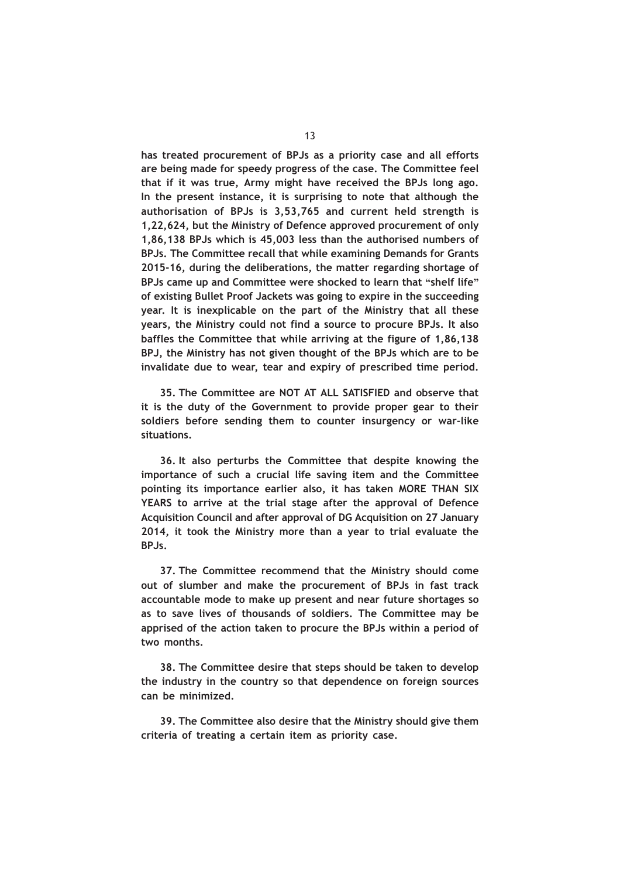**has treated procurement of BPJs as a priority case and all efforts are being made for speedy progress of the case. The Committee feel that if it was true, Army might have received the BPJs long ago. In the present instance, it is surprising to note that although the authorisation of BPJs is 3,53,765 and current held strength is 1,22,624, but the Ministry of Defence approved procurement of only 1,86,138 BPJs which is 45,003 less than the authorised numbers of BPJs. The Committee recall that while examining Demands for Grants 2015-16, during the deliberations, the matter regarding shortage of BPJs came up and Committee were shocked to learn that "shelf life" of existing Bullet Proof Jackets was going to expire in the succeeding year. It is inexplicable on the part of the Ministry that all these years, the Ministry could not find a source to procure BPJs. It also baffles the Committee that while arriving at the figure of 1,86,138 BPJ, the Ministry has not given thought of the BPJs which are to be invalidate due to wear, tear and expiry of prescribed time period.**

**35. The Committee are NOT AT ALL SATISFIED and observe that it is the duty of the Government to provide proper gear to their soldiers before sending them to counter insurgency or war-like situations.**

**36. It also perturbs the Committee that despite knowing the importance of such a crucial life saving item and the Committee pointing its importance earlier also, it has taken MORE THAN SIX YEARS to arrive at the trial stage after the approval of Defence Acquisition Council and after approval of DG Acquisition on 27 January 2014, it took the Ministry more than a year to trial evaluate the BPJs.**

**37. The Committee recommend that the Ministry should come out of slumber and make the procurement of BPJs in fast track accountable mode to make up present and near future shortages so as to save lives of thousands of soldiers. The Committee may be apprised of the action taken to procure the BPJs within a period of two months.**

**38. The Committee desire that steps should be taken to develop the industry in the country so that dependence on foreign sources can be minimized.**

**39. The Committee also desire that the Ministry should give them criteria of treating a certain item as priority case.**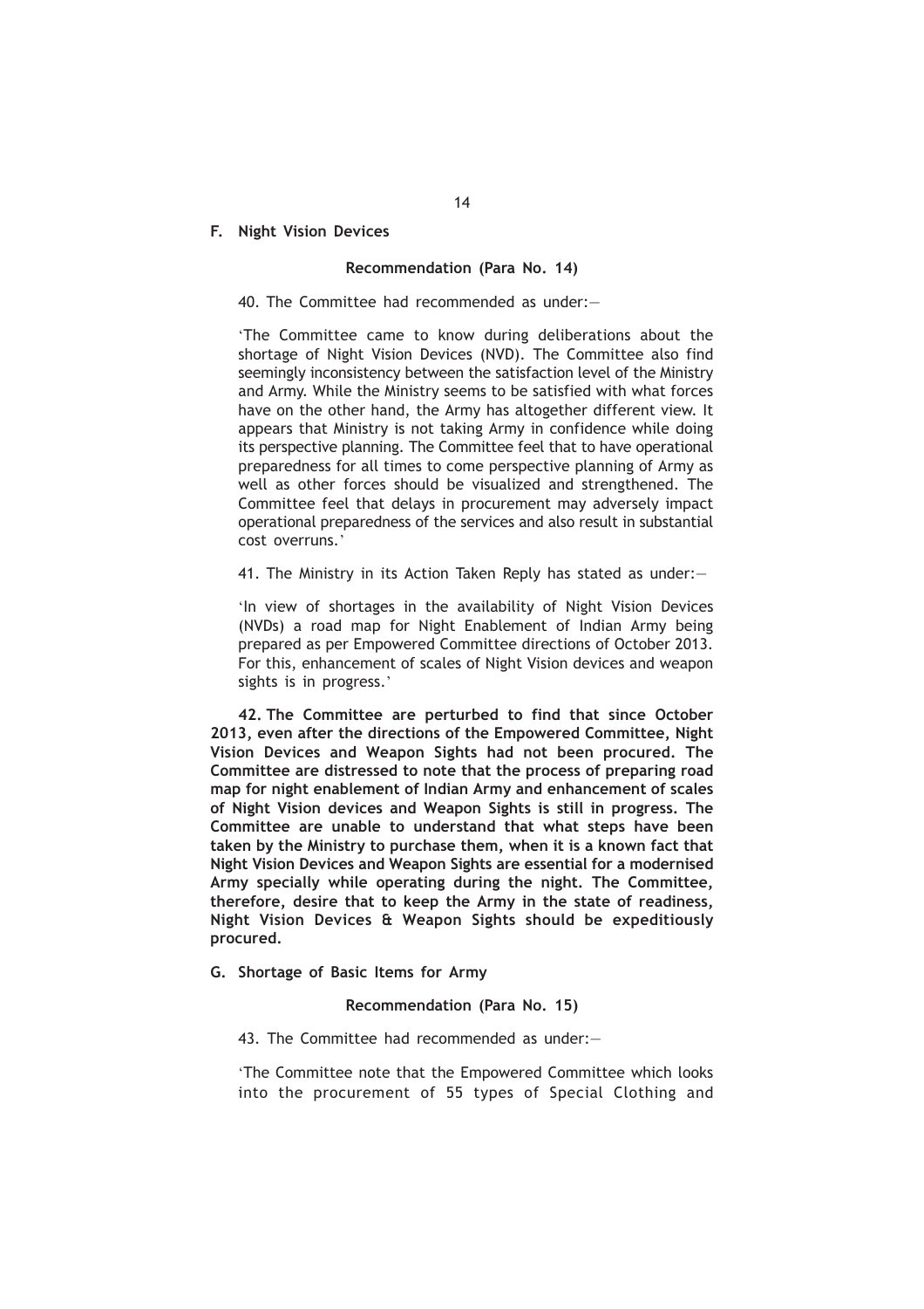## F. Night Vision Devices

### Recommendation (Para No. 14)

40. The Committee had recommended as under:—

'The Committee came to know during deliberations about the shortage of Night Vision Devices (NVD). The Committee also find seemingly inconsistency between the satisfaction level of the Ministry and Army. While the Ministry seems to be satisfied with what forces have on the other hand, the Army has altogether different view. It appears that Ministry is not taking Army in confidence while doing its perspective planning. The Committee feel that to have operational preparedness for all times to come perspective planning of Army as well as other forces should be visualized and strengthened. The Committee feel that delays in procurement may adversely impact operational preparedness of the services and also result in substantial cost overruns.'

41. The Ministry in its Action Taken Reply has stated as under:—

'In view of shortages in the availability of Night Vision Devices (NVDs) a road map for Night Enablement of Indian Army being prepared as per Empowered Committee directions of October 2013. For this, enhancement of scales of Night Vision devices and weapon sights is in progress.'

**42. The Committee are perturbed to find that since October 2013, even after the directions of the Empowered Committee, Night Vision Devices and Weapon Sights had not been procured. The Committee are distressed to note that the process of preparing road map for night enablement of Indian Army and enhancement of scales of Night Vision devices and Weapon Sights is still in progress. The Committee are unable to understand that what steps have been taken by the Ministry to purchase them, when it is a known fact that Night Vision Devices and Weapon Sights are essential for a modernised Army specially while operating during the night. The Committee, therefore, desire that to keep the Army in the state of readiness, Night Vision Devices & Weapon Sights should be expeditiously procured.**

## G. Shortage of Basic Items for Army

### Recommendation (Para No. 15)

43. The Committee had recommended as under:—

'The Committee note that the Empowered Committee which looks into the procurement of 55 types of Special Clothing and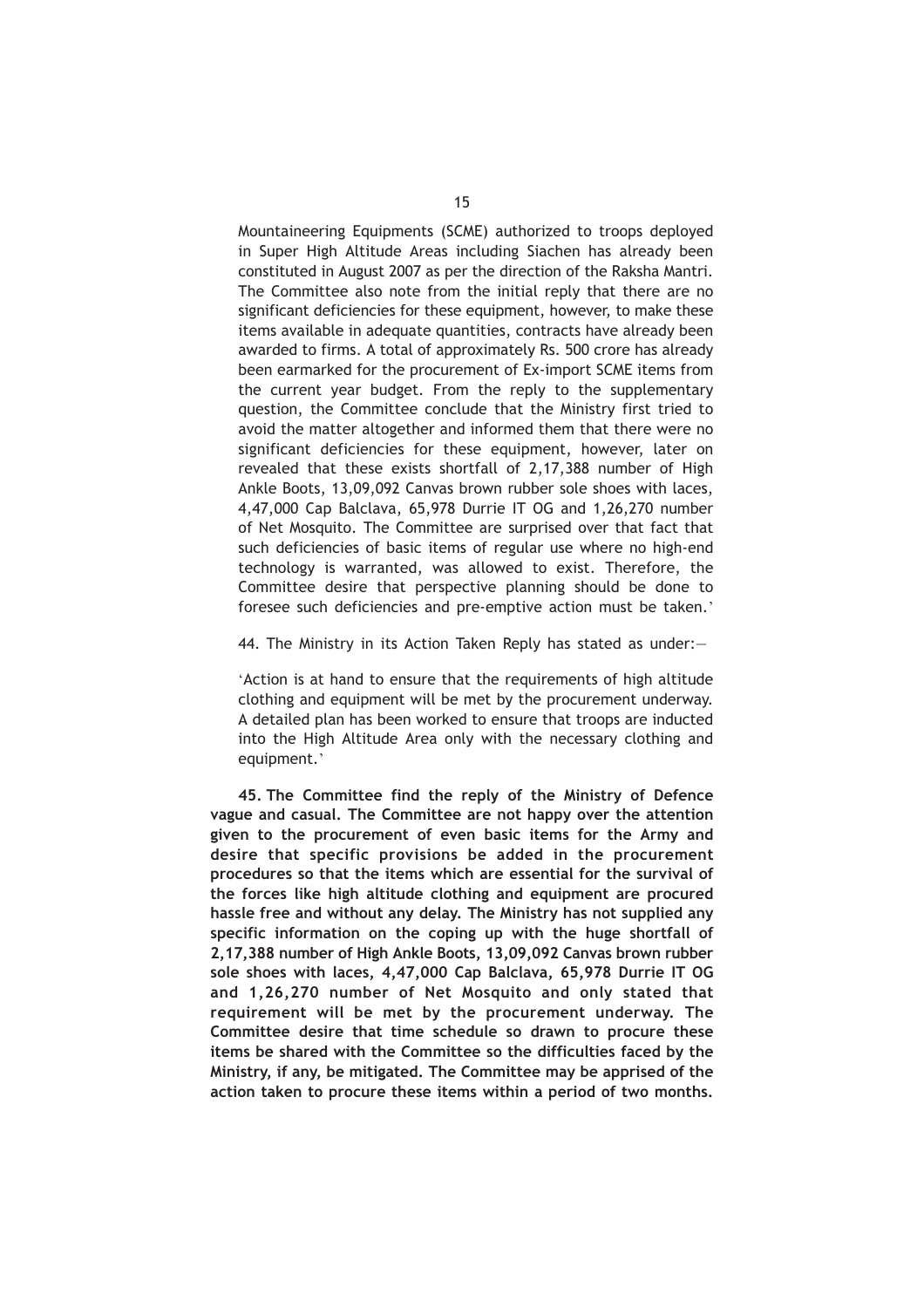Mountaineering Equipments (SCME) authorized to troops deployed in Super High Altitude Areas including Siachen has already been constituted in August 2007 as per the direction of the Raksha Mantri. The Committee also note from the initial reply that there are no significant deficiencies for these equipment, however, to make these items available in adequate quantities, contracts have already been awarded to firms. A total of approximately Rs. 500 crore has already been earmarked for the procurement of Ex-import SCME items from the current year budget. From the reply to the supplementary question, the Committee conclude that the Ministry first tried to avoid the matter altogether and informed them that there were no significant deficiencies for these equipment, however, later on revealed that these exists shortfall of 2,17,388 number of High Ankle Boots, 13,09,092 Canvas brown rubber sole shoes with laces, 4,47,000 Cap Balclava, 65,978 Durrie IT OG and 1,26,270 number of Net Mosquito. The Committee are surprised over that fact that such deficiencies of basic items of regular use where no high-end technology is warranted, was allowed to exist. Therefore, the Committee desire that perspective planning should be done to foresee such deficiencies and pre-emptive action must be taken.'

44. The Ministry in its Action Taken Reply has stated as under:—

'Action is at hand to ensure that the requirements of high altitude clothing and equipment will be met by the procurement underway. A detailed plan has been worked to ensure that troops are inducted into the High Altitude Area only with the necessary clothing and equipment.'

**45. The Committee find the reply of the Ministry of Defence vague and casual. The Committee are not happy over the attention given to the procurement of even basic items for the Army and desire that specific provisions be added in the procurement procedures so that the items which are essential for the survival of the forces like high altitude clothing and equipment are procured hassle free and without any delay. The Ministry has not supplied any specific information on the coping up with the huge shortfall of 2,17,388 number of High Ankle Boots, 13,09,092 Canvas brown rubber sole shoes with laces, 4,47,000 Cap Balclava, 65,978 Durrie IT OG and 1,26,270 number of Net Mosquito and only stated that requirement will be met by the procurement underway. The Committee desire that time schedule so drawn to procure these items be shared with the Committee so the difficulties faced by the Ministry, if any, be mitigated. The Committee may be apprised of the action taken to procure these items within a period of two months.**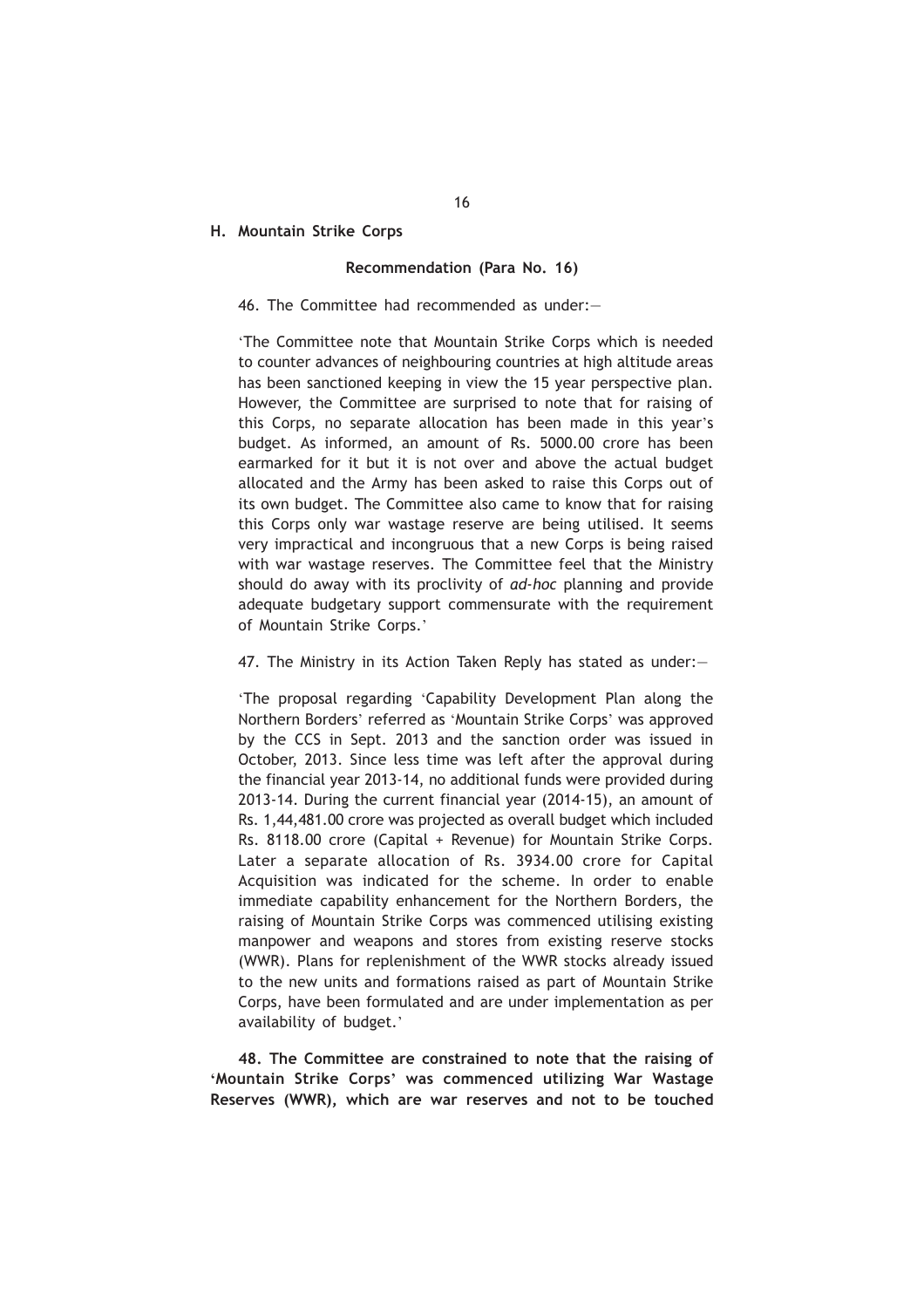## H. Mountain Strike Corps

### Recommendation (Para No. 16)

46. The Committee had recommended as under:—

'The Committee note that Mountain Strike Corps which is needed to counter advances of neighbouring countries at high altitude areas has been sanctioned keeping in view the 15 year perspective plan. However, the Committee are surprised to note that for raising of this Corps, no separate allocation has been made in this year's budget. As informed, an amount of Rs. 5000.00 crore has been earmarked for it but it is not over and above the actual budget allocated and the Army has been asked to raise this Corps out of its own budget. The Committee also came to know that for raising this Corps only war wastage reserve are being utilised. It seems very impractical and incongruous that a new Corps is being raised with war wastage reserves. The Committee feel that the Ministry should do away with its proclivity of *ad-hoc* planning and provide adequate budgetary support commensurate with the requirement of Mountain Strike Corps.'

47. The Ministry in its Action Taken Reply has stated as under:—

'The proposal regarding 'Capability Development Plan along the Northern Borders' referred as 'Mountain Strike Corps' was approved by the CCS in Sept. 2013 and the sanction order was issued in October, 2013. Since less time was left after the approval during the financial year 2013-14, no additional funds were provided during 2013-14. During the current financial year (2014-15), an amount of Rs. 1,44,481.00 crore was projected as overall budget which included Rs. 8118.00 crore (Capital + Revenue) for Mountain Strike Corps. Later a separate allocation of Rs. 3934.00 crore for Capital Acquisition was indicated for the scheme. In order to enable immediate capability enhancement for the Northern Borders, the raising of Mountain Strike Corps was commenced utilising existing manpower and weapons and stores from existing reserve stocks (WWR). Plans for replenishment of the WWR stocks already issued to the new units and formations raised as part of Mountain Strike Corps, have been formulated and are under implementation as per availability of budget.'

**48. The Committee are constrained to note that the raising of 'Mountain Strike Corps' was commenced utilizing War Wastage Reserves (WWR), which are war reserves and not to be touched**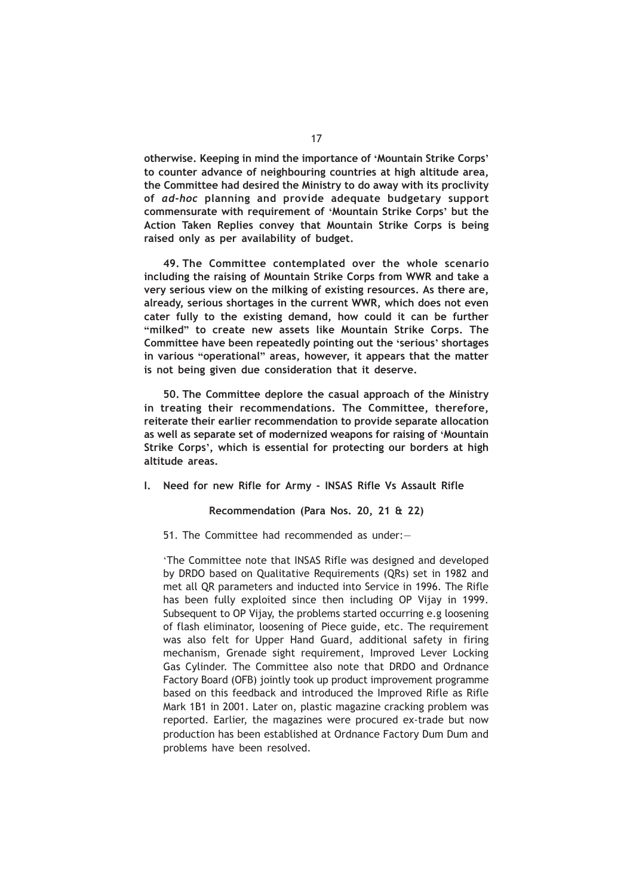**otherwise. Keeping in mind the importance of 'Mountain Strike Corps' to counter advance of neighbouring countries at high altitude area, the Committee had desired the Ministry to do away with its proclivity of *ad-hoc* planning and provide adequate budgetary support commensurate with requirement of 'Mountain Strike Corps' but the Action Taken Replies convey that Mountain Strike Corps is being raised only as per availability of budget.**

**49. The Committee contemplated over the whole scenario including the raising of Mountain Strike Corps from WWR and take a very serious view on the milking of existing resources. As there are, already, serious shortages in the current WWR, which does not even cater fully to the existing demand, how could it can be further "milked" to create new assets like Mountain Strike Corps. The Committee have been repeatedly pointing out the 'serious' shortages in various "operational" areas, however, it appears that the matter is not being given due consideration that it deserve.**

**50. The Committee deplore the casual approach of the Ministry in treating their recommendations. The Committee, therefore, reiterate their earlier recommendation to provide separate allocation as well as separate set of modernized weapons for raising of 'Mountain Strike Corps', which is essential for protecting our borders at high altitude areas.**

**I. Need for new Rifle for Army - INSAS Rifle Vs Assault Rifle**

**Recommendation (Para Nos. 20, 21 & 22)**

51. The Committee had recommended as under:—

'The Committee note that INSAS Rifle was designed and developed by DRDO based on Qualitative Requirements (QRs) set in 1982 and met all QR parameters and inducted into Service in 1996. The Rifle has been fully exploited since then including OP Vijay in 1999. Subsequent to OP Vijay, the problems started occurring e.g loosening of flash eliminator, loosening of Piece guide, etc. The requirement was also felt for Upper Hand Guard, additional safety in firing mechanism, Grenade sight requirement, Improved Lever Locking Gas Cylinder. The Committee also note that DRDO and Ordnance Factory Board (OFB) jointly took up product improvement programme based on this feedback and introduced the Improved Rifle as Rifle Mark 1B1 in 2001. Later on, plastic magazine cracking problem was reported. Earlier, the magazines were procured ex-trade but now production has been established at Ordnance Factory Dum Dum and problems have been resolved.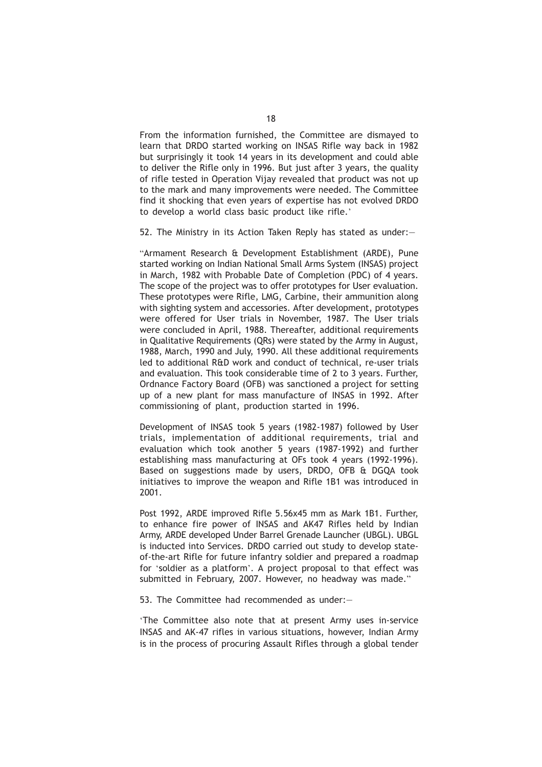From the information furnished, the Committee are dismayed to learn that DRDO started working on INSAS Rifle way back in 1982 but surprisingly it took 14 years in its development and could able to deliver the Rifle only in 1996. But just after 3 years, the quality of rifle tested in Operation Vijay revealed that product was not up to the mark and many improvements were needed. The Committee find it shocking that even years of expertise has not evolved DRDO to develop a world class basic product like rifle.'

52. The Ministry in its Action Taken Reply has stated as under:—

"Armament Research & Development Establishment (ARDE), Pune started working on Indian National Small Arms System (INSAS) project in March, 1982 with Probable Date of Completion (PDC) of 4 years. The scope of the project was to offer prototypes for User evaluation. These prototypes were Rifle, LMG, Carbine, their ammunition along with sighting system and accessories. After development, prototypes were offered for User trials in November, 1987. The User trials were concluded in April, 1988. Thereafter, additional requirements in Qualitative Requirements (QRs) were stated by the Army in August, 1988, March, 1990 and July, 1990. All these additional requirements led to additional R&D work and conduct of technical, re-user trials and evaluation. This took considerable time of 2 to 3 years. Further, Ordnance Factory Board (OFB) was sanctioned a project for setting up of a new plant for mass manufacture of INSAS in 1992. After commissioning of plant, production started in 1996.

Development of INSAS took 5 years (1982-1987) followed by User trials, implementation of additional requirements, trial and evaluation which took another 5 years (1987-1992) and further establishing mass manufacturing at OFs took 4 years (1992-1996). Based on suggestions made by users, DRDO, OFB & DGQA took initiatives to improve the weapon and Rifle 1B1 was introduced in 2001.

Post 1992, ARDE improved Rifle 5.56x45 mm as Mark 1B1. Further, to enhance fire power of INSAS and AK47 Rifles held by Indian Army, ARDE developed Under Barrel Grenade Launcher (UBGL). UBGL is inducted into Services. DRDO carried out study to develop state-of-the-art Rifle for future infantry soldier and prepared a roadmap for 'soldier as a platform'. A project proposal to that effect was submitted in February, 2007. However, no headway was made."

53. The Committee had recommended as under:—

'The Committee also note that at present Army uses in-service INSAS and AK-47 rifles in various situations, however, Indian Army is in the process of procuring Assault Rifles through a global tender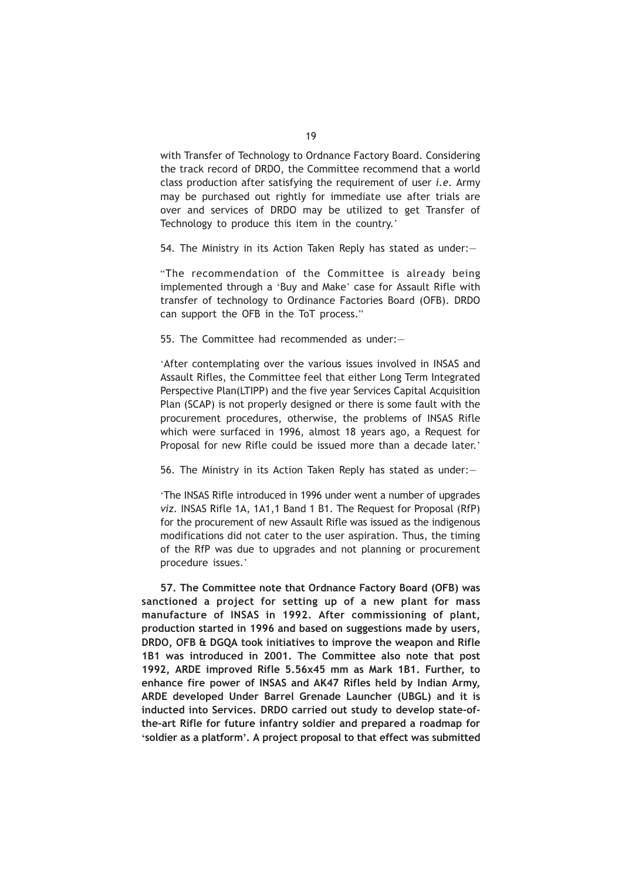with Transfer of Technology to Ordnance Factory Board. Considering the track record of DRDO, the Committee recommend that a world class production after satisfying the requirement of user *i.e.* Army may be purchased out rightly for immediate use after trials are over and services of DRDO may be utilized to get Transfer of Technology to produce this item in the country.'

54. The Ministry in its Action Taken Reply has stated as under:—

"The recommendation of the Committee is already being implemented through a 'Buy and Make' case for Assault Rifle with transfer of technology to Ordinance Factories Board (OFB). DRDO can support the OFB in the ToT process."

55. The Committee had recommended as under:—

'After contemplating over the various issues involved in INSAS and Assault Rifles, the Committee feel that either Long Term Integrated Perspective Plan(LTIPP) and the five year Services Capital Acquisition Plan (SCAP) is not properly designed or there is some fault with the procurement procedures, otherwise, the problems of INSAS Rifle which were surfaced in 1996, almost 18 years ago, a Request for Proposal for new Rifle could be issued more than a decade later.'

56. The Ministry in its Action Taken Reply has stated as under:—

'The INSAS Rifle introduced in 1996 under went a number of upgrades *viz.* INSAS Rifle 1A, 1A1,1 Band 1 B1. The Request for Proposal (RfP) for the procurement of new Assault Rifle was issued as the indigenous modifications did not cater to the user aspiration. Thus, the timing of the RfP was due to upgrades and not planning or procurement procedure issues.'

**57. The Committee note that Ordnance Factory Board (OFB) was sanctioned a project for setting up of a new plant for mass manufacture of INSAS in 1992. After commissioning of plant, production started in 1996 and based on suggestions made by users, DRDO, OFB & DGQA took initiatives to improve the weapon and Rifle 1B1 was introduced in 2001. The Committee also note that post 1992, ARDE improved Rifle 5.56x45 mm as Mark 1B1. Further, to enhance fire power of INSAS and AK47 Rifles held by Indian Army, ARDE developed Under Barrel Grenade Launcher (UBGL) and it is inducted into Services. DRDO carried out study to develop state-of-the-art Rifle for future infantry soldier and prepared a roadmap for 'soldier as a platform'. A project proposal to that effect was submitted**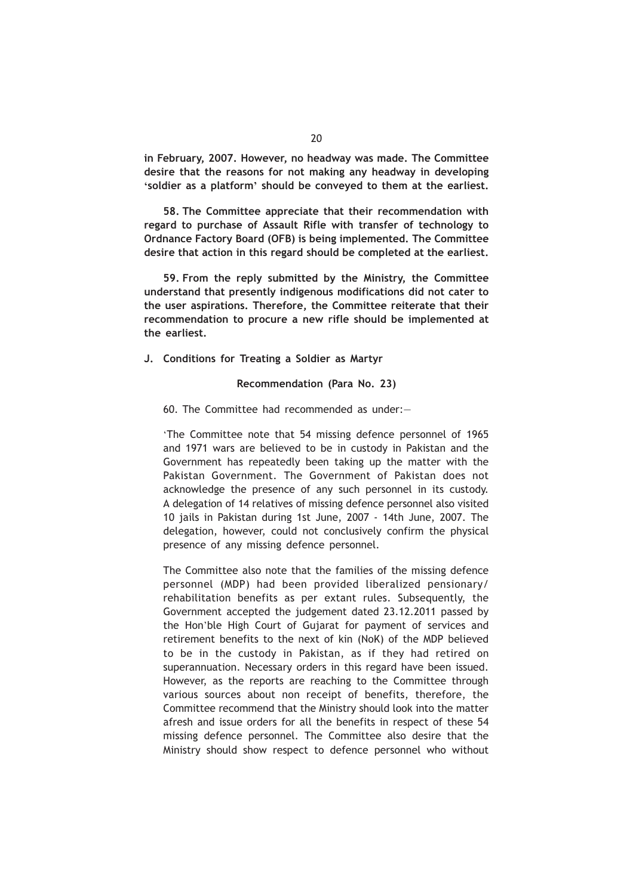**in February, 2007. However, no headway was made. The Committee desire that the reasons for not making any headway in developing 'soldier as a platform' should be conveyed to them at the earliest.**

**58. The Committee appreciate that their recommendation with regard to purchase of Assault Rifle with transfer of technology to Ordnance Factory Board (OFB) is being implemented. The Committee desire that action in this regard should be completed at the earliest.**

**59. From the reply submitted by the Ministry, the Committee understand that presently indigenous modifications did not cater to the user aspirations. Therefore, the Committee reiterate that their recommendation to procure a new rifle should be implemented at the earliest.**

**J. Conditions for Treating a Soldier as Martyr**

**Recommendation (Para No. 23)**

60. The Committee had recommended as under:—

'The Committee note that 54 missing defence personnel of 1965 and 1971 wars are believed to be in custody in Pakistan and the Government has repeatedly been taking up the matter with the Pakistan Government. The Government of Pakistan does not acknowledge the presence of any such personnel in its custody. A delegation of 14 relatives of missing defence personnel also visited 10 jails in Pakistan during 1st June, 2007 - 14th June, 2007. The delegation, however, could not conclusively confirm the physical presence of any missing defence personnel.

The Committee also note that the families of the missing defence personnel (MDP) had been provided liberalized pensionary/ rehabilitation benefits as per extant rules. Subsequently, the Government accepted the judgement dated 23.12.2011 passed by the Hon'ble High Court of Gujarat for payment of services and retirement benefits to the next of kin (NoK) of the MDP believed to be in the custody in Pakistan, as if they had retired on superannuation. Necessary orders in this regard have been issued. However, as the reports are reaching to the Committee through various sources about non receipt of benefits, therefore, the Committee recommend that the Ministry should look into the matter afresh and issue orders for all the benefits in respect of these 54 missing defence personnel. The Committee also desire that the Ministry should show respect to defence personnel who without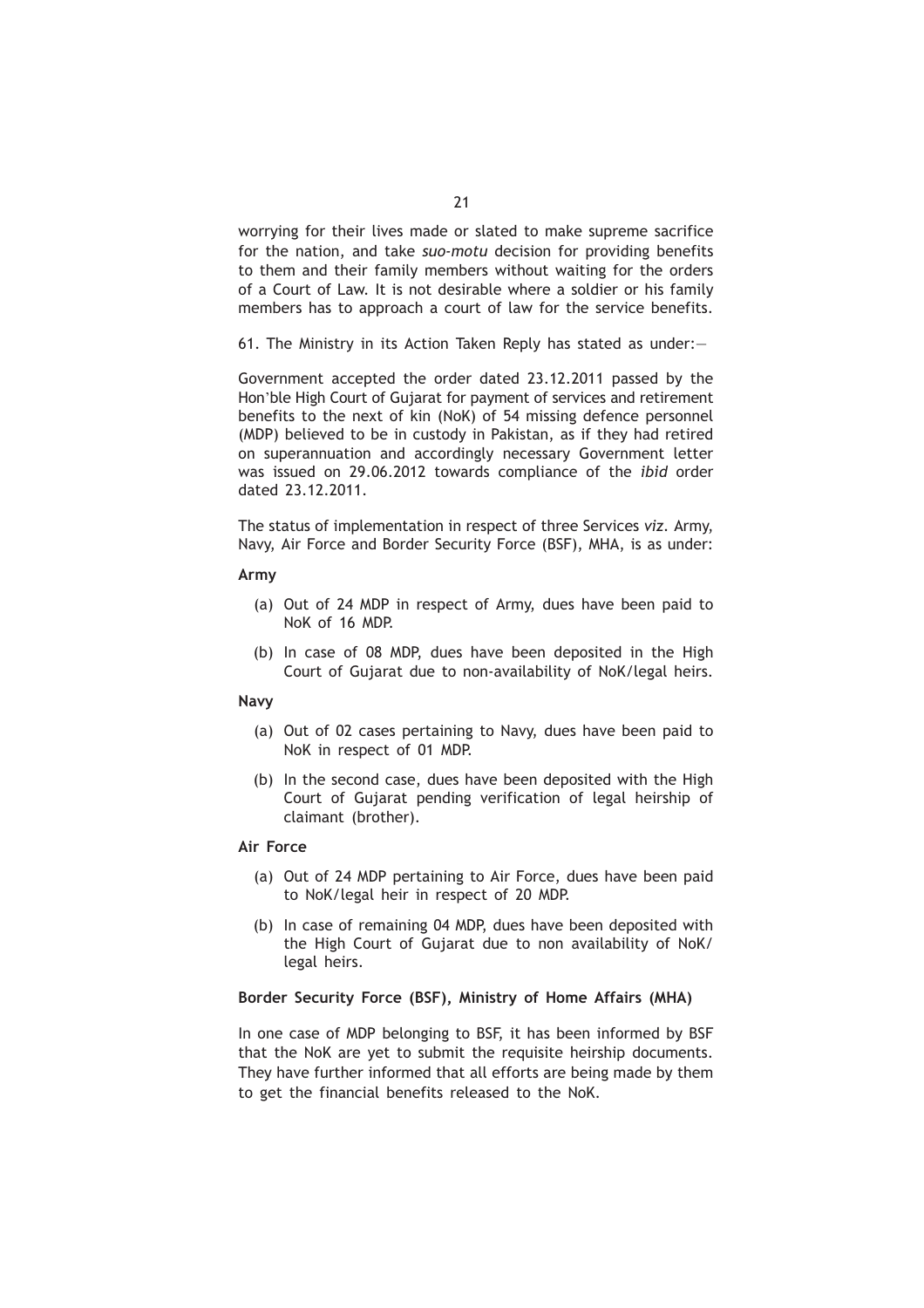worrying for their lives made or slated to make supreme sacrifice for the nation, and take *suo-motu* decision for providing benefits to them and their family members without waiting for the orders of a Court of Law. It is not desirable where a soldier or his family members has to approach a court of law for the service benefits.

61. The Ministry in its Action Taken Reply has stated as under:—

Government accepted the order dated 23.12.2011 passed by the Hon'ble High Court of Gujarat for payment of services and retirement benefits to the next of kin (NoK) of 54 missing defence personnel (MDP) believed to be in custody in Pakistan, as if they had retired on superannuation and accordingly necessary Government letter was issued on 29.06.2012 towards compliance of the *ibid* order dated 23.12.2011.

The status of implementation in respect of three Services *viz*. Army, Navy, Air Force and Border Security Force (BSF), MHA, is as under:

**Army**

(a) Out of 24 MDP in respect of Army, dues have been paid to NoK of 16 MDP.

(b) In case of 08 MDP, dues have been deposited in the High Court of Gujarat due to non-availability of NoK/legal heirs.

**Navy**

(a) Out of 02 cases pertaining to Navy, dues have been paid to NoK in respect of 01 MDP.

(b) In the second case, dues have been deposited with the High Court of Gujarat pending verification of legal heirship of claimant (brother).

**Air Force**

(a) Out of 24 MDP pertaining to Air Force, dues have been paid to NoK/legal heir in respect of 20 MDP.

(b) In case of remaining 04 MDP, dues have been deposited with the High Court of Gujarat due to non availability of NoK/ legal heirs.

**Border Security Force (BSF), Ministry of Home Affairs (MHA)**

In one case of MDP belonging to BSF, it has been informed by BSF that the NoK are yet to submit the requisite heirship documents. They have further informed that all efforts are being made by them to get the financial benefits released to the NoK.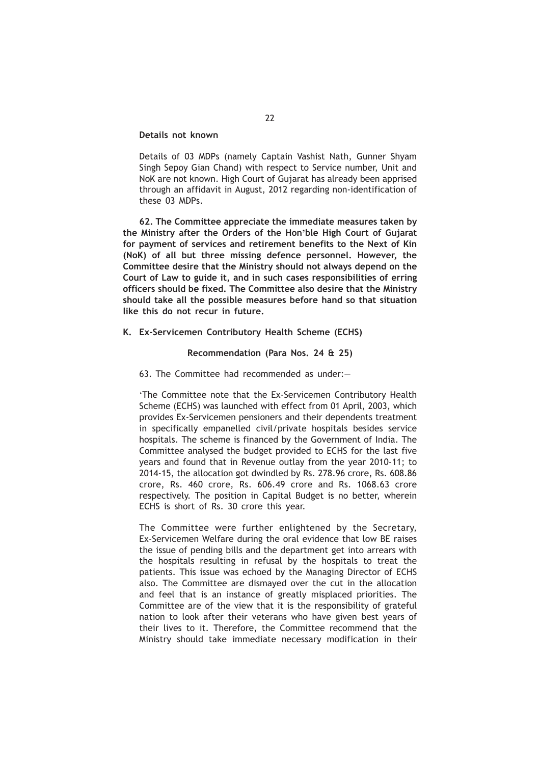**Details not known**

Details of 03 MDPs (namely Captain Vashist Nath, Gunner Shyam Singh Sepoy Gian Chand) with respect to Service number, Unit and NoK are not known. High Court of Gujarat has already been apprised through an affidavit in August, 2012 regarding non-identification of these 03 MDPs.

**62. The Committee appreciate the immediate measures taken by the Ministry after the Orders of the Hon'ble High Court of Gujarat for payment of services and retirement benefits to the Next of Kin (NoK) of all but three missing defence personnel. However, the Committee desire that the Ministry should not always depend on the Court of Law to guide it, and in such cases responsibilities of erring officers should be fixed. The Committee also desire that the Ministry should take all the possible measures before hand so that situation like this do not recur in future.**

**K. Ex-Servicemen Contributory Health Scheme (ECHS)**

**Recommendation (Para Nos. 24 & 25)**

63. The Committee had recommended as under:—

'The Committee note that the Ex-Servicemen Contributory Health Scheme (ECHS) was launched with effect from 01 April, 2003, which provides Ex-Servicemen pensioners and their dependents treatment in specifically empanelled civil/private hospitals besides service hospitals. The scheme is financed by the Government of India. The Committee analysed the budget provided to ECHS for the last five years and found that in Revenue outlay from the year 2010-11; to 2014-15, the allocation got dwindled by Rs. 278.96 crore, Rs. 608.86 crore, Rs. 460 crore, Rs. 606.49 crore and Rs. 1068.63 crore respectively. The position in Capital Budget is no better, wherein ECHS is short of Rs. 30 crore this year.

The Committee were further enlightened by the Secretary, Ex-Servicemen Welfare during the oral evidence that low BE raises the issue of pending bills and the department get into arrears with the hospitals resulting in refusal by the hospitals to treat the patients. This issue was echoed by the Managing Director of ECHS also. The Committee are dismayed over the cut in the allocation and feel that is an instance of greatly misplaced priorities. The Committee are of the view that it is the responsibility of grateful nation to look after their veterans who have given best years of their lives to it. Therefore, the Committee recommend that the Ministry should take immediate necessary modification in their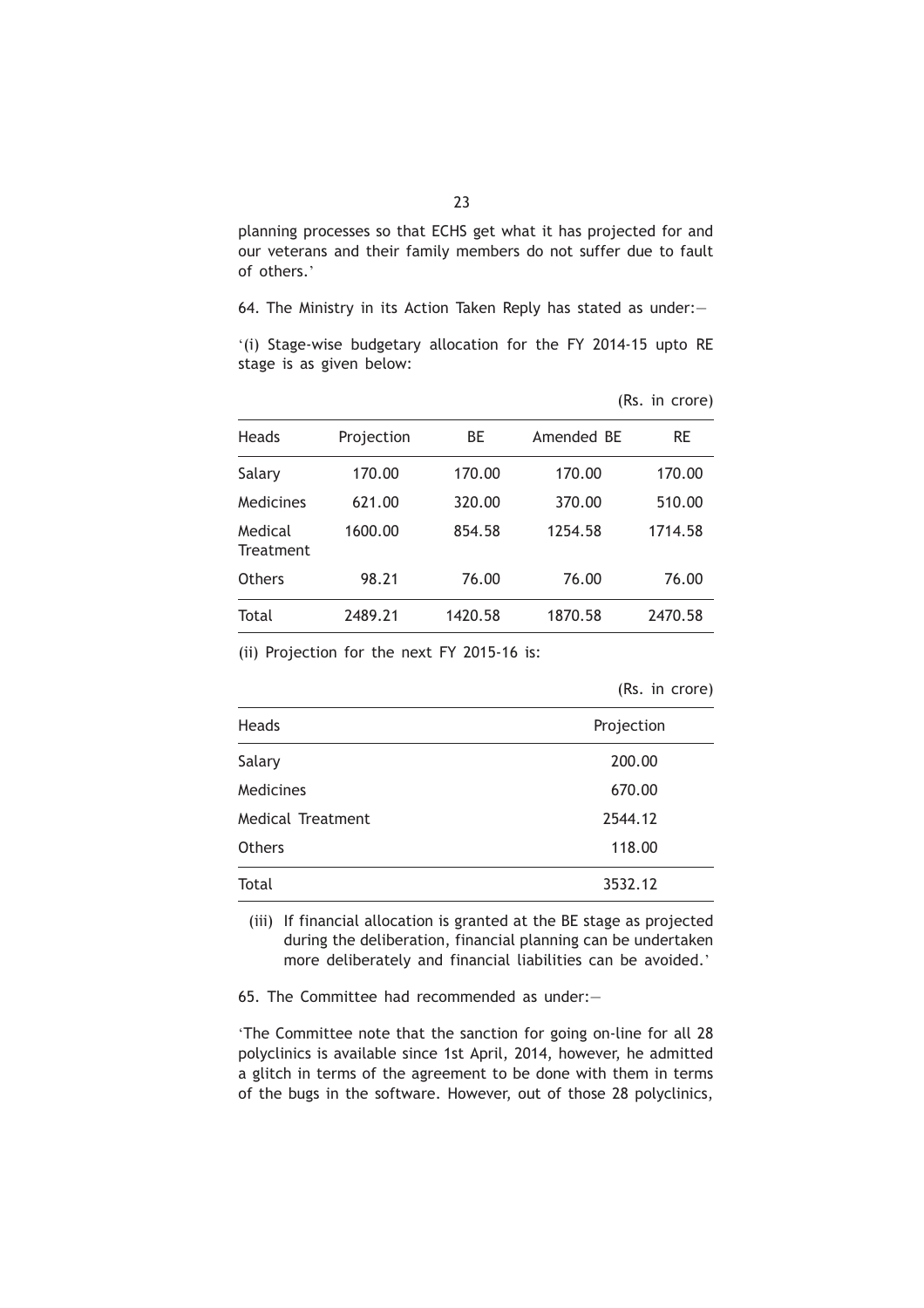planning processes so that ECHS get what it has projected for and our veterans and their family members do not suffer due to fault of others.'

64. The Ministry in its Action Taken Reply has stated as under:—

'(i) Stage-wise budgetary allocation for the FY 2014-15 upto RE stage is as given below:

(Rs. in crore)

| Heads | Projection | BE | Amended BE | RE |
|---|---|---|---|---|
| Salary | 170.00 | 170.00 | 170.00 | 170.00 |
| Medicines | 621.00 | 320.00 | 370.00 | 510.00 |
| Medical Treatment | 1600.00 | 854.58 | 1254.58 | 1714.58 |
| Others | 98.21 | 76.00 | 76.00 | 76.00 |
| Total | 2489.21 | 1420.58 | 1870.58 | 2470.58 |

(ii) Projection for the next FY 2015-16 is:

(Rs. in crore)

| Heads | Projection |
|---|---|
| Salary | 200.00 |
| Medicines | 670.00 |
| Medical Treatment | 2544.12 |
| Others | 118.00 |
| Total | 3532.12 |

(iii) If financial allocation is granted at the BE stage as projected during the deliberation, financial planning can be undertaken more deliberately and financial liabilities can be avoided.'

65. The Committee had recommended as under:—

'The Committee note that the sanction for going on-line for all 28 polyclinics is available since 1st April, 2014, however, he admitted a glitch in terms of the agreement to be done with them in terms of the bugs in the software. However, out of those 28 polyclinics,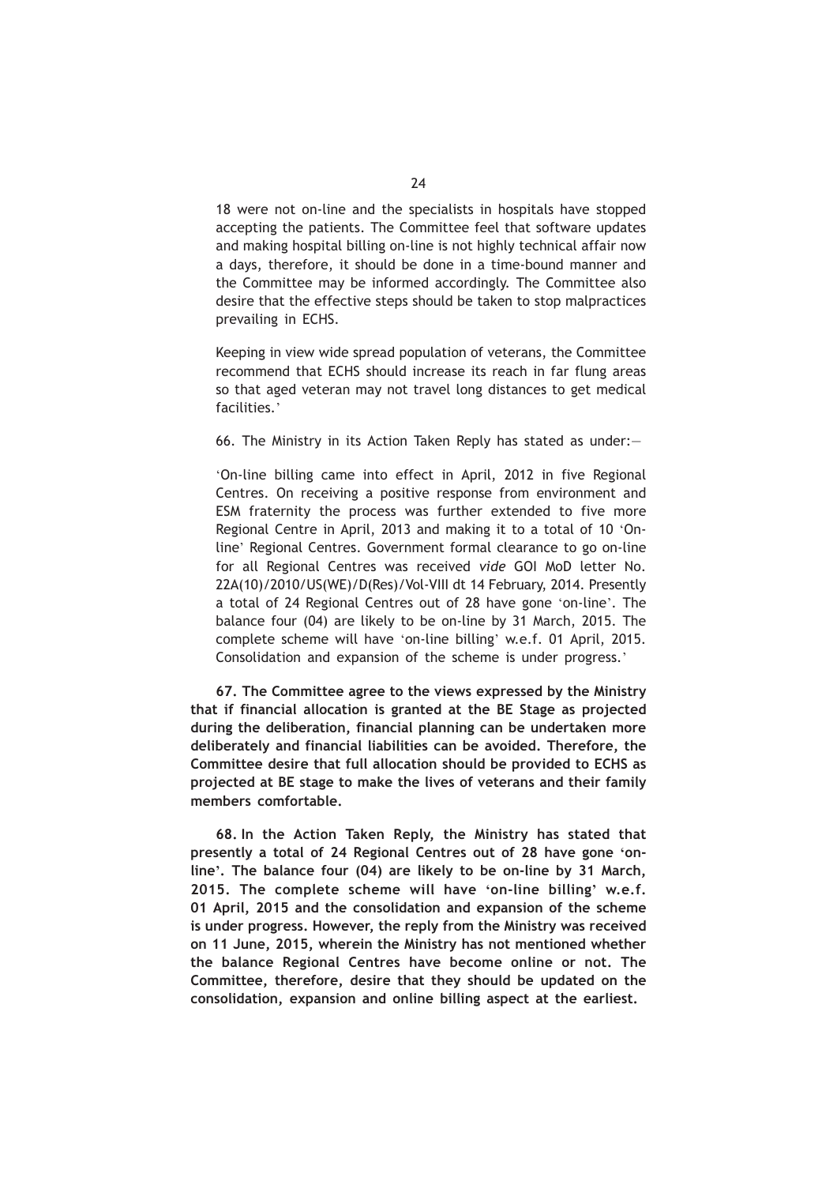18 were not on-line and the specialists in hospitals have stopped accepting the patients. The Committee feel that software updates and making hospital billing on-line is not highly technical affair now a days, therefore, it should be done in a time-bound manner and the Committee may be informed accordingly. The Committee also desire that the effective steps should be taken to stop malpractices prevailing in ECHS.

Keeping in view wide spread population of veterans, the Committee recommend that ECHS should increase its reach in far flung areas so that aged veteran may not travel long distances to get medical facilities.'

66. The Ministry in its Action Taken Reply has stated as under:—

'On-line billing came into effect in April, 2012 in five Regional Centres. On receiving a positive response from environment and ESM fraternity the process was further extended to five more Regional Centre in April, 2013 and making it to a total of 10 'On-line' Regional Centres. Government formal clearance to go on-line for all Regional Centres was received *vide* GOI MoD letter No. 22A(10)/2010/US(WE)/D(Res)/Vol-VIII dt 14 February, 2014. Presently a total of 24 Regional Centres out of 28 have gone 'on-line'. The balance four (04) are likely to be on-line by 31 March, 2015. The complete scheme will have 'on-line billing' w.e.f. 01 April, 2015. Consolidation and expansion of the scheme is under progress.'

**67. The Committee agree to the views expressed by the Ministry that if financial allocation is granted at the BE Stage as projected during the deliberation, financial planning can be undertaken more deliberately and financial liabilities can be avoided. Therefore, the Committee desire that full allocation should be provided to ECHS as projected at BE stage to make the lives of veterans and their family members comfortable.**

**68. In the Action Taken Reply, the Ministry has stated that presently a total of 24 Regional Centres out of 28 have gone 'on-line'. The balance four (04) are likely to be on-line by 31 March, 2015. The complete scheme will have 'on-line billing' w.e.f. 01 April, 2015 and the consolidation and expansion of the scheme is under progress. However, the reply from the Ministry was received on 11 June, 2015, wherein the Ministry has not mentioned whether the balance Regional Centres have become online or not. The Committee, therefore, desire that they should be updated on the consolidation, expansion and online billing aspect at the earliest.**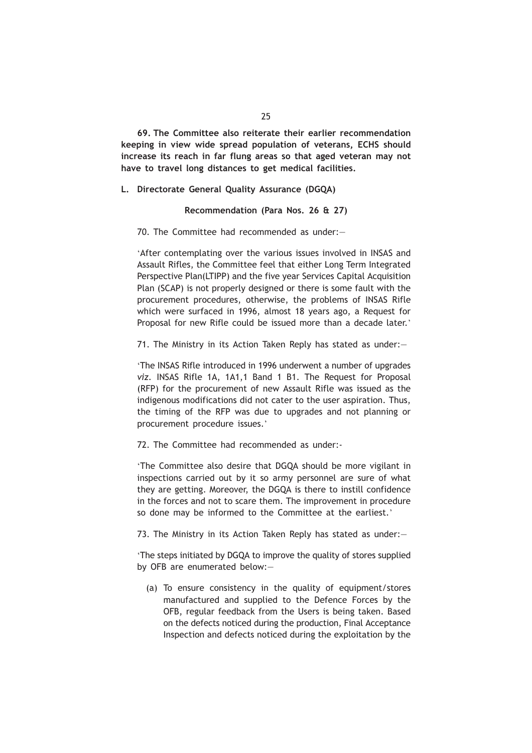**69. The Committee also reiterate their earlier recommendation keeping in view wide spread population of veterans, ECHS should increase its reach in far flung areas so that aged veteran may not have to travel long distances to get medical facilities.**

**L. Directorate General Quality Assurance (DGQA)**

**Recommendation (Para Nos. 26 & 27)**

70. The Committee had recommended as under:—

'After contemplating over the various issues involved in INSAS and Assault Rifles, the Committee feel that either Long Term Integrated Perspective Plan(LTIPP) and the five year Services Capital Acquisition Plan (SCAP) is not properly designed or there is some fault with the procurement procedures, otherwise, the problems of INSAS Rifle which were surfaced in 1996, almost 18 years ago, a Request for Proposal for new Rifle could be issued more than a decade later.'

71. The Ministry in its Action Taken Reply has stated as under:—

'The INSAS Rifle introduced in 1996 underwent a number of upgrades *viz.* INSAS Rifle 1A, 1A1,1 Band 1 B1. The Request for Proposal (RFP) for the procurement of new Assault Rifle was issued as the indigenous modifications did not cater to the user aspiration. Thus, the timing of the RFP was due to upgrades and not planning or procurement procedure issues.'

72. The Committee had recommended as under:-

'The Committee also desire that DGQA should be more vigilant in inspections carried out by it so army personnel are sure of what they are getting. Moreover, the DGQA is there to instill confidence in the forces and not to scare them. The improvement in procedure so done may be informed to the Committee at the earliest.'

73. The Ministry in its Action Taken Reply has stated as under:—

'The steps initiated by DGQA to improve the quality of stores supplied by OFB are enumerated below:—

(a) To ensure consistency in the quality of equipment/stores manufactured and supplied to the Defence Forces by the OFB, regular feedback from the Users is being taken. Based on the defects noticed during the production, Final Acceptance Inspection and defects noticed during the exploitation by the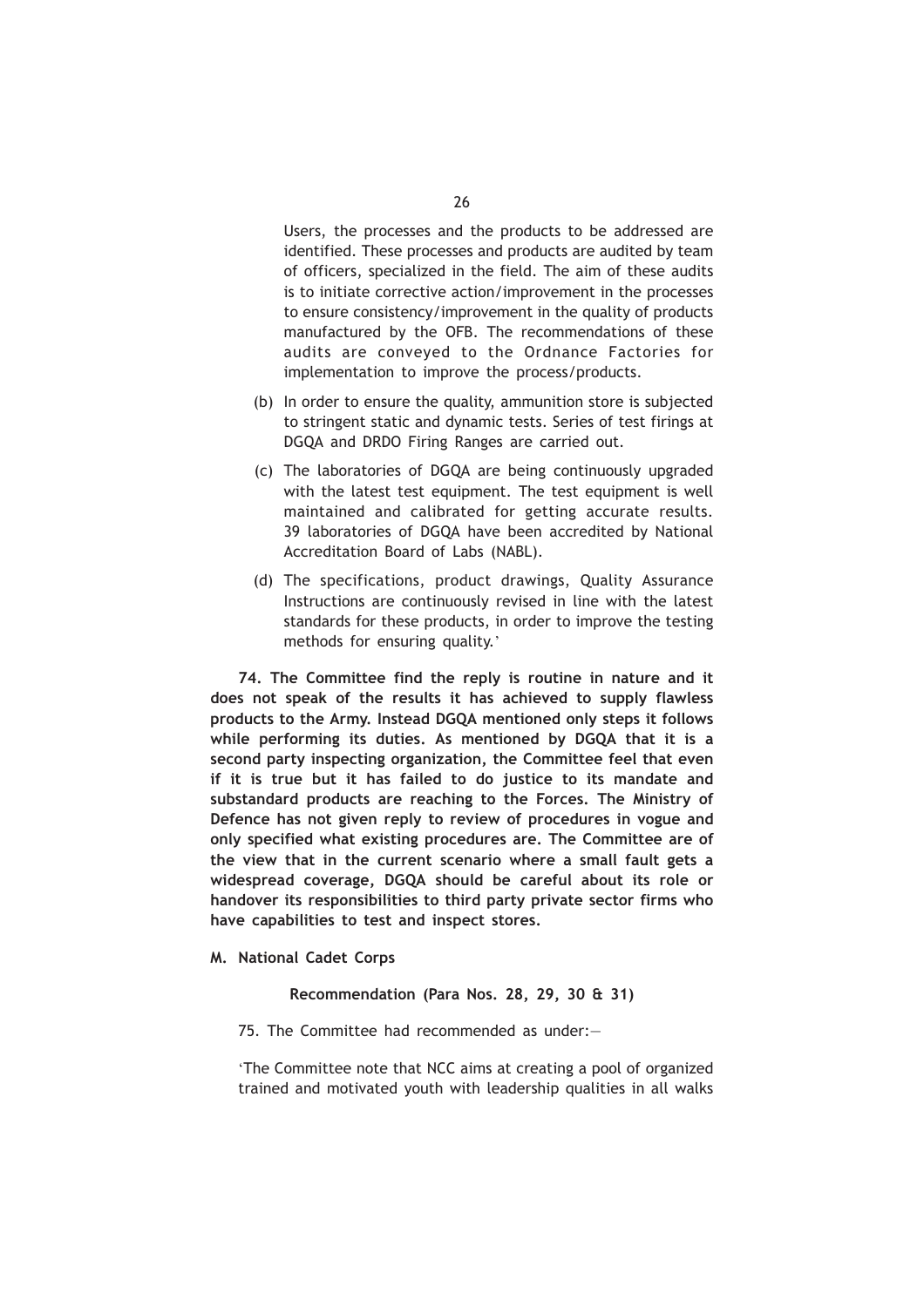Users, the processes and the products to be addressed are identified. These processes and products are audited by team of officers, specialized in the field. The aim of these audits is to initiate corrective action/improvement in the processes to ensure consistency/improvement in the quality of products manufactured by the OFB. The recommendations of these audits are conveyed to the Ordnance Factories for implementation to improve the process/products.

(b) In order to ensure the quality, ammunition store is subjected to stringent static and dynamic tests. Series of test firings at DGQA and DRDO Firing Ranges are carried out.

(c) The laboratories of DGQA are being continuously upgraded with the latest test equipment. The test equipment is well maintained and calibrated for getting accurate results. 39 laboratories of DGQA have been accredited by National Accreditation Board of Labs (NABL).

(d) The specifications, product drawings, Quality Assurance Instructions are continuously revised in line with the latest standards for these products, in order to improve the testing methods for ensuring quality.'

**74. The Committee find the reply is routine in nature and it does not speak of the results it has achieved to supply flawless products to the Army. Instead DGQA mentioned only steps it follows while performing its duties. As mentioned by DGQA that it is a second party inspecting organization, the Committee feel that even if it is true but it has failed to do justice to its mandate and substandard products are reaching to the Forces. The Ministry of Defence has not given reply to review of procedures in vogue and only specified what existing procedures are. The Committee are of the view that in the current scenario where a small fault gets a widespread coverage, DGQA should be careful about its role or handover its responsibilities to third party private sector firms who have capabilities to test and inspect stores.**

**M. National Cadet Corps**

**Recommendation (Para Nos. 28, 29, 30 & 31)**

75. The Committee had recommended as under:—

'The Committee note that NCC aims at creating a pool of organized trained and motivated youth with leadership qualities in all walks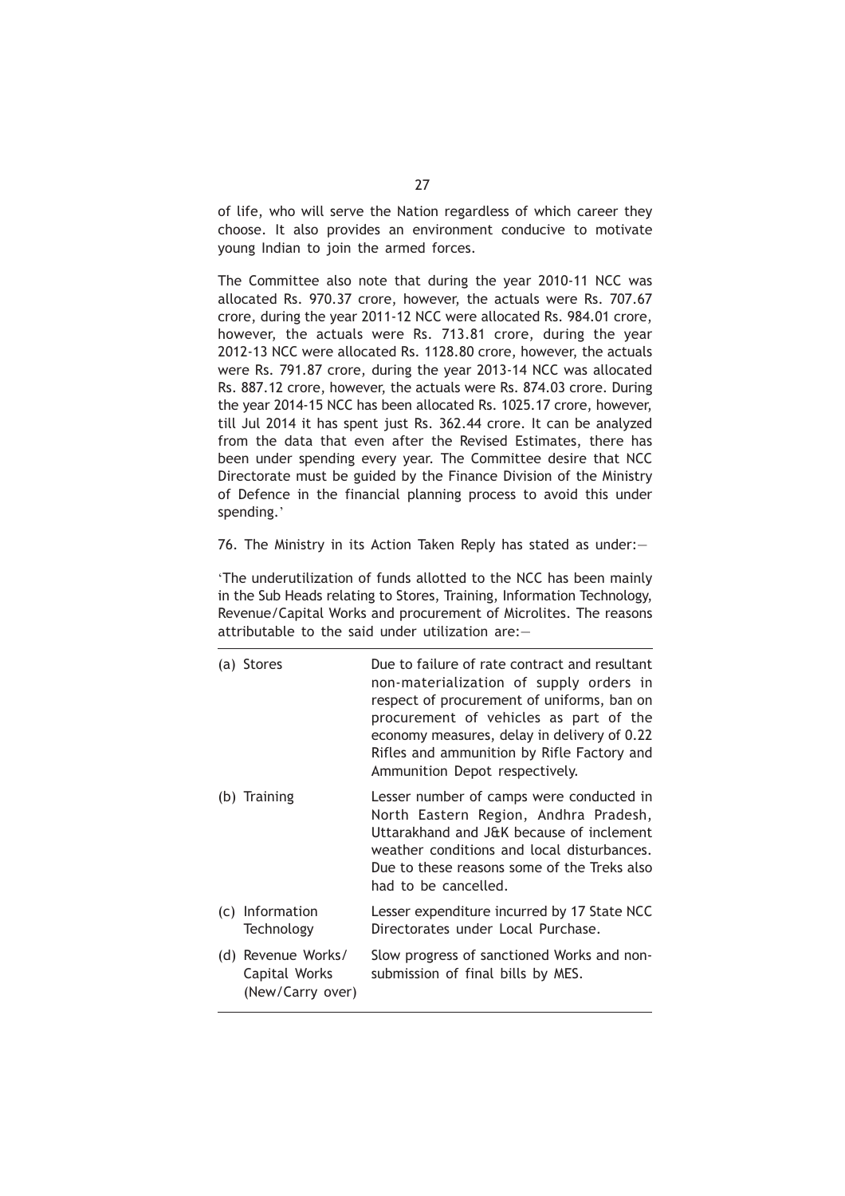of life, who will serve the Nation regardless of which career they choose. It also provides an environment conducive to motivate young Indian to join the armed forces.

The Committee also note that during the year 2010-11 NCC was allocated Rs. 970.37 crore, however, the actuals were Rs. 707.67 crore, during the year 2011-12 NCC were allocated Rs. 984.01 crore, however, the actuals were Rs. 713.81 crore, during the year 2012-13 NCC were allocated Rs. 1128.80 crore, however, the actuals were Rs. 791.87 crore, during the year 2013-14 NCC was allocated Rs. 887.12 crore, however, the actuals were Rs. 874.03 crore. During the year 2014-15 NCC has been allocated Rs. 1025.17 crore, however, till Jul 2014 it has spent just Rs. 362.44 crore. It can be analyzed from the data that even after the Revised Estimates, there has been under spending every year. The Committee desire that NCC Directorate must be guided by the Finance Division of the Ministry of Defence in the financial planning process to avoid this under spending.'

76. The Ministry in its Action Taken Reply has stated as under:—

'The underutilization of funds allotted to the NCC has been mainly in the Sub Heads relating to Stores, Training, Information Technology, Revenue/Capital Works and procurement of Microlites. The reasons attributable to the said under utilization are:—

| | |
|---|---|
| (a) Stores | Due to failure of rate contract and resultant non-materialization of supply orders in respect of procurement of uniforms, ban on procurement of vehicles as part of the economy measures, delay in delivery of 0.22 Rifles and ammunition by Rifle Factory and Ammunition Depot respectively. |
| (b) Training | Lesser number of camps were conducted in North Eastern Region, Andhra Pradesh, Uttarakhand and J&K because of inclement weather conditions and local disturbances. Due to these reasons some of the Treks also had to be cancelled. |
| (c) Information Technology | Lesser expenditure incurred by 17 State NCC Directorates under Local Purchase. |
| (d) Revenue Works/ Capital Works (New/Carry over) | Slow progress of sanctioned Works and non-submission of final bills by MES. |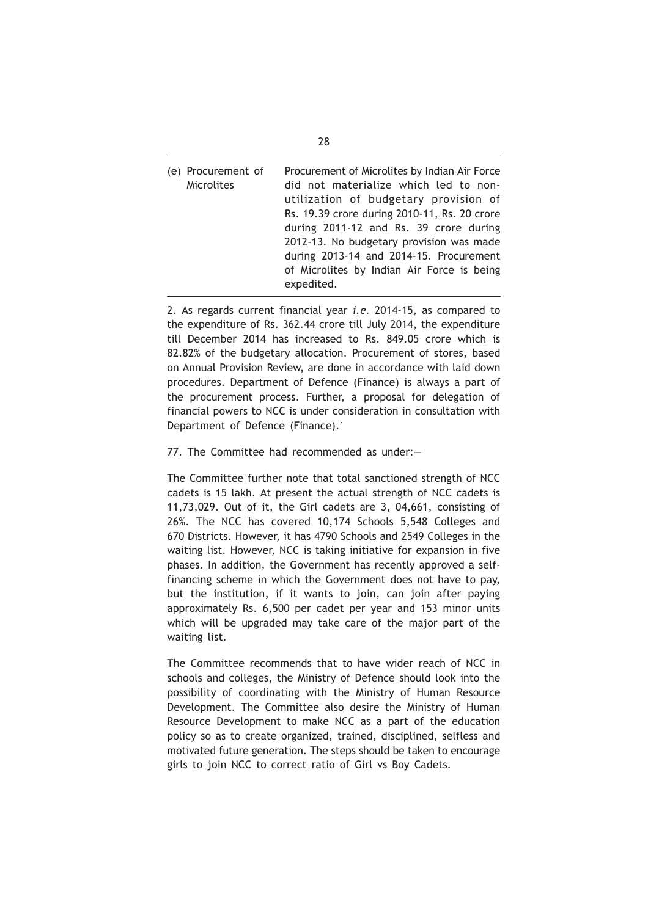| | |
|---|---|
| (e) Procurement of Microlites | Procurement of Microlites by Indian Air Force did not materialize which led to non-utilization of budgetary provision of Rs. 19.39 crore during 2010-11, Rs. 20 crore during 2011-12 and Rs. 39 crore during 2012-13. No budgetary provision was made during 2013-14 and 2014-15. Procurement of Microlites by Indian Air Force is being expedited. |

2. As regards current financial year *i.e.* 2014-15, as compared to the expenditure of Rs. 362.44 crore till July 2014, the expenditure till December 2014 has increased to Rs. 849.05 crore which is 82.82% of the budgetary allocation. Procurement of stores, based on Annual Provision Review, are done in accordance with laid down procedures. Department of Defence (Finance) is always a part of the procurement process. Further, a proposal for delegation of financial powers to NCC is under consideration in consultation with Department of Defence (Finance).'

77. The Committee had recommended as under:—

The Committee further note that total sanctioned strength of NCC cadets is 15 lakh. At present the actual strength of NCC cadets is 11,73,029. Out of it, the Girl cadets are 3, 04,661, consisting of 26%. The NCC has covered 10,174 Schools 5,548 Colleges and 670 Districts. However, it has 4790 Schools and 2549 Colleges in the waiting list. However, NCC is taking initiative for expansion in five phases. In addition, the Government has recently approved a self-financing scheme in which the Government does not have to pay, but the institution, if it wants to join, can join after paying approximately Rs. 6,500 per cadet per year and 153 minor units which will be upgraded may take care of the major part of the waiting list.

The Committee recommends that to have wider reach of NCC in schools and colleges, the Ministry of Defence should look into the possibility of coordinating with the Ministry of Human Resource Development. The Committee also desire the Ministry of Human Resource Development to make NCC as a part of the education policy so as to create organized, trained, disciplined, selfless and motivated future generation. The steps should be taken to encourage girls to join NCC to correct ratio of Girl vs Boy Cadets.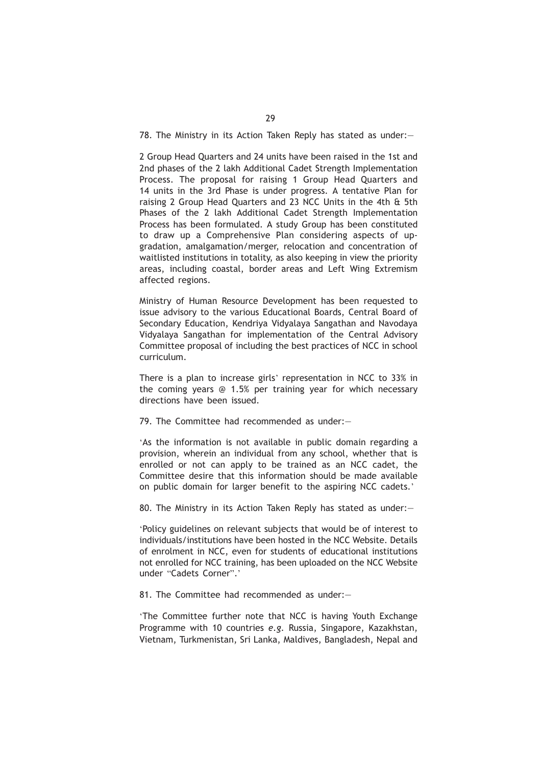78. The Ministry in its Action Taken Reply has stated as under:—

2 Group Head Quarters and 24 units have been raised in the 1st and 2nd phases of the 2 lakh Additional Cadet Strength Implementation Process. The proposal for raising 1 Group Head Quarters and 14 units in the 3rd Phase is under progress. A tentative Plan for raising 2 Group Head Quarters and 23 NCC Units in the 4th & 5th Phases of the 2 lakh Additional Cadet Strength Implementation Process has been formulated. A study Group has been constituted to draw up a Comprehensive Plan considering aspects of up-gradation, amalgamation/merger, relocation and concentration of waitlisted institutions in totality, as also keeping in view the priority areas, including coastal, border areas and Left Wing Extremism affected regions.

Ministry of Human Resource Development has been requested to issue advisory to the various Educational Boards, Central Board of Secondary Education, Kendriya Vidyalaya Sangathan and Navodaya Vidyalaya Sangathan for implementation of the Central Advisory Committee proposal of including the best practices of NCC in school curriculum.

There is a plan to increase girls' representation in NCC to 33% in the coming years @ 1.5% per training year for which necessary directions have been issued.

79. The Committee had recommended as under:—

'As the information is not available in public domain regarding a provision, wherein an individual from any school, whether that is enrolled or not can apply to be trained as an NCC cadet, the Committee desire that this information should be made available on public domain for larger benefit to the aspiring NCC cadets.'

80. The Ministry in its Action Taken Reply has stated as under:—

'Policy guidelines on relevant subjects that would be of interest to individuals/institutions have been hosted in the NCC Website. Details of enrolment in NCC, even for students of educational institutions not enrolled for NCC training, has been uploaded on the NCC Website under "Cadets Corner".'

81. The Committee had recommended as under:—

'The Committee further note that NCC is having Youth Exchange Programme with 10 countries *e.g.* Russia, Singapore, Kazakhstan, Vietnam, Turkmenistan, Sri Lanka, Maldives, Bangladesh, Nepal and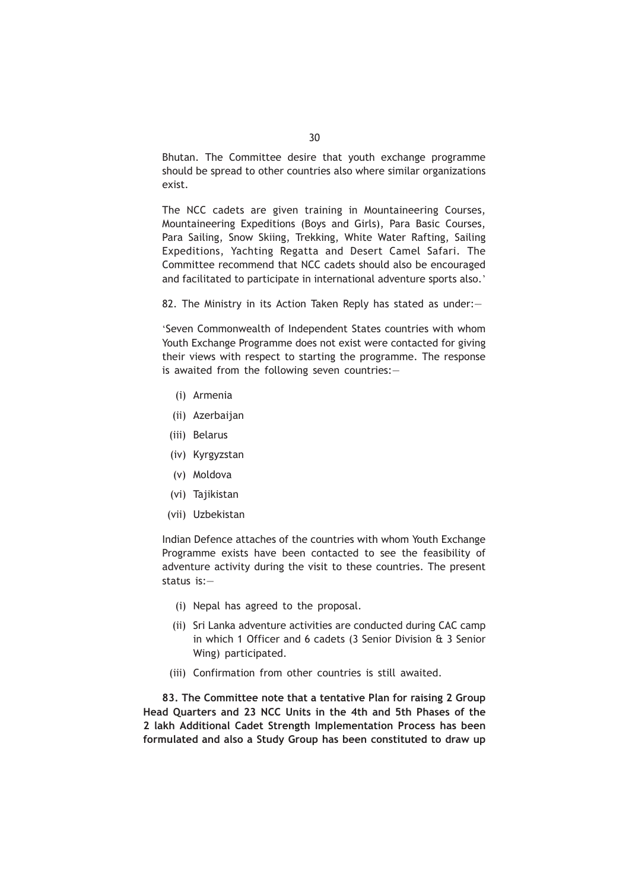Bhutan. The Committee desire that youth exchange programme should be spread to other countries also where similar organizations exist.

The NCC cadets are given training in Mountaineering Courses, Mountaineering Expeditions (Boys and Girls), Para Basic Courses, Para Sailing, Snow Skiing, Trekking, White Water Rafting, Sailing Expeditions, Yachting Regatta and Desert Camel Safari. The Committee recommend that NCC cadets should also be encouraged and facilitated to participate in international adventure sports also.'

82. The Ministry in its Action Taken Reply has stated as under:—

'Seven Commonwealth of Independent States countries with whom Youth Exchange Programme does not exist were contacted for giving their views with respect to starting the programme. The response is awaited from the following seven countries:—

(i) Armenia

(ii) Azerbaijan

(iii) Belarus

(iv) Kyrgyzstan

(v) Moldova

(vi) Tajikistan

(vii) Uzbekistan

Indian Defence attaches of the countries with whom Youth Exchange Programme exists have been contacted to see the feasibility of adventure activity during the visit to these countries. The present status is:—

(i) Nepal has agreed to the proposal.

(ii) Sri Lanka adventure activities are conducted during CAC camp in which 1 Officer and 6 cadets (3 Senior Division & 3 Senior Wing) participated.

(iii) Confirmation from other countries is still awaited.

**83. The Committee note that a tentative Plan for raising 2 Group Head Quarters and 23 NCC Units in the 4th and 5th Phases of the 2 lakh Additional Cadet Strength Implementation Process has been formulated and also a Study Group has been constituted to draw up**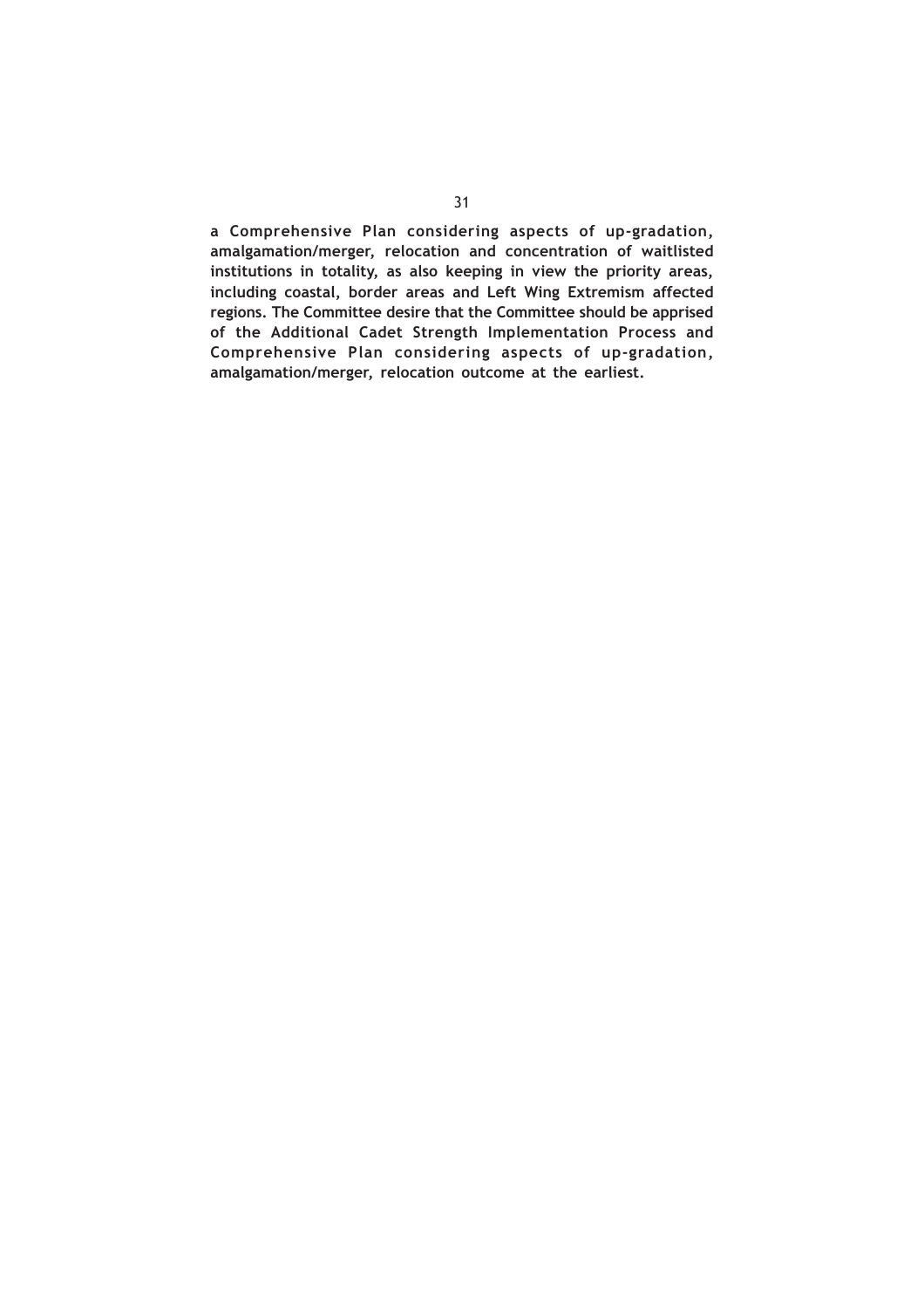**a Comprehensive Plan considering aspects of up-gradation, amalgamation/merger, relocation and concentration of waitlisted institutions in totality, as also keeping in view the priority areas, including coastal, border areas and Left Wing Extremism affected regions. The Committee desire that the Committee should be apprised of the Additional Cadet Strength Implementation Process and Comprehensive Plan considering aspects of up-gradation, amalgamation/merger, relocation outcome at the earliest.**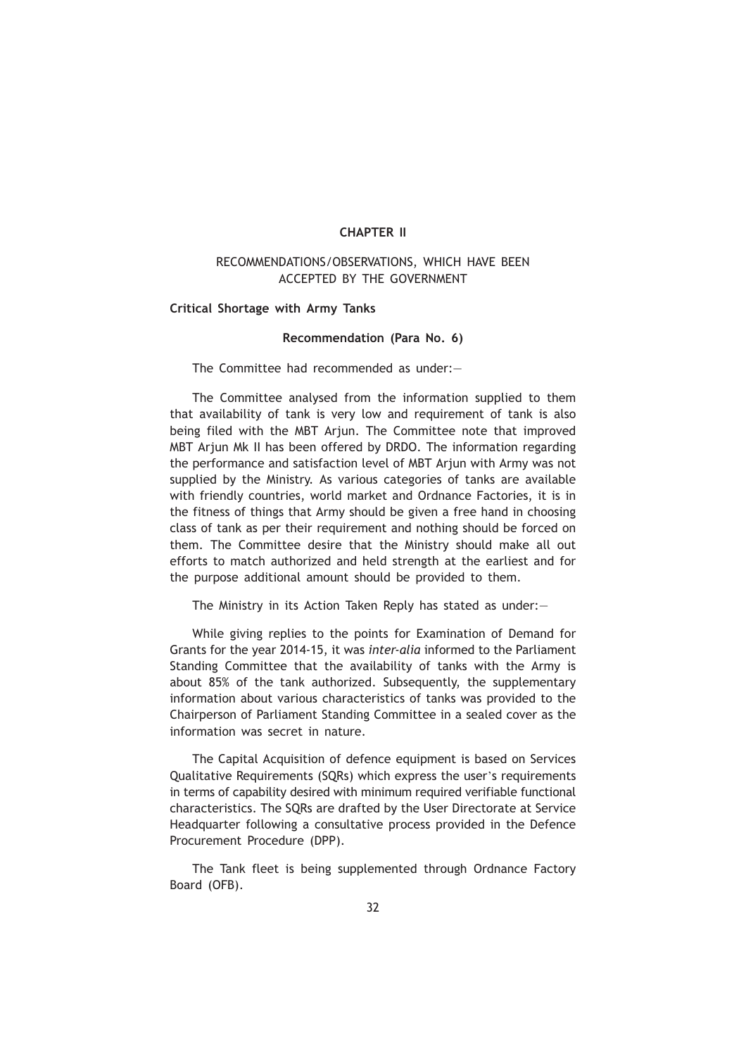## CHAPTER II

### RECOMMENDATIONS/OBSERVATIONS, WHICH HAVE BEEN ACCEPTED BY THE GOVERNMENT

**Critical Shortage with Army Tanks**

**Recommendation (Para No. 6)**

The Committee had recommended as under:—

The Committee analysed from the information supplied to them that availability of tank is very low and requirement of tank is also being filed with the MBT Arjun. The Committee note that improved MBT Arjun Mk II has been offered by DRDO. The information regarding the performance and satisfaction level of MBT Arjun with Army was not supplied by the Ministry. As various categories of tanks are available with friendly countries, world market and Ordnance Factories, it is in the fitness of things that Army should be given a free hand in choosing class of tank as per their requirement and nothing should be forced on them. The Committee desire that the Ministry should make all out efforts to match authorized and held strength at the earliest and for the purpose additional amount should be provided to them.

The Ministry in its Action Taken Reply has stated as under:—

While giving replies to the points for Examination of Demand for Grants for the year 2014-15, it was *inter-alia* informed to the Parliament Standing Committee that the availability of tanks with the Army is about 85% of the tank authorized. Subsequently, the supplementary information about various characteristics of tanks was provided to the Chairperson of Parliament Standing Committee in a sealed cover as the information was secret in nature.

The Capital Acquisition of defence equipment is based on Services Qualitative Requirements (SQRs) which express the user's requirements in terms of capability desired with minimum required verifiable functional characteristics. The SQRs are drafted by the User Directorate at Service Headquarter following a consultative process provided in the Defence Procurement Procedure (DPP).

The Tank fleet is being supplemented through Ordnance Factory Board (OFB).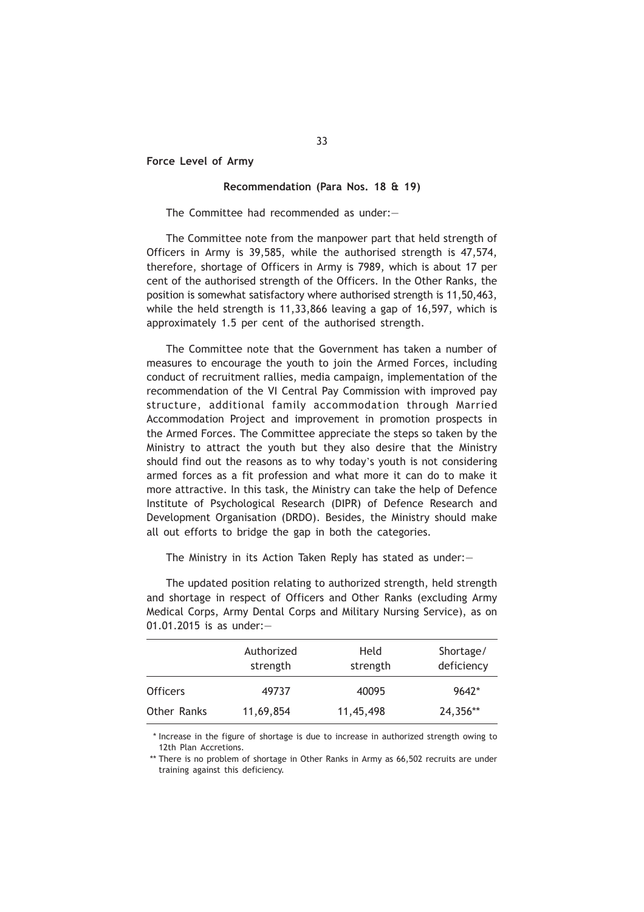**Force Level of Army**

**Recommendation (Para Nos. 18 & 19)**

The Committee had recommended as under:—

The Committee note from the manpower part that held strength of Officers in Army is 39,585, while the authorised strength is 47,574, therefore, shortage of Officers in Army is 7989, which is about 17 per cent of the authorised strength of the Officers. In the Other Ranks, the position is somewhat satisfactory where authorised strength is 11,50,463, while the held strength is 11,33,866 leaving a gap of 16,597, which is approximately 1.5 per cent of the authorised strength.

The Committee note that the Government has taken a number of measures to encourage the youth to join the Armed Forces, including conduct of recruitment rallies, media campaign, implementation of the recommendation of the VI Central Pay Commission with improved pay structure, additional family accommodation through Married Accommodation Project and improvement in promotion prospects in the Armed Forces. The Committee appreciate the steps so taken by the Ministry to attract the youth but they also desire that the Ministry should find out the reasons as to why today's youth is not considering armed forces as a fit profession and what more it can do to make it more attractive. In this task, the Ministry can take the help of Defence Institute of Psychological Research (DIPR) of Defence Research and Development Organisation (DRDO). Besides, the Ministry should make all out efforts to bridge the gap in both the categories.

The Ministry in its Action Taken Reply has stated as under:—

The updated position relating to authorized strength, held strength and shortage in respect of Officers and Other Ranks (excluding Army Medical Corps, Army Dental Corps and Military Nursing Service), as on 01.01.2015 is as under:—

| | Authorized strength | Held strength | Shortage/ deficiency |
|---|---|---|---|
| Officers | 49737 | 40095 | 9642* |
| Other Ranks | 11,69,854 | 11,45,498 | 24,356** |

\* Increase in the figure of shortage is due to increase in authorized strength owing to 12th Plan Accretions.

\*\* There is no problem of shortage in Other Ranks in Army as 66,502 recruits are under training against this deficiency.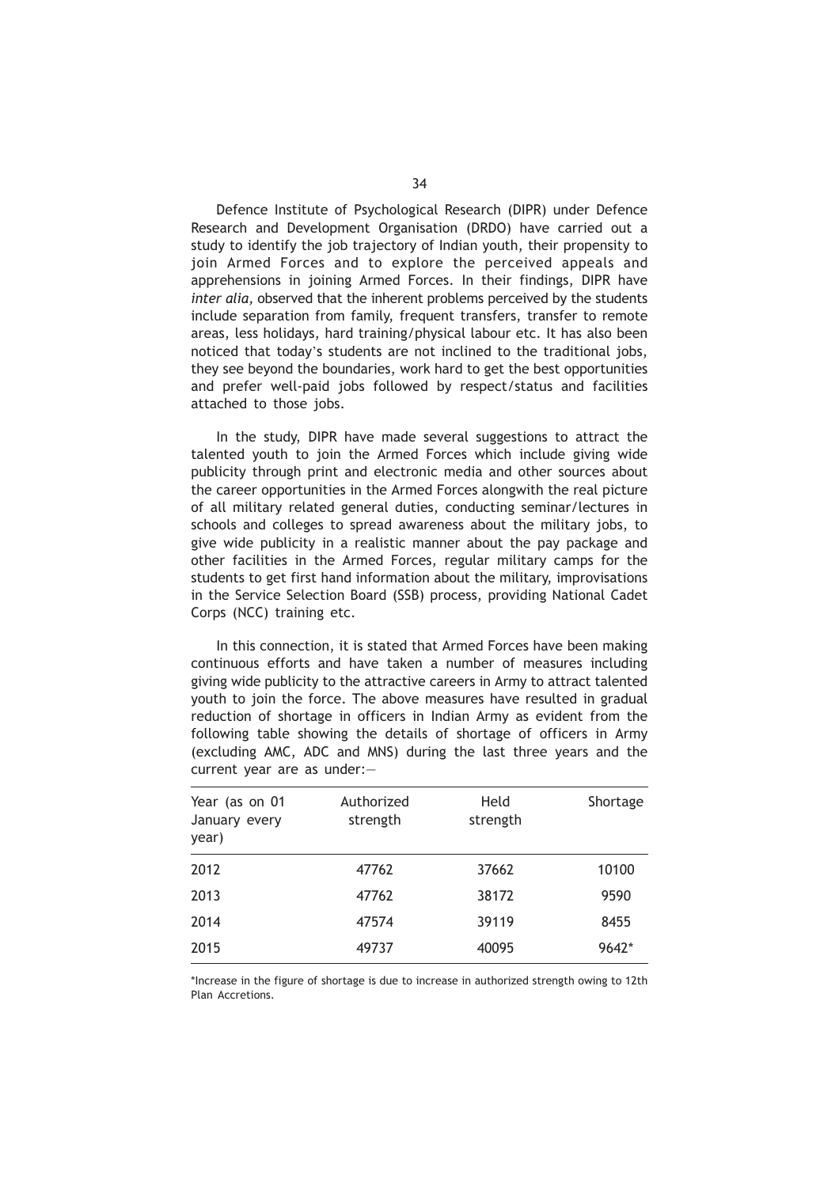Defence Institute of Psychological Research (DIPR) under Defence Research and Development Organisation (DRDO) have carried out a study to identify the job trajectory of Indian youth, their propensity to join Armed Forces and to explore the perceived appeals and apprehensions in joining Armed Forces. In their findings, DIPR have *inter alia,* observed that the inherent problems perceived by the students include separation from family, frequent transfers, transfer to remote areas, less holidays, hard training/physical labour etc. It has also been noticed that today's students are not inclined to the traditional jobs, they see beyond the boundaries, work hard to get the best opportunities and prefer well-paid jobs followed by respect/status and facilities attached to those jobs.

In the study, DIPR have made several suggestions to attract the talented youth to join the Armed Forces which include giving wide publicity through print and electronic media and other sources about the career opportunities in the Armed Forces alongwith the real picture of all military related general duties, conducting seminar/lectures in schools and colleges to spread awareness about the military jobs, to give wide publicity in a realistic manner about the pay package and other facilities in the Armed Forces, regular military camps for the students to get first hand information about the military, improvisations in the Service Selection Board (SSB) process, providing National Cadet Corps (NCC) training etc.

In this connection, it is stated that Armed Forces have been making continuous efforts and have taken a number of measures including giving wide publicity to the attractive careers in Army to attract talented youth to join the force. The above measures have resulted in gradual reduction of shortage in officers in Indian Army as evident from the following table showing the details of shortage of officers in Army (excluding AMC, ADC and MNS) during the last three years and the current year are as under:—

| Year (as on 01 January every year) | Authorized strength | Held strength | Shortage |
|---|---|---|---|
| 2012 | 47762 | 37662 | 10100 |
| 2013 | 47762 | 38172 | 9590 |
| 2014 | 47574 | 39119 | 8455 |
| 2015 | 49737 | 40095 | 9642* |

*Increase in the figure of shortage is due to increase in authorized strength owing to 12th Plan Accretions.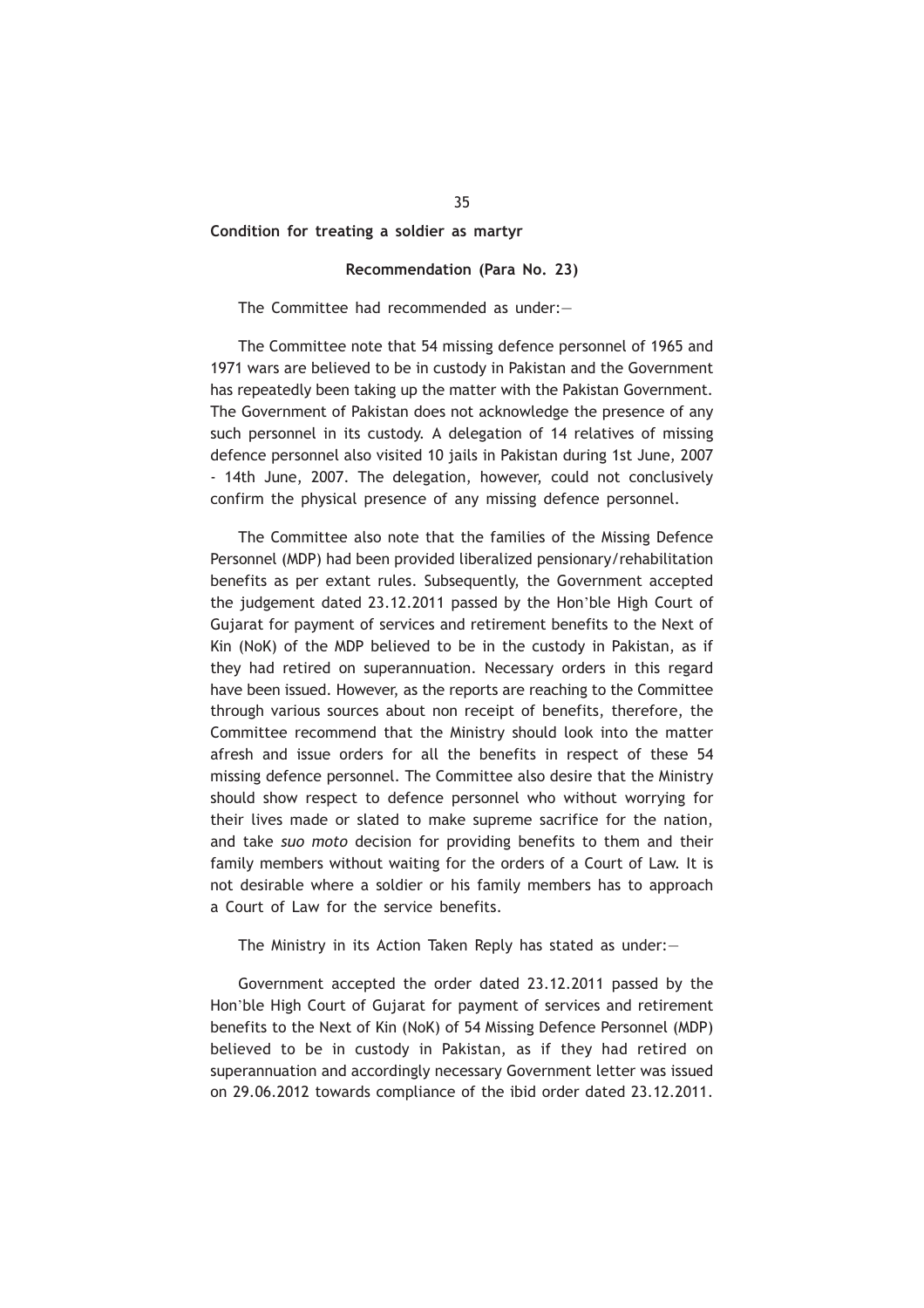**Condition for treating a soldier as martyr**

**Recommendation (Para No. 23)**

The Committee had recommended as under:—

The Committee note that 54 missing defence personnel of 1965 and 1971 wars are believed to be in custody in Pakistan and the Government has repeatedly been taking up the matter with the Pakistan Government. The Government of Pakistan does not acknowledge the presence of any such personnel in its custody. A delegation of 14 relatives of missing defence personnel also visited 10 jails in Pakistan during 1st June, 2007 - 14th June, 2007. The delegation, however, could not conclusively confirm the physical presence of any missing defence personnel.

The Committee also note that the families of the Missing Defence Personnel (MDP) had been provided liberalized pensionary/rehabilitation benefits as per extant rules. Subsequently, the Government accepted the judgement dated 23.12.2011 passed by the Hon'ble High Court of Gujarat for payment of services and retirement benefits to the Next of Kin (NoK) of the MDP believed to be in the custody in Pakistan, as if they had retired on superannuation. Necessary orders in this regard have been issued. However, as the reports are reaching to the Committee through various sources about non receipt of benefits, therefore, the Committee recommend that the Ministry should look into the matter afresh and issue orders for all the benefits in respect of these 54 missing defence personnel. The Committee also desire that the Ministry should show respect to defence personnel who without worrying for their lives made or slated to make supreme sacrifice for the nation, and take *suo moto* decision for providing benefits to them and their family members without waiting for the orders of a Court of Law. It is not desirable where a soldier or his family members has to approach a Court of Law for the service benefits.

The Ministry in its Action Taken Reply has stated as under:—

Government accepted the order dated 23.12.2011 passed by the Hon'ble High Court of Gujarat for payment of services and retirement benefits to the Next of Kin (NoK) of 54 Missing Defence Personnel (MDP) believed to be in custody in Pakistan, as if they had retired on superannuation and accordingly necessary Government letter was issued on 29.06.2012 towards compliance of the ibid order dated 23.12.2011.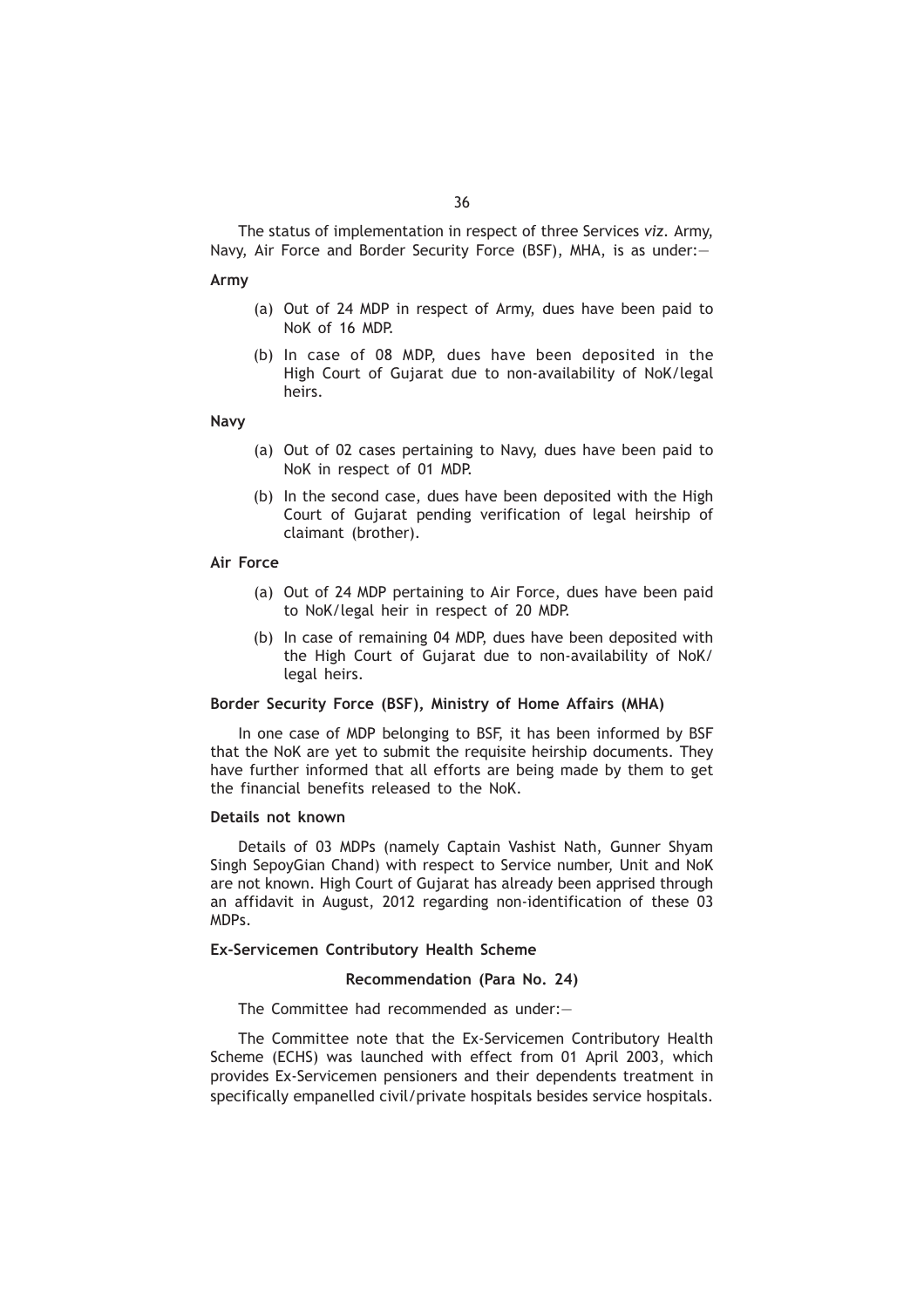The status of implementation in respect of three Services *viz*. Army, Navy, Air Force and Border Security Force (BSF), MHA, is as under:—

**Army**

(a) Out of 24 MDP in respect of Army, dues have been paid to NoK of 16 MDP.

(b) In case of 08 MDP, dues have been deposited in the High Court of Gujarat due to non-availability of NoK/legal heirs.

**Navy**

(a) Out of 02 cases pertaining to Navy, dues have been paid to NoK in respect of 01 MDP.

(b) In the second case, dues have been deposited with the High Court of Gujarat pending verification of legal heirship of claimant (brother).

**Air Force**

(a) Out of 24 MDP pertaining to Air Force, dues have been paid to NoK/legal heir in respect of 20 MDP.

(b) In case of remaining 04 MDP, dues have been deposited with the High Court of Gujarat due to non-availability of NoK/ legal heirs.

**Border Security Force (BSF), Ministry of Home Affairs (MHA)**

In one case of MDP belonging to BSF, it has been informed by BSF that the NoK are yet to submit the requisite heirship documents. They have further informed that all efforts are being made by them to get the financial benefits released to the NoK.

**Details not known**

Details of 03 MDPs (namely Captain Vashist Nath, Gunner Shyam Singh SepoyGian Chand) with respect to Service number, Unit and NoK are not known. High Court of Gujarat has already been apprised through an affidavit in August, 2012 regarding non-identification of these 03 MDPs.

**Ex-Servicemen Contributory Health Scheme**

**Recommendation (Para No. 24)**

The Committee had recommended as under:—

The Committee note that the Ex-Servicemen Contributory Health Scheme (ECHS) was launched with effect from 01 April 2003, which provides Ex-Servicemen pensioners and their dependents treatment in specifically empanelled civil/private hospitals besides service hospitals.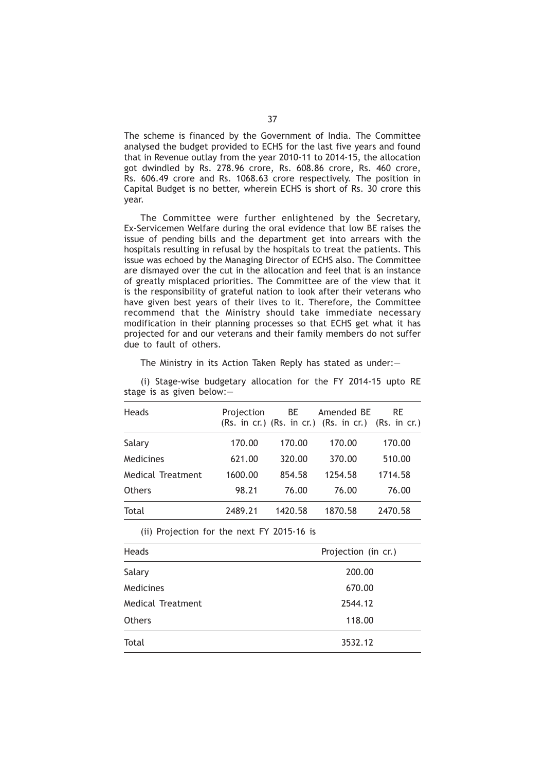The scheme is financed by the Government of India. The Committee analysed the budget provided to ECHS for the last five years and found that in Revenue outlay from the year 2010-11 to 2014-15, the allocation got dwindled by Rs. 278.96 crore, Rs. 608.86 crore, Rs. 460 crore, Rs. 606.49 crore and Rs. 1068.63 crore respectively. The position in Capital Budget is no better, wherein ECHS is short of Rs. 30 crore this year.

The Committee were further enlightened by the Secretary, Ex-Servicemen Welfare during the oral evidence that low BE raises the issue of pending bills and the department get into arrears with the hospitals resulting in refusal by the hospitals to treat the patients. This issue was echoed by the Managing Director of ECHS also. The Committee are dismayed over the cut in the allocation and feel that is an instance of greatly misplaced priorities. The Committee are of the view that it is the responsibility of grateful nation to look after their veterans who have given best years of their lives to it. Therefore, the Committee recommend that the Ministry should take immediate necessary modification in their planning processes so that ECHS get what it has projected for and our veterans and their family members do not suffer due to fault of others.

The Ministry in its Action Taken Reply has stated as under:—

(i) Stage-wise budgetary allocation for the FY 2014-15 upto RE stage is as given below:—

| Heads | Projection (Rs. in cr.) | BE (Rs. in cr.) | Amended BE (Rs. in cr.) | RE (Rs. in cr.) |
|---|---|---|---|---|
| Salary | 170.00 | 170.00 | 170.00 | 170.00 |
| Medicines | 621.00 | 320.00 | 370.00 | 510.00 |
| Medical Treatment | 1600.00 | 854.58 | 1254.58 | 1714.58 |
| Others | 98.21 | 76.00 | 76.00 | 76.00 |
| Total | 2489.21 | 1420.58 | 1870.58 | 2470.58 |

(ii) Projection for the next FY 2015-16 is

| Heads | Projection (in cr.) |
|---|---|
| Salary | 200.00 |
| Medicines | 670.00 |
| Medical Treatment | 2544.12 |
| Others | 118.00 |
| Total | 3532.12 |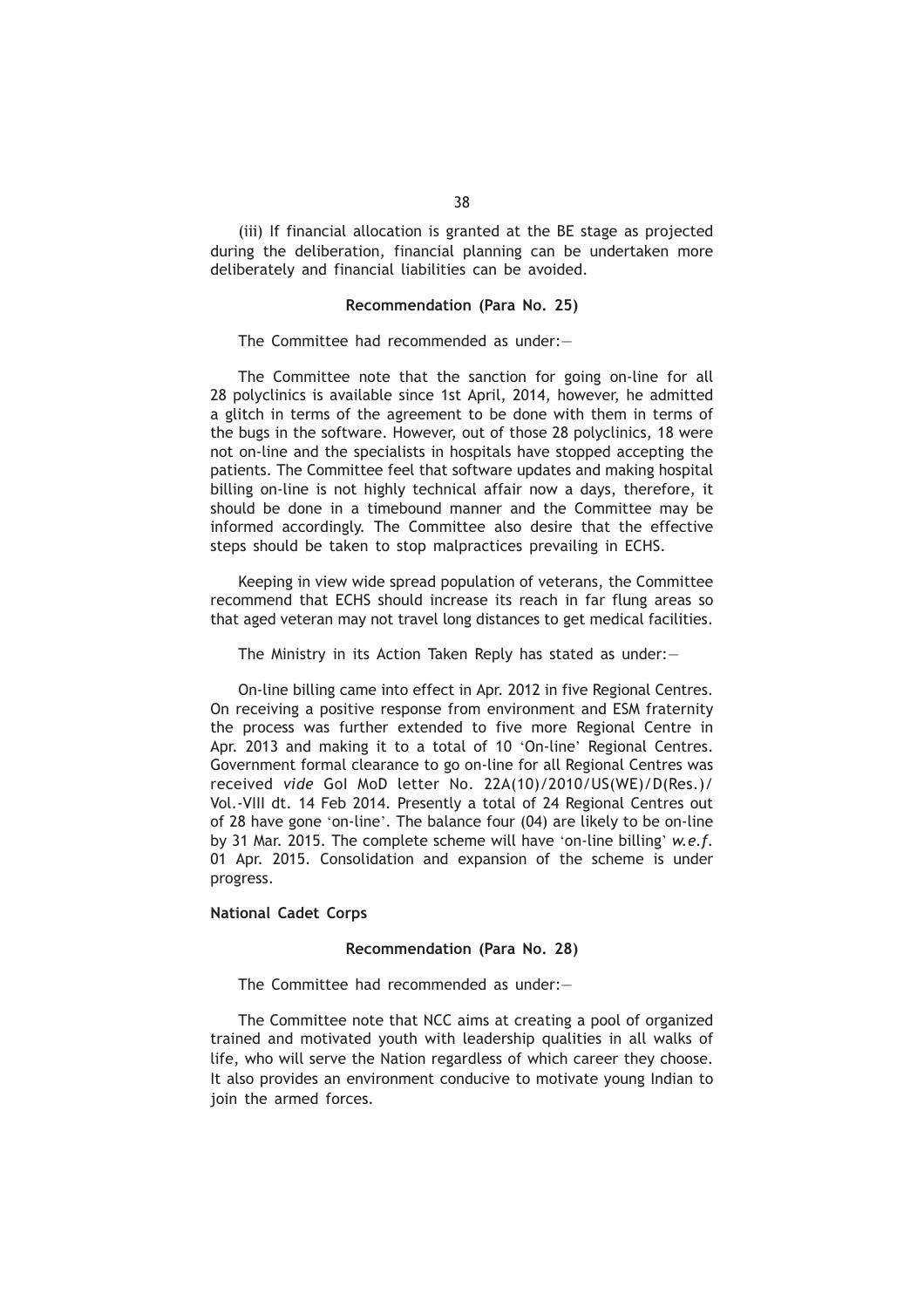(iii) If financial allocation is granted at the BE stage as projected during the deliberation, financial planning can be undertaken more deliberately and financial liabilities can be avoided.

**Recommendation (Para No. 25)**

The Committee had recommended as under:—

The Committee note that the sanction for going on-line for all 28 polyclinics is available since 1st April, 2014, however, he admitted a glitch in terms of the agreement to be done with them in terms of the bugs in the software. However, out of those 28 polyclinics, 18 were not on-line and the specialists in hospitals have stopped accepting the patients. The Committee feel that software updates and making hospital billing on-line is not highly technical affair now a days, therefore, it should be done in a timebound manner and the Committee may be informed accordingly. The Committee also desire that the effective steps should be taken to stop malpractices prevailing in ECHS.

Keeping in view wide spread population of veterans, the Committee recommend that ECHS should increase its reach in far flung areas so that aged veteran may not travel long distances to get medical facilities.

The Ministry in its Action Taken Reply has stated as under:—

On-line billing came into effect in Apr. 2012 in five Regional Centres. On receiving a positive response from environment and ESM fraternity the process was further extended to five more Regional Centre in Apr. 2013 and making it to a total of 10 'On-line' Regional Centres. Government formal clearance to go on-line for all Regional Centres was received *vide* GoI MoD letter No. 22A(10)/2010/US(WE)/D(Res.)/ Vol.-VIII dt. 14 Feb 2014. Presently a total of 24 Regional Centres out of 28 have gone 'on-line'. The balance four (04) are likely to be on-line by 31 Mar. 2015. The complete scheme will have 'on-line billing' *w.e.f.* 01 Apr. 2015. Consolidation and expansion of the scheme is under progress.

**National Cadet Corps**

**Recommendation (Para No. 28)**

The Committee had recommended as under:—

The Committee note that NCC aims at creating a pool of organized trained and motivated youth with leadership qualities in all walks of life, who will serve the Nation regardless of which career they choose. It also provides an environment conducive to motivate young Indian to join the armed forces.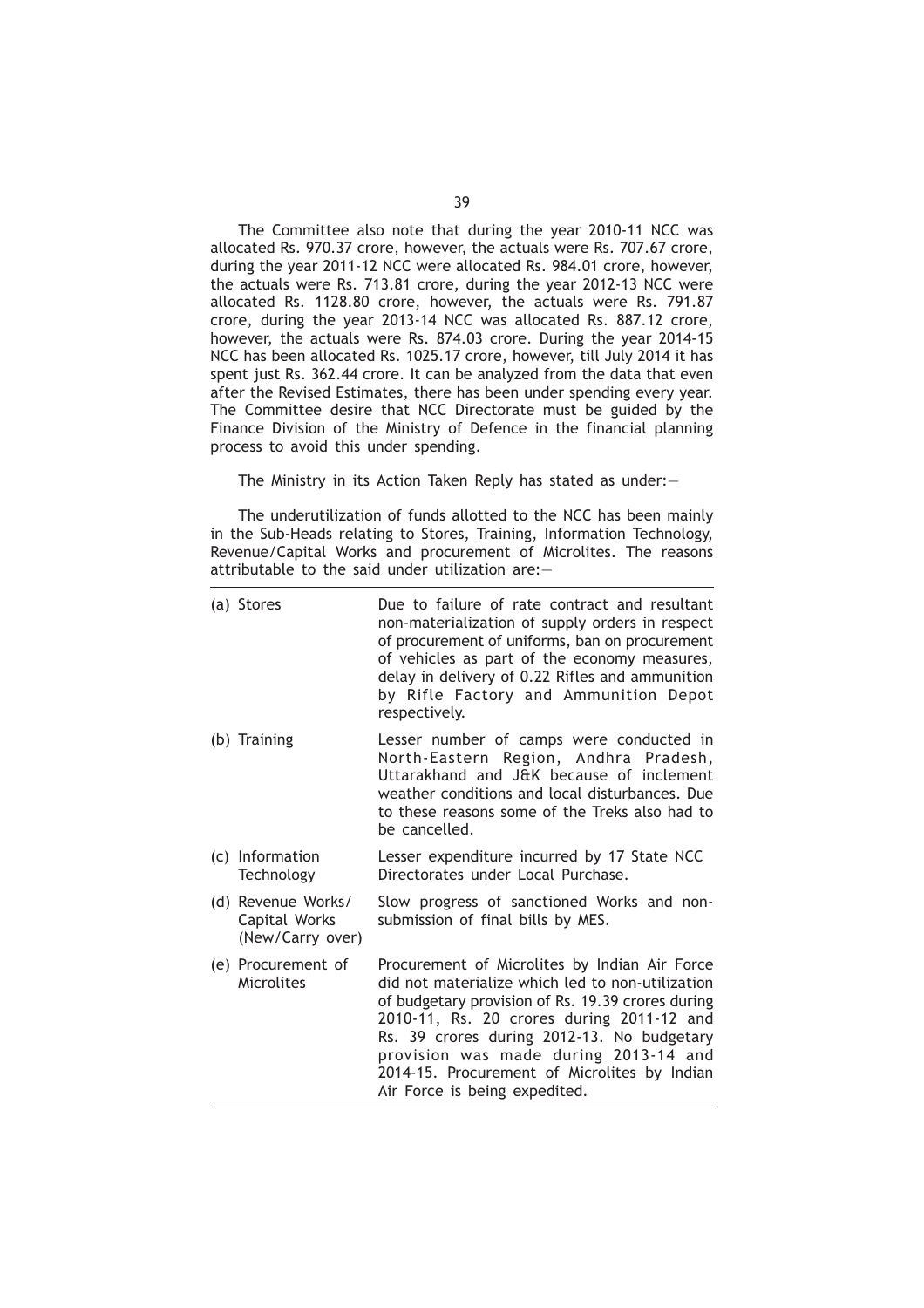The Committee also note that during the year 2010-11 NCC was allocated Rs. 970.37 crore, however, the actuals were Rs. 707.67 crore, during the year 2011-12 NCC were allocated Rs. 984.01 crore, however, the actuals were Rs. 713.81 crore, during the year 2012-13 NCC were allocated Rs. 1128.80 crore, however, the actuals were Rs. 791.87 crore, during the year 2013-14 NCC was allocated Rs. 887.12 crore, however, the actuals were Rs. 874.03 crore. During the year 2014-15 NCC has been allocated Rs. 1025.17 crore, however, till July 2014 it has spent just Rs. 362.44 crore. It can be analyzed from the data that even after the Revised Estimates, there has been under spending every year. The Committee desire that NCC Directorate must be guided by the Finance Division of the Ministry of Defence in the financial planning process to avoid this under spending.

The Ministry in its Action Taken Reply has stated as under:—

The underutilization of funds allotted to the NCC has been mainly in the Sub-Heads relating to Stores, Training, Information Technology, Revenue/Capital Works and procurement of Microlites. The reasons attributable to the said under utilization are:—

| | |
|---|---|
| (a) Stores | Due to failure of rate contract and resultant non-materialization of supply orders in respect of procurement of uniforms, ban on procurement of vehicles as part of the economy measures, delay in delivery of 0.22 Rifles and ammunition by Rifle Factory and Ammunition Depot respectively. |
| (b) Training | Lesser number of camps were conducted in North-Eastern Region, Andhra Pradesh, Uttarakhand and J&K because of inclement weather conditions and local disturbances. Due to these reasons some of the Treks also had to be cancelled. |
| (c) Information Technology | Lesser expenditure incurred by 17 State NCC Directorates under Local Purchase. |
| (d) Revenue Works/ Capital Works (New/Carry over) | Slow progress of sanctioned Works and non-submission of final bills by MES. |
| (e) Procurement of Microlites | Procurement of Microlites by Indian Air Force did not materialize which led to non-utilization of budgetary provision of Rs. 19.39 crores during 2010-11, Rs. 20 crores during 2011-12 and Rs. 39 crores during 2012-13. No budgetary provision was made during 2013-14 and 2014-15. Procurement of Microlites by Indian Air Force is being expedited. |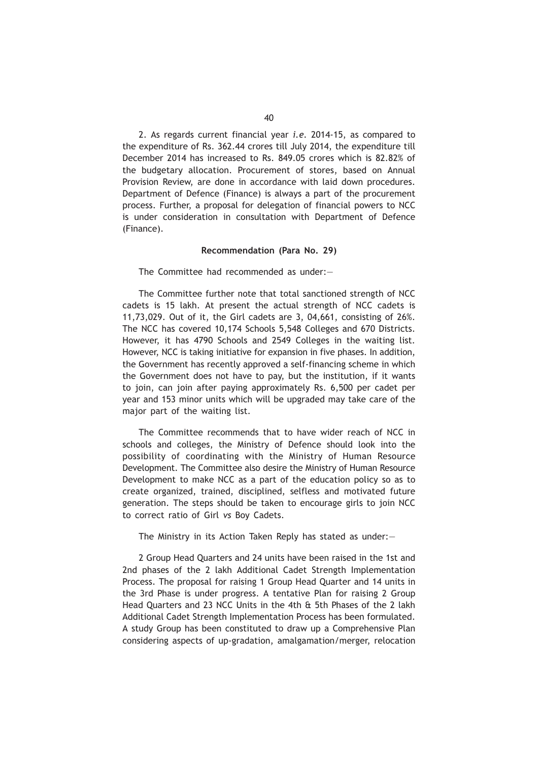2. As regards current financial year *i.e.* 2014-15, as compared to the expenditure of Rs. 362.44 crores till July 2014, the expenditure till December 2014 has increased to Rs. 849.05 crores which is 82.82% of the budgetary allocation. Procurement of stores, based on Annual Provision Review, are done in accordance with laid down procedures. Department of Defence (Finance) is always a part of the procurement process. Further, a proposal for delegation of financial powers to NCC is under consideration in consultation with Department of Defence (Finance).

**Recommendation (Para No. 29)**

The Committee had recommended as under:—

The Committee further note that total sanctioned strength of NCC cadets is 15 lakh. At present the actual strength of NCC cadets is 11,73,029. Out of it, the Girl cadets are 3, 04,661, consisting of 26%. The NCC has covered 10,174 Schools 5,548 Colleges and 670 Districts. However, it has 4790 Schools and 2549 Colleges in the waiting list. However, NCC is taking initiative for expansion in five phases. In addition, the Government has recently approved a self-financing scheme in which the Government does not have to pay, but the institution, if it wants to join, can join after paying approximately Rs. 6,500 per cadet per year and 153 minor units which will be upgraded may take care of the major part of the waiting list.

The Committee recommends that to have wider reach of NCC in schools and colleges, the Ministry of Defence should look into the possibility of coordinating with the Ministry of Human Resource Development. The Committee also desire the Ministry of Human Resource Development to make NCC as a part of the education policy so as to create organized, trained, disciplined, selfless and motivated future generation. The steps should be taken to encourage girls to join NCC to correct ratio of Girl *vs* Boy Cadets.

The Ministry in its Action Taken Reply has stated as under:—

2 Group Head Quarters and 24 units have been raised in the 1st and 2nd phases of the 2 lakh Additional Cadet Strength Implementation Process. The proposal for raising 1 Group Head Quarter and 14 units in the 3rd Phase is under progress. A tentative Plan for raising 2 Group Head Quarters and 23 NCC Units in the 4th & 5th Phases of the 2 lakh Additional Cadet Strength Implementation Process has been formulated. A study Group has been constituted to draw up a Comprehensive Plan considering aspects of up-gradation, amalgamation/merger, relocation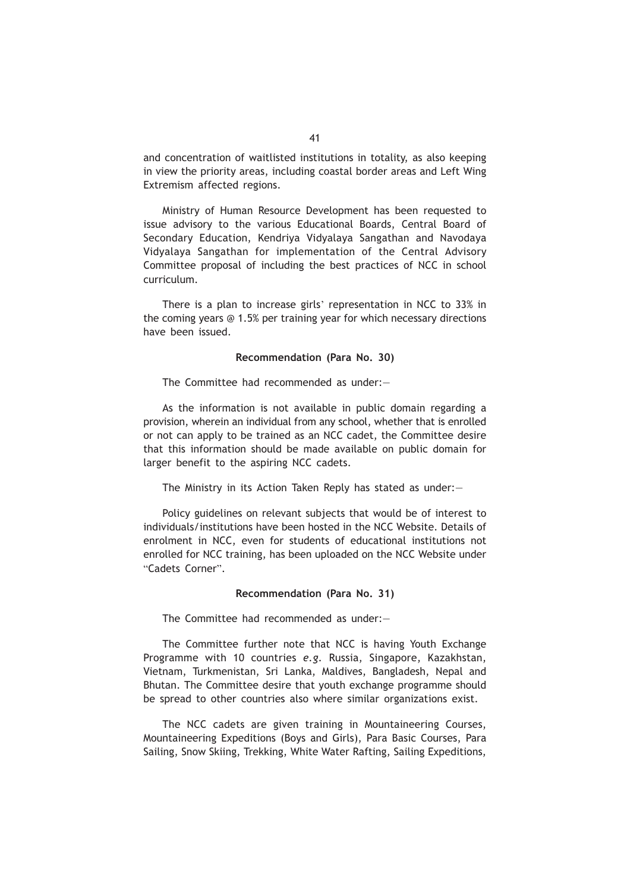and concentration of waitlisted institutions in totality, as also keeping in view the priority areas, including coastal border areas and Left Wing Extremism affected regions.

Ministry of Human Resource Development has been requested to issue advisory to the various Educational Boards, Central Board of Secondary Education, Kendriya Vidyalaya Sangathan and Navodaya Vidyalaya Sangathan for implementation of the Central Advisory Committee proposal of including the best practices of NCC in school curriculum.

There is a plan to increase girls' representation in NCC to 33% in the coming years @ 1.5% per training year for which necessary directions have been issued.

**Recommendation (Para No. 30)**

The Committee had recommended as under:—

As the information is not available in public domain regarding a provision, wherein an individual from any school, whether that is enrolled or not can apply to be trained as an NCC cadet, the Committee desire that this information should be made available on public domain for larger benefit to the aspiring NCC cadets.

The Ministry in its Action Taken Reply has stated as under:—

Policy guidelines on relevant subjects that would be of interest to individuals/institutions have been hosted in the NCC Website. Details of enrolment in NCC, even for students of educational institutions not enrolled for NCC training, has been uploaded on the NCC Website under "Cadets Corner".

**Recommendation (Para No. 31)**

The Committee had recommended as under:—

The Committee further note that NCC is having Youth Exchange Programme with 10 countries *e.g.* Russia, Singapore, Kazakhstan, Vietnam, Turkmenistan, Sri Lanka, Maldives, Bangladesh, Nepal and Bhutan. The Committee desire that youth exchange programme should be spread to other countries also where similar organizations exist.

The NCC cadets are given training in Mountaineering Courses, Mountaineering Expeditions (Boys and Girls), Para Basic Courses, Para Sailing, Snow Skiing, Trekking, White Water Rafting, Sailing Expeditions,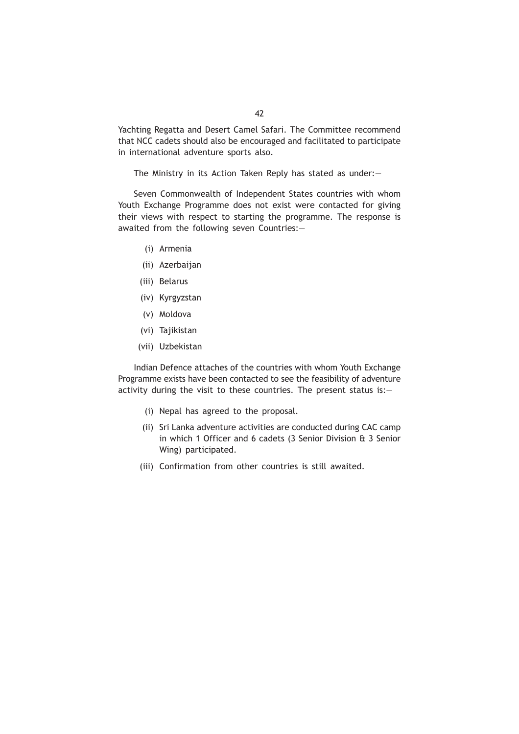Yachting Regatta and Desert Camel Safari. The Committee recommend that NCC cadets should also be encouraged and facilitated to participate in international adventure sports also.

The Ministry in its Action Taken Reply has stated as under:—

Seven Commonwealth of Independent States countries with whom Youth Exchange Programme does not exist were contacted for giving their views with respect to starting the programme. The response is awaited from the following seven Countries:—

- (i) Armenia
- (ii) Azerbaijan
- (iii) Belarus
- (iv) Kyrgyzstan
- (v) Moldova
- (vi) Tajikistan
- (vii) Uzbekistan

Indian Defence attaches of the countries with whom Youth Exchange Programme exists have been contacted to see the feasibility of adventure activity during the visit to these countries. The present status is:—

- (i) Nepal has agreed to the proposal.
- (ii) Sri Lanka adventure activities are conducted during CAC camp in which 1 Officer and 6 cadets (3 Senior Division & 3 Senior Wing) participated.
- (iii) Confirmation from other countries is still awaited.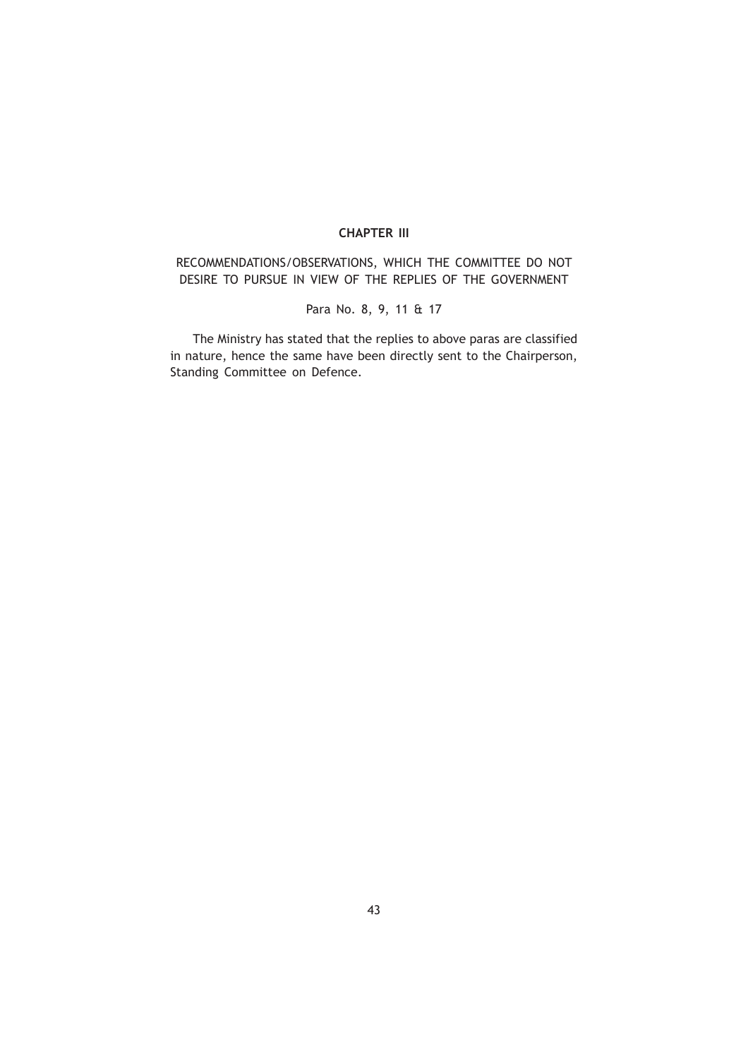# CHAPTER III

## RECOMMENDATIONS/OBSERVATIONS, WHICH THE COMMITTEE DO NOT DESIRE TO PURSUE IN VIEW OF THE REPLIES OF THE GOVERNMENT

Para No. 8, 9, 11 & 17

The Ministry has stated that the replies to above paras are classified in nature, hence the same have been directly sent to the Chairperson, Standing Committee on Defence.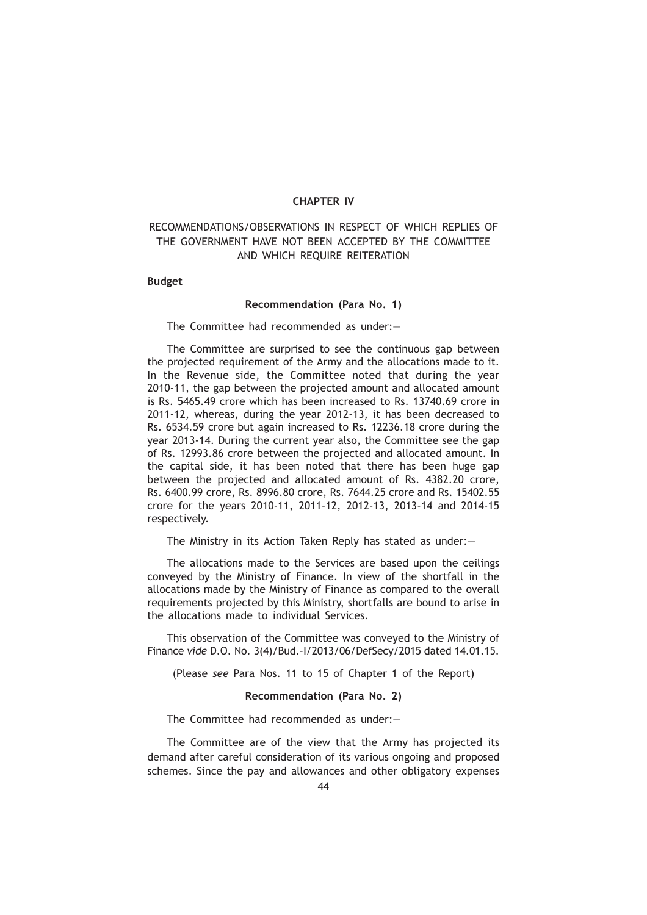# CHAPTER IV

## RECOMMENDATIONS/OBSERVATIONS IN RESPECT OF WHICH REPLIES OF THE GOVERNMENT HAVE NOT BEEN ACCEPTED BY THE COMMITTEE AND WHICH REQUIRE REITERATION

**Budget**

### Recommendation (Para No. 1)

The Committee had recommended as under:—

The Committee are surprised to see the continuous gap between the projected requirement of the Army and the allocations made to it. In the Revenue side, the Committee noted that during the year 2010-11, the gap between the projected amount and allocated amount is Rs. 5465.49 crore which has been increased to Rs. 13740.69 crore in 2011-12, whereas, during the year 2012-13, it has been decreased to Rs. 6534.59 crore but again increased to Rs. 12236.18 crore during the year 2013-14. During the current year also, the Committee see the gap of Rs. 12993.86 crore between the projected and allocated amount. In the capital side, it has been noted that there has been huge gap between the projected and allocated amount of Rs. 4382.20 crore, Rs. 6400.99 crore, Rs. 8996.80 crore, Rs. 7644.25 crore and Rs. 15402.55 crore for the years 2010-11, 2011-12, 2012-13, 2013-14 and 2014-15 respectively.

The Ministry in its Action Taken Reply has stated as under:—

The allocations made to the Services are based upon the ceilings conveyed by the Ministry of Finance. In view of the shortfall in the allocations made by the Ministry of Finance as compared to the overall requirements projected by this Ministry, shortfalls are bound to arise in the allocations made to individual Services.

This observation of the Committee was conveyed to the Ministry of Finance *vide* D.O. No. 3(4)/Bud.-I/2013/06/DefSecy/2015 dated 14.01.15.

(Please *see* Para Nos. 11 to 15 of Chapter 1 of the Report)

### Recommendation (Para No. 2)

The Committee had recommended as under:—

The Committee are of the view that the Army has projected its demand after careful consideration of its various ongoing and proposed schemes. Since the pay and allowances and other obligatory expenses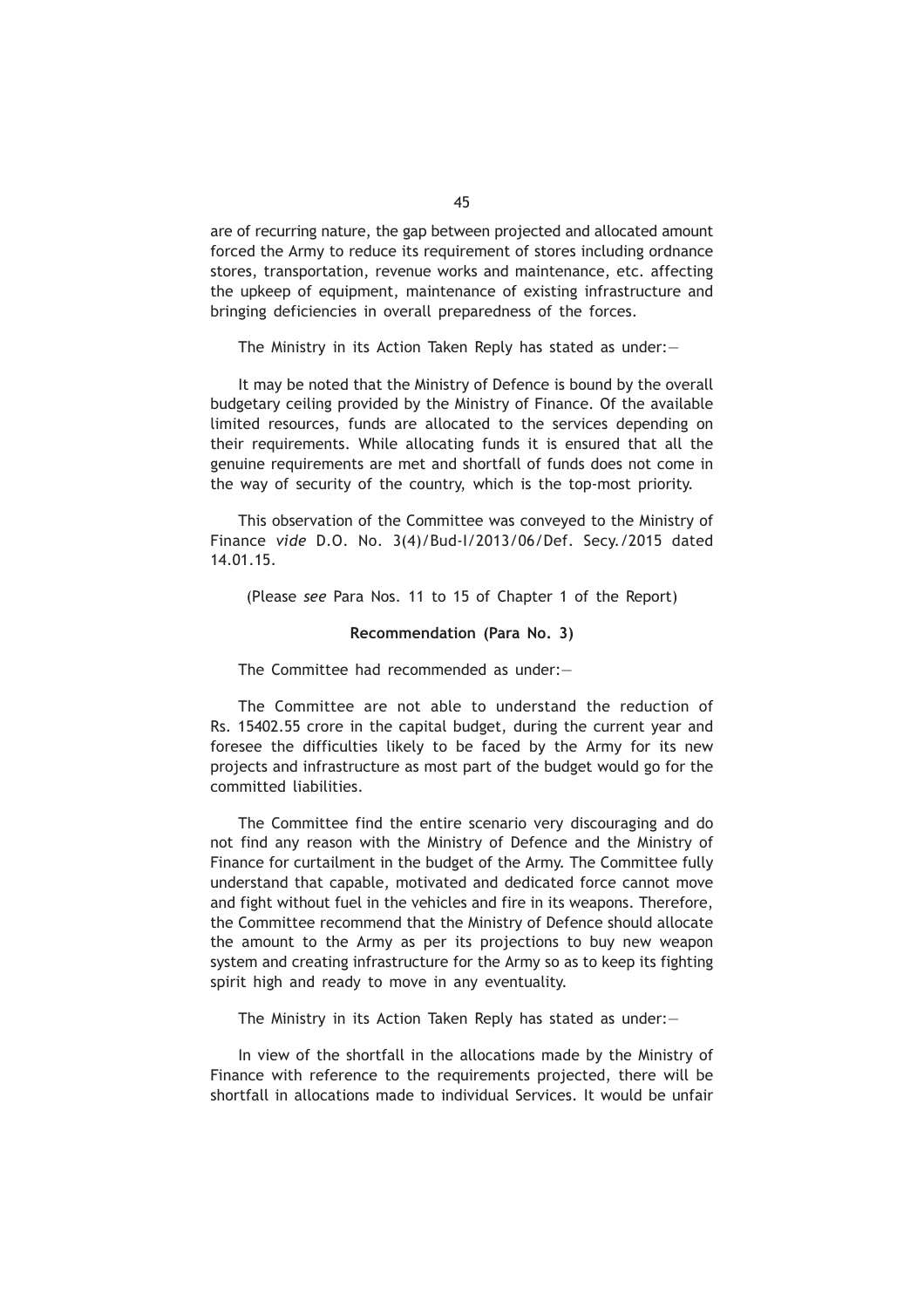are of recurring nature, the gap between projected and allocated amount forced the Army to reduce its requirement of stores including ordnance stores, transportation, revenue works and maintenance, etc. affecting the upkeep of equipment, maintenance of existing infrastructure and bringing deficiencies in overall preparedness of the forces.

The Ministry in its Action Taken Reply has stated as under:—

It may be noted that the Ministry of Defence is bound by the overall budgetary ceiling provided by the Ministry of Finance. Of the available limited resources, funds are allocated to the services depending on their requirements. While allocating funds it is ensured that all the genuine requirements are met and shortfall of funds does not come in the way of security of the country, which is the top-most priority.

This observation of the Committee was conveyed to the Ministry of Finance *vide* D.O. No. 3(4)/Bud-I/2013/06/Def. Secy./2015 dated 14.01.15.

(Please *see* Para Nos. 11 to 15 of Chapter 1 of the Report)

**Recommendation (Para No. 3)**

The Committee had recommended as under:—

The Committee are not able to understand the reduction of Rs. 15402.55 crore in the capital budget, during the current year and foresee the difficulties likely to be faced by the Army for its new projects and infrastructure as most part of the budget would go for the committed liabilities.

The Committee find the entire scenario very discouraging and do not find any reason with the Ministry of Defence and the Ministry of Finance for curtailment in the budget of the Army. The Committee fully understand that capable, motivated and dedicated force cannot move and fight without fuel in the vehicles and fire in its weapons. Therefore, the Committee recommend that the Ministry of Defence should allocate the amount to the Army as per its projections to buy new weapon system and creating infrastructure for the Army so as to keep its fighting spirit high and ready to move in any eventuality.

The Ministry in its Action Taken Reply has stated as under:—

In view of the shortfall in the allocations made by the Ministry of Finance with reference to the requirements projected, there will be shortfall in allocations made to individual Services. It would be unfair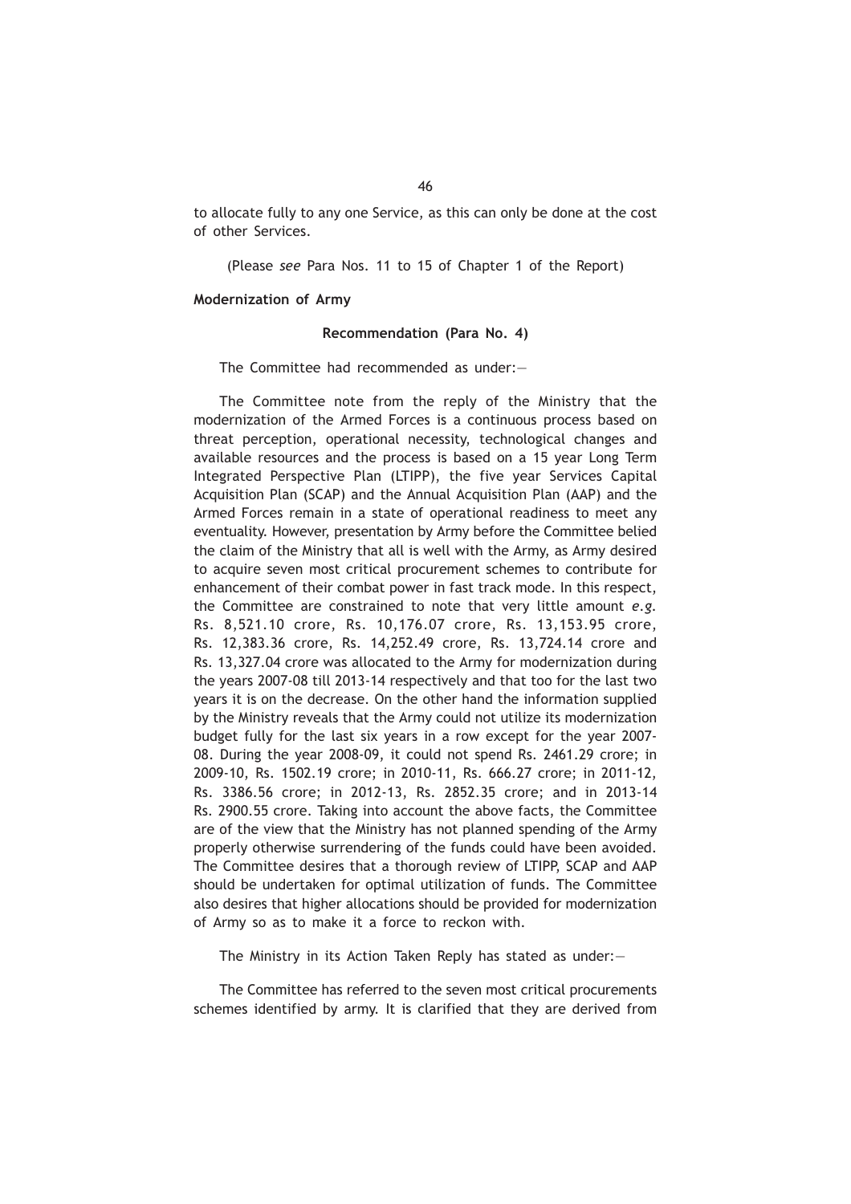to allocate fully to any one Service, as this can only be done at the cost of other Services.

(Please *see* Para Nos. 11 to 15 of Chapter 1 of the Report)

**Modernization of Army**

**Recommendation (Para No. 4)**

The Committee had recommended as under:—

The Committee note from the reply of the Ministry that the modernization of the Armed Forces is a continuous process based on threat perception, operational necessity, technological changes and available resources and the process is based on a 15 year Long Term Integrated Perspective Plan (LTIPP), the five year Services Capital Acquisition Plan (SCAP) and the Annual Acquisition Plan (AAP) and the Armed Forces remain in a state of operational readiness to meet any eventuality. However, presentation by Army before the Committee belied the claim of the Ministry that all is well with the Army, as Army desired to acquire seven most critical procurement schemes to contribute for enhancement of their combat power in fast track mode. In this respect, the Committee are constrained to note that very little amount *e.g.* Rs. 8,521.10 crore, Rs. 10,176.07 crore, Rs. 13,153.95 crore, Rs. 12,383.36 crore, Rs. 14,252.49 crore, Rs. 13,724.14 crore and Rs. 13,327.04 crore was allocated to the Army for modernization during the years 2007-08 till 2013-14 respectively and that too for the last two years it is on the decrease. On the other hand the information supplied by the Ministry reveals that the Army could not utilize its modernization budget fully for the last six years in a row except for the year 2007-08. During the year 2008-09, it could not spend Rs. 2461.29 crore; in 2009-10, Rs. 1502.19 crore; in 2010-11, Rs. 666.27 crore; in 2011-12, Rs. 3386.56 crore; in 2012-13, Rs. 2852.35 crore; and in 2013-14 Rs. 2900.55 crore. Taking into account the above facts, the Committee are of the view that the Ministry has not planned spending of the Army properly otherwise surrendering of the funds could have been avoided. The Committee desires that a thorough review of LTIPP, SCAP and AAP should be undertaken for optimal utilization of funds. The Committee also desires that higher allocations should be provided for modernization of Army so as to make it a force to reckon with.

The Ministry in its Action Taken Reply has stated as under:—

The Committee has referred to the seven most critical procurements schemes identified by army. It is clarified that they are derived from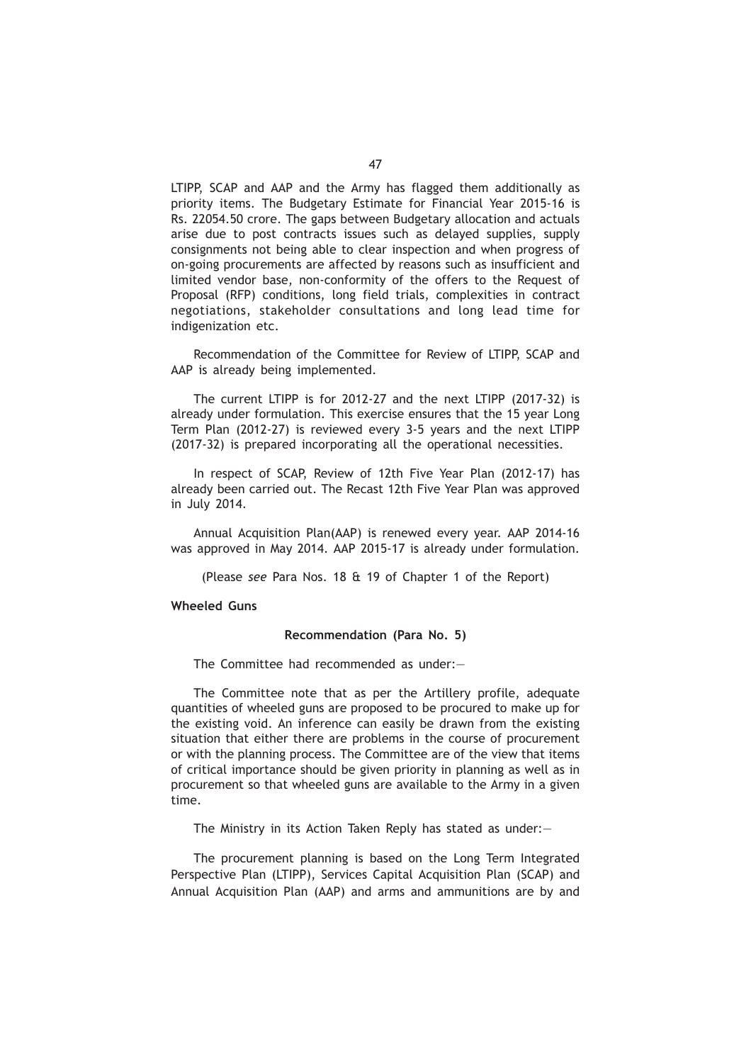LTIPP, SCAP and AAP and the Army has flagged them additionally as priority items. The Budgetary Estimate for Financial Year 2015-16 is Rs. 22054.50 crore. The gaps between Budgetary allocation and actuals arise due to post contracts issues such as delayed supplies, supply consignments not being able to clear inspection and when progress of on-going procurements are affected by reasons such as insufficient and limited vendor base, non-conformity of the offers to the Request of Proposal (RFP) conditions, long field trials, complexities in contract negotiations, stakeholder consultations and long lead time for indigenization etc.

Recommendation of the Committee for Review of LTIPP, SCAP and AAP is already being implemented.

The current LTIPP is for 2012-27 and the next LTIPP (2017-32) is already under formulation. This exercise ensures that the 15 year Long Term Plan (2012-27) is reviewed every 3-5 years and the next LTIPP (2017-32) is prepared incorporating all the operational necessities.

In respect of SCAP, Review of 12th Five Year Plan (2012-17) has already been carried out. The Recast 12th Five Year Plan was approved in July 2014.

Annual Acquisition Plan(AAP) is renewed every year. AAP 2014-16 was approved in May 2014. AAP 2015-17 is already under formulation.

(Please *see* Para Nos. 18 & 19 of Chapter 1 of the Report)

**Wheeled Guns**

**Recommendation (Para No. 5)**

The Committee had recommended as under:—

The Committee note that as per the Artillery profile, adequate quantities of wheeled guns are proposed to be procured to make up for the existing void. An inference can easily be drawn from the existing situation that either there are problems in the course of procurement or with the planning process. The Committee are of the view that items of critical importance should be given priority in planning as well as in procurement so that wheeled guns are available to the Army in a given time.

The Ministry in its Action Taken Reply has stated as under:—

The procurement planning is based on the Long Term Integrated Perspective Plan (LTIPP), Services Capital Acquisition Plan (SCAP) and Annual Acquisition Plan (AAP) and arms and ammunitions are by and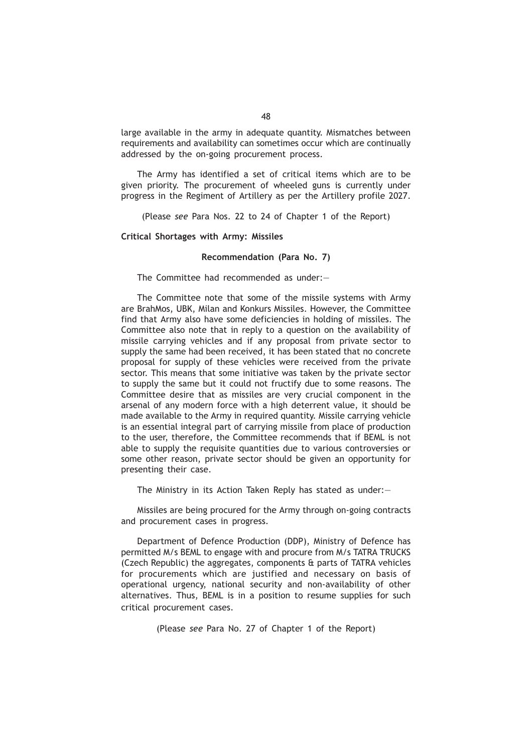large available in the army in adequate quantity. Mismatches between requirements and availability can sometimes occur which are continually addressed by the on-going procurement process.

The Army has identified a set of critical items which are to be given priority. The procurement of wheeled guns is currently under progress in the Regiment of Artillery as per the Artillery profile 2027.

(Please *see* Para Nos. 22 to 24 of Chapter 1 of the Report)

**Critical Shortages with Army: Missiles**

**Recommendation (Para No. 7)**

The Committee had recommended as under:—

The Committee note that some of the missile systems with Army are BrahMos, UBK, Milan and Konkurs Missiles. However, the Committee find that Army also have some deficiencies in holding of missiles. The Committee also note that in reply to a question on the availability of missile carrying vehicles and if any proposal from private sector to supply the same had been received, it has been stated that no concrete proposal for supply of these vehicles were received from the private sector. This means that some initiative was taken by the private sector to supply the same but it could not fructify due to some reasons. The Committee desire that as missiles are very crucial component in the arsenal of any modern force with a high deterrent value, it should be made available to the Army in required quantity. Missile carrying vehicle is an essential integral part of carrying missile from place of production to the user, therefore, the Committee recommends that if BEML is not able to supply the requisite quantities due to various controversies or some other reason, private sector should be given an opportunity for presenting their case.

The Ministry in its Action Taken Reply has stated as under:—

Missiles are being procured for the Army through on-going contracts and procurement cases in progress.

Department of Defence Production (DDP), Ministry of Defence has permitted M/s BEML to engage with and procure from M/s TATRA TRUCKS (Czech Republic) the aggregates, components & parts of TATRA vehicles for procurements which are justified and necessary on basis of operational urgency, national security and non-availability of other alternatives. Thus, BEML is in a position to resume supplies for such critical procurement cases.

(Please *see* Para No. 27 of Chapter 1 of the Report)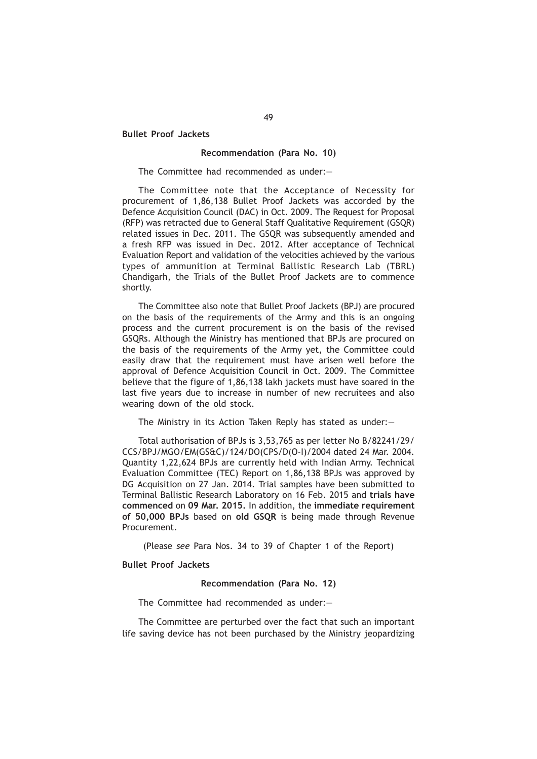**Bullet Proof Jackets**

**Recommendation (Para No. 10)**

The Committee had recommended as under:—

The Committee note that the Acceptance of Necessity for procurement of 1,86,138 Bullet Proof Jackets was accorded by the Defence Acquisition Council (DAC) in Oct. 2009. The Request for Proposal (RFP) was retracted due to General Staff Qualitative Requirement (GSQR) related issues in Dec. 2011. The GSQR was subsequently amended and a fresh RFP was issued in Dec. 2012. After acceptance of Technical Evaluation Report and validation of the velocities achieved by the various types of ammunition at Terminal Ballistic Research Lab (TBRL) Chandigarh, the Trials of the Bullet Proof Jackets are to commence shortly.

The Committee also note that Bullet Proof Jackets (BPJ) are procured on the basis of the requirements of the Army and this is an ongoing process and the current procurement is on the basis of the revised GSQRs. Although the Ministry has mentioned that BPJs are procured on the basis of the requirements of the Army yet, the Committee could easily draw that the requirement must have arisen well before the approval of Defence Acquisition Council in Oct. 2009. The Committee believe that the figure of 1,86,138 lakh jackets must have soared in the last five years due to increase in number of new recruitees and also wearing down of the old stock.

The Ministry in its Action Taken Reply has stated as under:—

Total authorisation of BPJs is 3,53,765 as per letter No B/82241/29/CCS/BPJ/MGO/EM(GS&C)/124/DO(CPS/D(O-I)/2004 dated 24 Mar. 2004. Quantity 1,22,624 BPJs are currently held with Indian Army. Technical Evaluation Committee (TEC) Report on 1,86,138 BPJs was approved by DG Acquisition on 27 Jan. 2014. Trial samples have been submitted to Terminal Ballistic Research Laboratory on 16 Feb. 2015 and **trials have commenced** on **09 Mar. 2015.** In addition, the **immediate requirement of 50,000 BPJs** based on **old GSQR** is being made through Revenue Procurement.

(Please *see* Para Nos. 34 to 39 of Chapter 1 of the Report)

**Bullet Proof Jackets**

**Recommendation (Para No. 12)**

The Committee had recommended as under:—

The Committee are perturbed over the fact that such an important life saving device has not been purchased by the Ministry jeopardizing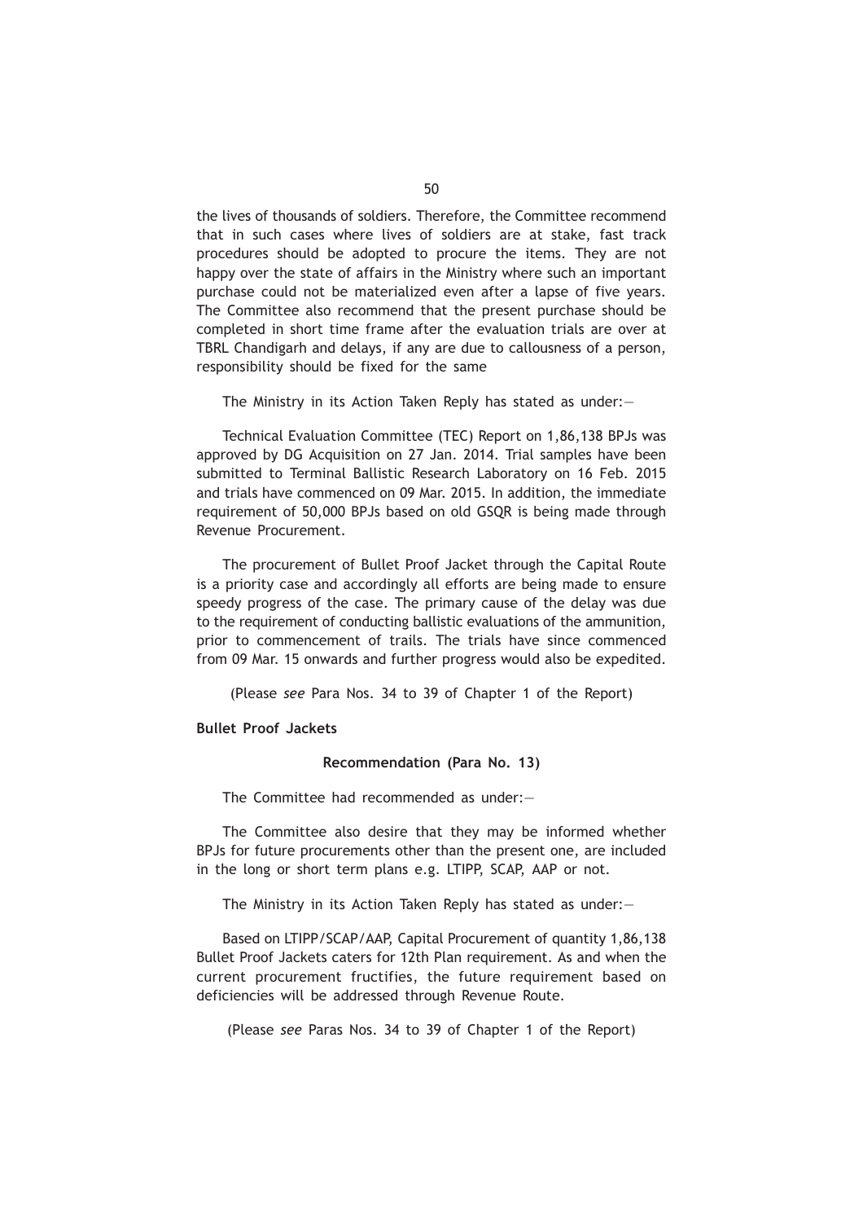the lives of thousands of soldiers. Therefore, the Committee recommend that in such cases where lives of soldiers are at stake, fast track procedures should be adopted to procure the items. They are not happy over the state of affairs in the Ministry where such an important purchase could not be materialized even after a lapse of five years. The Committee also recommend that the present purchase should be completed in short time frame after the evaluation trials are over at TBRL Chandigarh and delays, if any are due to callousness of a person, responsibility should be fixed for the same

The Ministry in its Action Taken Reply has stated as under:—

Technical Evaluation Committee (TEC) Report on 1,86,138 BPJs was approved by DG Acquisition on 27 Jan. 2014. Trial samples have been submitted to Terminal Ballistic Research Laboratory on 16 Feb. 2015 and trials have commenced on 09 Mar. 2015. In addition, the immediate requirement of 50,000 BPJs based on old GSQR is being made through Revenue Procurement.

The procurement of Bullet Proof Jacket through the Capital Route is a priority case and accordingly all efforts are being made to ensure speedy progress of the case. The primary cause of the delay was due to the requirement of conducting ballistic evaluations of the ammunition, prior to commencement of trails. The trials have since commenced from 09 Mar. 15 onwards and further progress would also be expedited.

(Please *see* Para Nos. 34 to 39 of Chapter 1 of the Report)

**Bullet Proof Jackets**

**Recommendation (Para No. 13)**

The Committee had recommended as under:—

The Committee also desire that they may be informed whether BPJs for future procurements other than the present one, are included in the long or short term plans e.g. LTIPP, SCAP, AAP or not.

The Ministry in its Action Taken Reply has stated as under:—

Based on LTIPP/SCAP/AAP, Capital Procurement of quantity 1,86,138 Bullet Proof Jackets caters for 12th Plan requirement. As and when the current procurement fructifies, the future requirement based on deficiencies will be addressed through Revenue Route.

(Please *see* Paras Nos. 34 to 39 of Chapter 1 of the Report)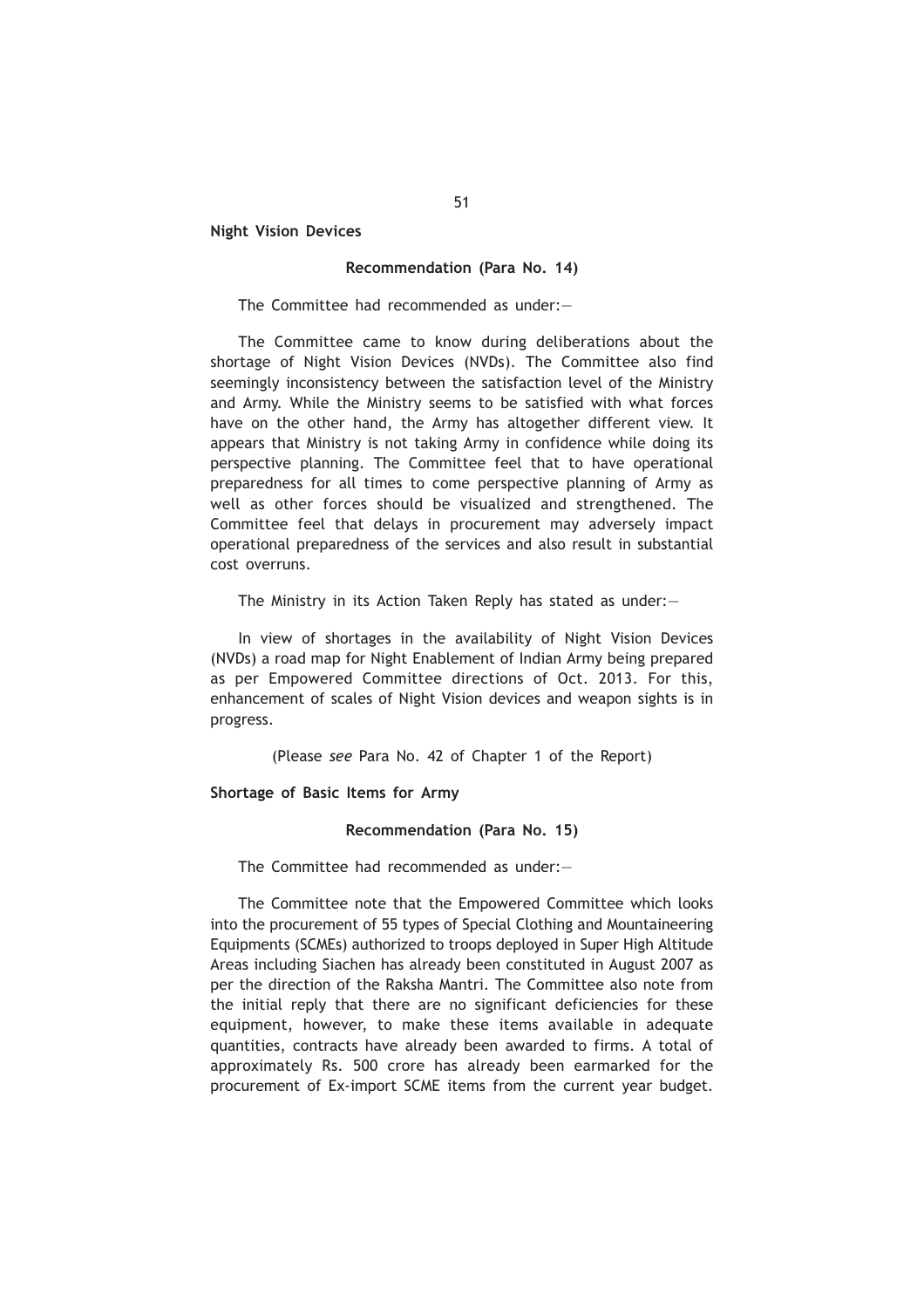**Night Vision Devices**

**Recommendation (Para No. 14)**

The Committee had recommended as under:—

The Committee came to know during deliberations about the shortage of Night Vision Devices (NVDs). The Committee also find seemingly inconsistency between the satisfaction level of the Ministry and Army. While the Ministry seems to be satisfied with what forces have on the other hand, the Army has altogether different view. It appears that Ministry is not taking Army in confidence while doing its perspective planning. The Committee feel that to have operational preparedness for all times to come perspective planning of Army as well as other forces should be visualized and strengthened. The Committee feel that delays in procurement may adversely impact operational preparedness of the services and also result in substantial cost overruns.

The Ministry in its Action Taken Reply has stated as under:—

In view of shortages in the availability of Night Vision Devices (NVDs) a road map for Night Enablement of Indian Army being prepared as per Empowered Committee directions of Oct. 2013. For this, enhancement of scales of Night Vision devices and weapon sights is in progress.

(Please *see* Para No. 42 of Chapter 1 of the Report)

**Shortage of Basic Items for Army**

**Recommendation (Para No. 15)**

The Committee had recommended as under:—

The Committee note that the Empowered Committee which looks into the procurement of 55 types of Special Clothing and Mountaineering Equipments (SCMEs) authorized to troops deployed in Super High Altitude Areas including Siachen has already been constituted in August 2007 as per the direction of the Raksha Mantri. The Committee also note from the initial reply that there are no significant deficiencies for these equipment, however, to make these items available in adequate quantities, contracts have already been awarded to firms. A total of approximately Rs. 500 crore has already been earmarked for the procurement of Ex-import SCME items from the current year budget.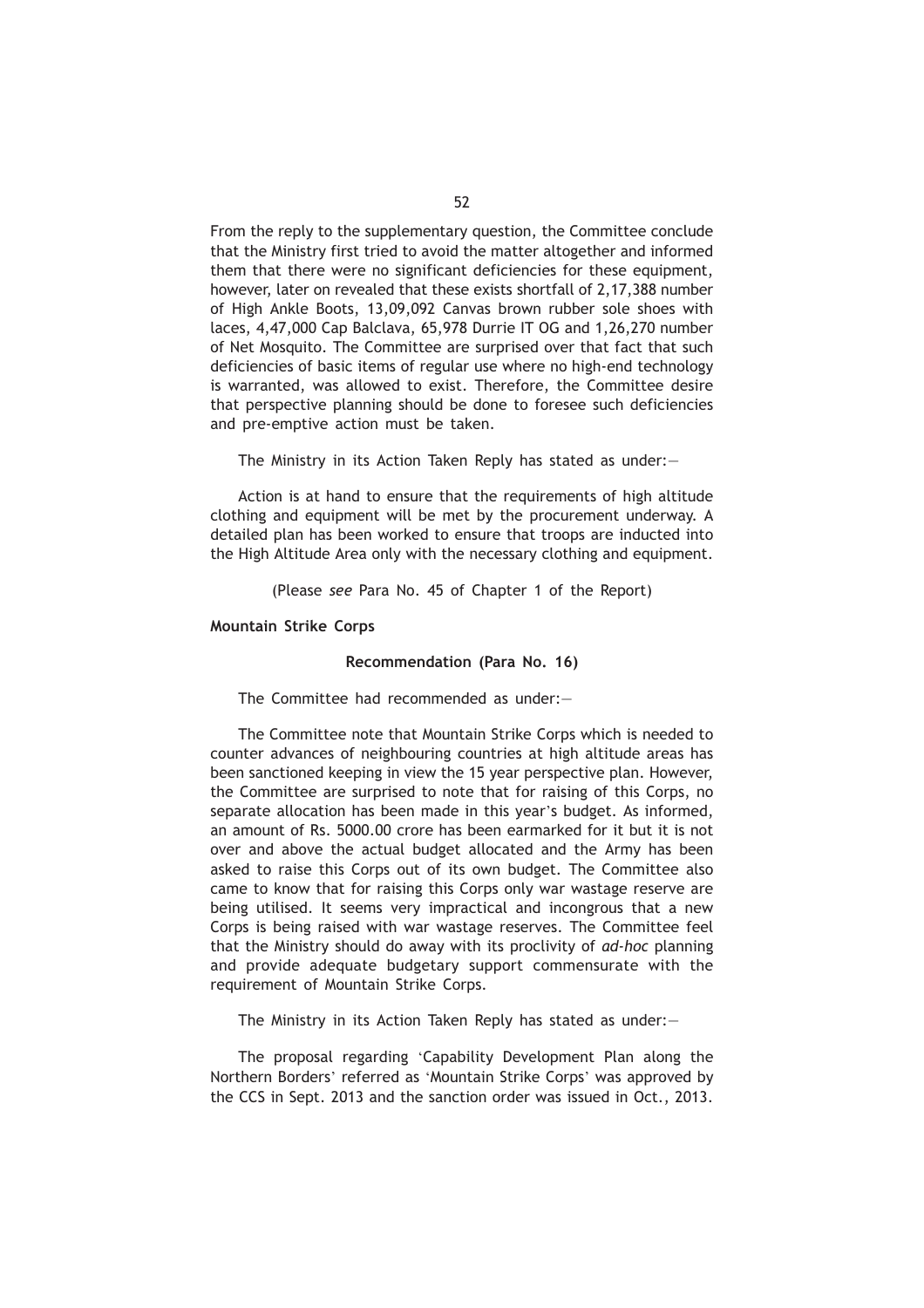From the reply to the supplementary question, the Committee conclude that the Ministry first tried to avoid the matter altogether and informed them that there were no significant deficiencies for these equipment, however, later on revealed that these exists shortfall of 2,17,388 number of High Ankle Boots, 13,09,092 Canvas brown rubber sole shoes with laces, 4,47,000 Cap Balclava, 65,978 Durrie IT OG and 1,26,270 number of Net Mosquito. The Committee are surprised over that fact that such deficiencies of basic items of regular use where no high-end technology is warranted, was allowed to exist. Therefore, the Committee desire that perspective planning should be done to foresee such deficiencies and pre-emptive action must be taken.

The Ministry in its Action Taken Reply has stated as under:—

Action is at hand to ensure that the requirements of high altitude clothing and equipment will be met by the procurement underway. A detailed plan has been worked to ensure that troops are inducted into the High Altitude Area only with the necessary clothing and equipment.

(Please *see* Para No. 45 of Chapter 1 of the Report)

**Mountain Strike Corps**

**Recommendation (Para No. 16)**

The Committee had recommended as under:—

The Committee note that Mountain Strike Corps which is needed to counter advances of neighbouring countries at high altitude areas has been sanctioned keeping in view the 15 year perspective plan. However, the Committee are surprised to note that for raising of this Corps, no separate allocation has been made in this year's budget. As informed, an amount of Rs. 5000.00 crore has been earmarked for it but it is not over and above the actual budget allocated and the Army has been asked to raise this Corps out of its own budget. The Committee also came to know that for raising this Corps only war wastage reserve are being utilised. It seems very impractical and incongrous that a new Corps is being raised with war wastage reserves. The Committee feel that the Ministry should do away with its proclivity of *ad-hoc* planning and provide adequate budgetary support commensurate with the requirement of Mountain Strike Corps.

The Ministry in its Action Taken Reply has stated as under:—

The proposal regarding 'Capability Development Plan along the Northern Borders' referred as 'Mountain Strike Corps' was approved by the CCS in Sept. 2013 and the sanction order was issued in Oct., 2013.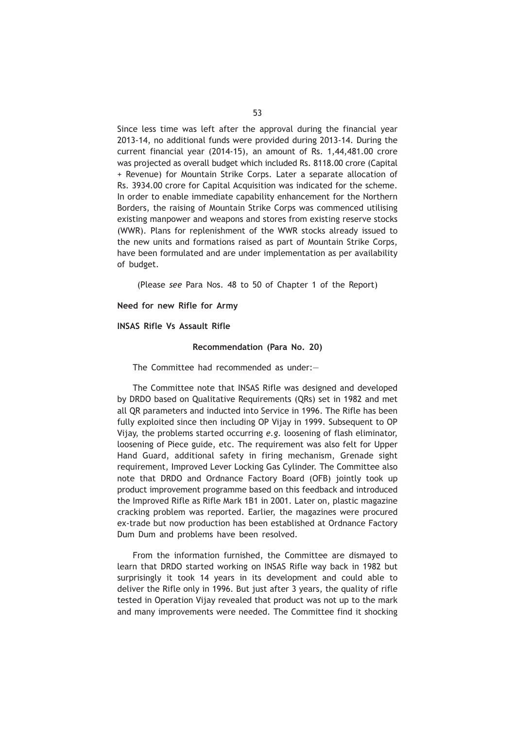Since less time was left after the approval during the financial year 2013-14, no additional funds were provided during 2013-14. During the current financial year (2014-15), an amount of Rs. 1,44,481.00 crore was projected as overall budget which included Rs. 8118.00 crore (Capital + Revenue) for Mountain Strike Corps. Later a separate allocation of Rs. 3934.00 crore for Capital Acquisition was indicated for the scheme. In order to enable immediate capability enhancement for the Northern Borders, the raising of Mountain Strike Corps was commenced utilising existing manpower and weapons and stores from existing reserve stocks (WWR). Plans for replenishment of the WWR stocks already issued to the new units and formations raised as part of Mountain Strike Corps, have been formulated and are under implementation as per availability of budget.

(Please *see* Para Nos. 48 to 50 of Chapter 1 of the Report)

**Need for new Rifle for Army**

**INSAS Rifle Vs Assault Rifle**

**Recommendation (Para No. 20)**

The Committee had recommended as under:—

The Committee note that INSAS Rifle was designed and developed by DRDO based on Qualitative Requirements (QRs) set in 1982 and met all QR parameters and inducted into Service in 1996. The Rifle has been fully exploited since then including OP Vijay in 1999. Subsequent to OP Vijay, the problems started occurring *e.g.* loosening of flash eliminator, loosening of Piece guide, etc. The requirement was also felt for Upper Hand Guard, additional safety in firing mechanism, Grenade sight requirement, Improved Lever Locking Gas Cylinder. The Committee also note that DRDO and Ordnance Factory Board (OFB) jointly took up product improvement programme based on this feedback and introduced the Improved Rifle as Rifle Mark 1B1 in 2001. Later on, plastic magazine cracking problem was reported. Earlier, the magazines were procured ex-trade but now production has been established at Ordnance Factory Dum Dum and problems have been resolved.

From the information furnished, the Committee are dismayed to learn that DRDO started working on INSAS Rifle way back in 1982 but surprisingly it took 14 years in its development and could able to deliver the Rifle only in 1996. But just after 3 years, the quality of rifle tested in Operation Vijay revealed that product was not up to the mark and many improvements were needed. The Committee find it shocking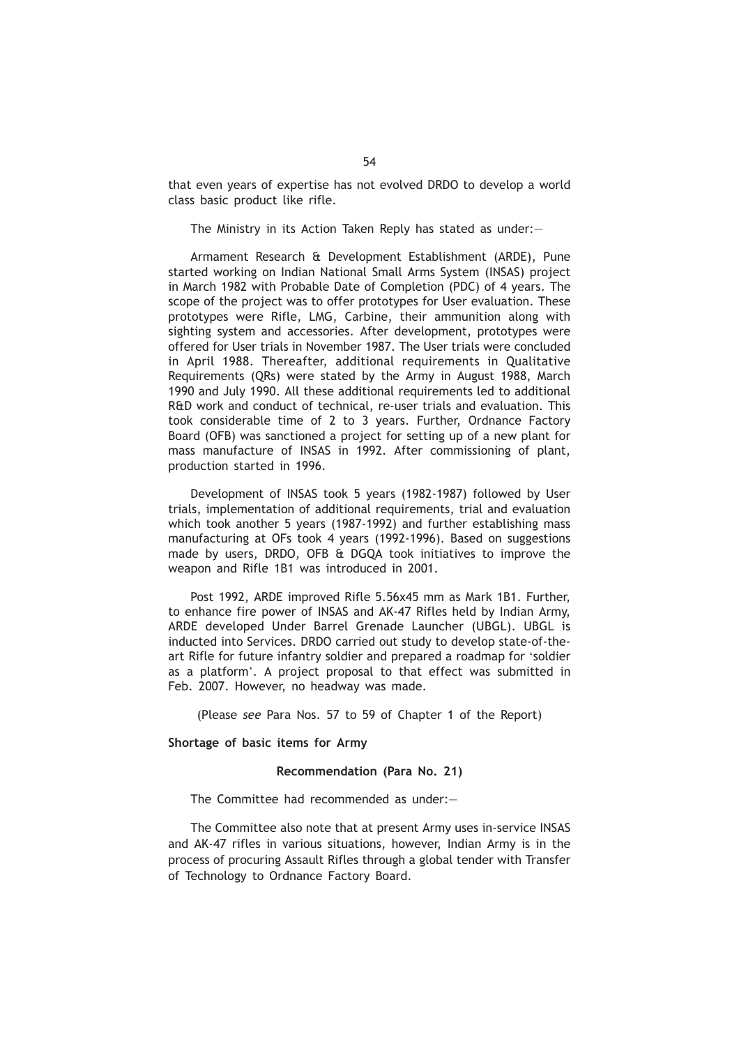that even years of expertise has not evolved DRDO to develop a world class basic product like rifle.

The Ministry in its Action Taken Reply has stated as under:—

Armament Research & Development Establishment (ARDE), Pune started working on Indian National Small Arms System (INSAS) project in March 1982 with Probable Date of Completion (PDC) of 4 years. The scope of the project was to offer prototypes for User evaluation. These prototypes were Rifle, LMG, Carbine, their ammunition along with sighting system and accessories. After development, prototypes were offered for User trials in November 1987. The User trials were concluded in April 1988. Thereafter, additional requirements in Qualitative Requirements (QRs) were stated by the Army in August 1988, March 1990 and July 1990. All these additional requirements led to additional R&D work and conduct of technical, re-user trials and evaluation. This took considerable time of 2 to 3 years. Further, Ordnance Factory Board (OFB) was sanctioned a project for setting up of a new plant for mass manufacture of INSAS in 1992. After commissioning of plant, production started in 1996.

Development of INSAS took 5 years (1982-1987) followed by User trials, implementation of additional requirements, trial and evaluation which took another 5 years (1987-1992) and further establishing mass manufacturing at OFs took 4 years (1992-1996). Based on suggestions made by users, DRDO, OFB & DGQA took initiatives to improve the weapon and Rifle 1B1 was introduced in 2001.

Post 1992, ARDE improved Rifle 5.56x45 mm as Mark 1B1. Further, to enhance fire power of INSAS and AK-47 Rifles held by Indian Army, ARDE developed Under Barrel Grenade Launcher (UBGL). UBGL is inducted into Services. DRDO carried out study to develop state-of-the-art Rifle for future infantry soldier and prepared a roadmap for 'soldier as a platform'. A project proposal to that effect was submitted in Feb. 2007. However, no headway was made.

(Please *see* Para Nos. 57 to 59 of Chapter 1 of the Report)

**Shortage of basic items for Army**

**Recommendation (Para No. 21)**

The Committee had recommended as under:—

The Committee also note that at present Army uses in-service INSAS and AK-47 rifles in various situations, however, Indian Army is in the process of procuring Assault Rifles through a global tender with Transfer of Technology to Ordnance Factory Board.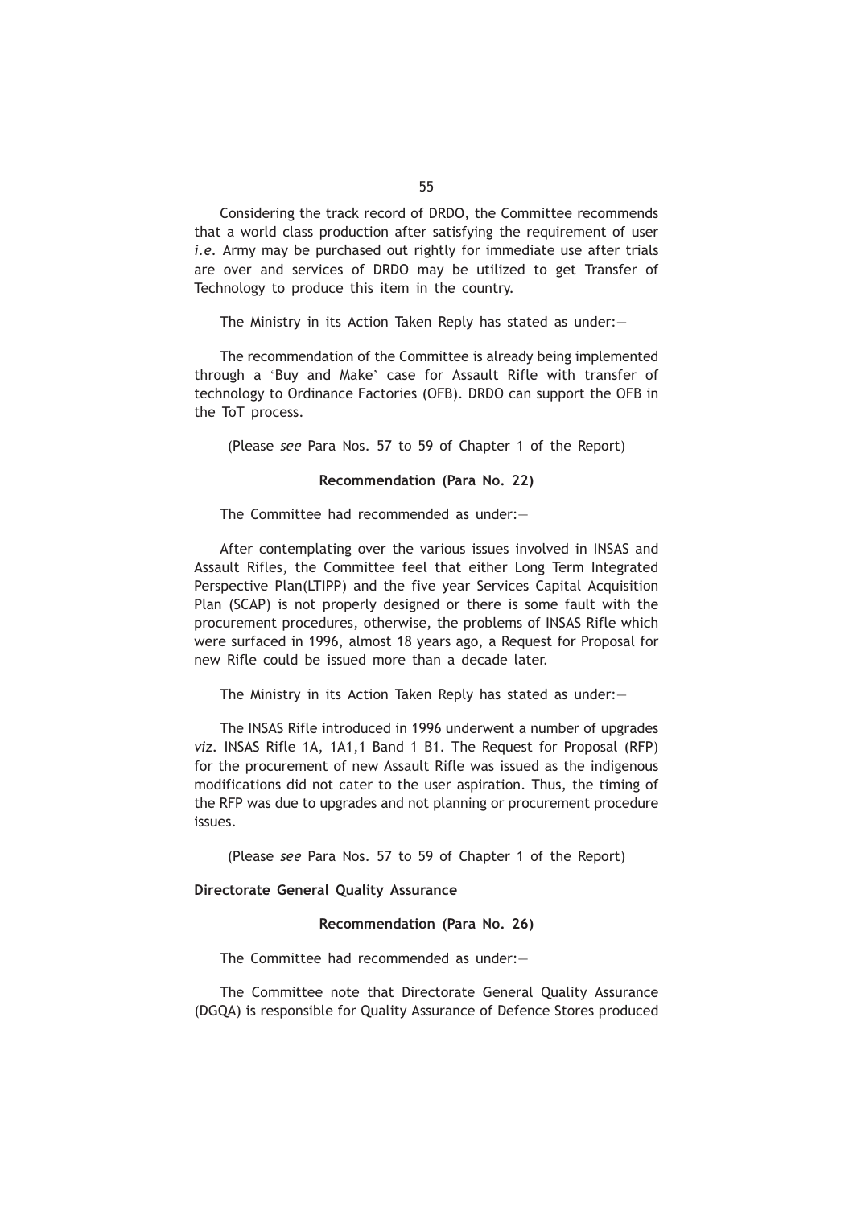Considering the track record of DRDO, the Committee recommends that a world class production after satisfying the requirement of user *i.e.* Army may be purchased out rightly for immediate use after trials are over and services of DRDO may be utilized to get Transfer of Technology to produce this item in the country.

The Ministry in its Action Taken Reply has stated as under:—

The recommendation of the Committee is already being implemented through a 'Buy and Make' case for Assault Rifle with transfer of technology to Ordinance Factories (OFB). DRDO can support the OFB in the ToT process.

(Please *see* Para Nos. 57 to 59 of Chapter 1 of the Report)

**Recommendation (Para No. 22)**

The Committee had recommended as under:—

After contemplating over the various issues involved in INSAS and Assault Rifles, the Committee feel that either Long Term Integrated Perspective Plan(LTIPP) and the five year Services Capital Acquisition Plan (SCAP) is not properly designed or there is some fault with the procurement procedures, otherwise, the problems of INSAS Rifle which were surfaced in 1996, almost 18 years ago, a Request for Proposal for new Rifle could be issued more than a decade later.

The Ministry in its Action Taken Reply has stated as under:—

The INSAS Rifle introduced in 1996 underwent a number of upgrades *viz.* INSAS Rifle 1A, 1A1,1 Band 1 B1. The Request for Proposal (RFP) for the procurement of new Assault Rifle was issued as the indigenous modifications did not cater to the user aspiration. Thus, the timing of the RFP was due to upgrades and not planning or procurement procedure issues.

(Please *see* Para Nos. 57 to 59 of Chapter 1 of the Report)

**Directorate General Quality Assurance**

**Recommendation (Para No. 26)**

The Committee had recommended as under:—

The Committee note that Directorate General Quality Assurance (DGQA) is responsible for Quality Assurance of Defence Stores produced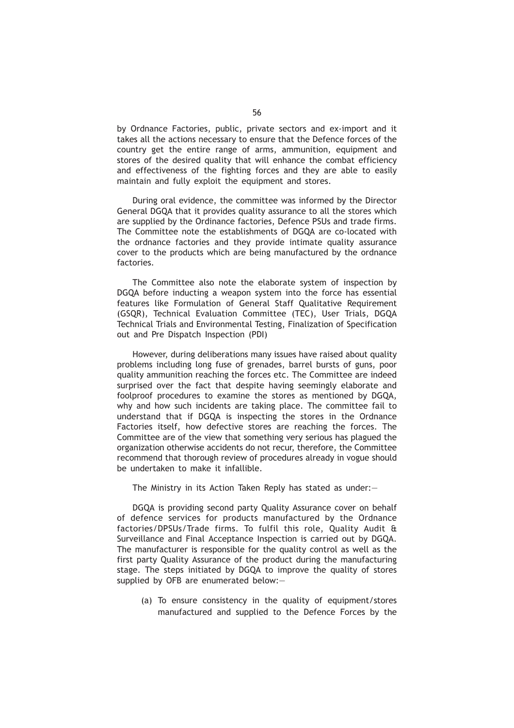by Ordnance Factories, public, private sectors and ex-import and it takes all the actions necessary to ensure that the Defence forces of the country get the entire range of arms, ammunition, equipment and stores of the desired quality that will enhance the combat efficiency and effectiveness of the fighting forces and they are able to easily maintain and fully exploit the equipment and stores.

During oral evidence, the committee was informed by the Director General DGQA that it provides quality assurance to all the stores which are supplied by the Ordinance factories, Defence PSUs and trade firms. The Committee note the establishments of DGQA are co-located with the ordnance factories and they provide intimate quality assurance cover to the products which are being manufactured by the ordnance factories.

The Committee also note the elaborate system of inspection by DGQA before inducting a weapon system into the force has essential features like Formulation of General Staff Qualitative Requirement (GSQR), Technical Evaluation Committee (TEC), User Trials, DGQA Technical Trials and Environmental Testing, Finalization of Specification out and Pre Dispatch Inspection (PDI)

However, during deliberations many issues have raised about quality problems including long fuse of grenades, barrel bursts of guns, poor quality ammunition reaching the forces etc. The Committee are indeed surprised over the fact that despite having seemingly elaborate and foolproof procedures to examine the stores as mentioned by DGQA, why and how such incidents are taking place. The committee fail to understand that if DGQA is inspecting the stores in the Ordnance Factories itself, how defective stores are reaching the forces. The Committee are of the view that something very serious has plagued the organization otherwise accidents do not recur, therefore, the Committee recommend that thorough review of procedures already in vogue should be undertaken to make it infallible.

The Ministry in its Action Taken Reply has stated as under:—

DGQA is providing second party Quality Assurance cover on behalf of defence services for products manufactured by the Ordnance factories/DPSUs/Trade firms. To fulfil this role, Quality Audit & Surveillance and Final Acceptance Inspection is carried out by DGQA. The manufacturer is responsible for the quality control as well as the first party Quality Assurance of the product during the manufacturing stage. The steps initiated by DGQA to improve the quality of stores supplied by OFB are enumerated below:—

(a) To ensure consistency in the quality of equipment/stores manufactured and supplied to the Defence Forces by the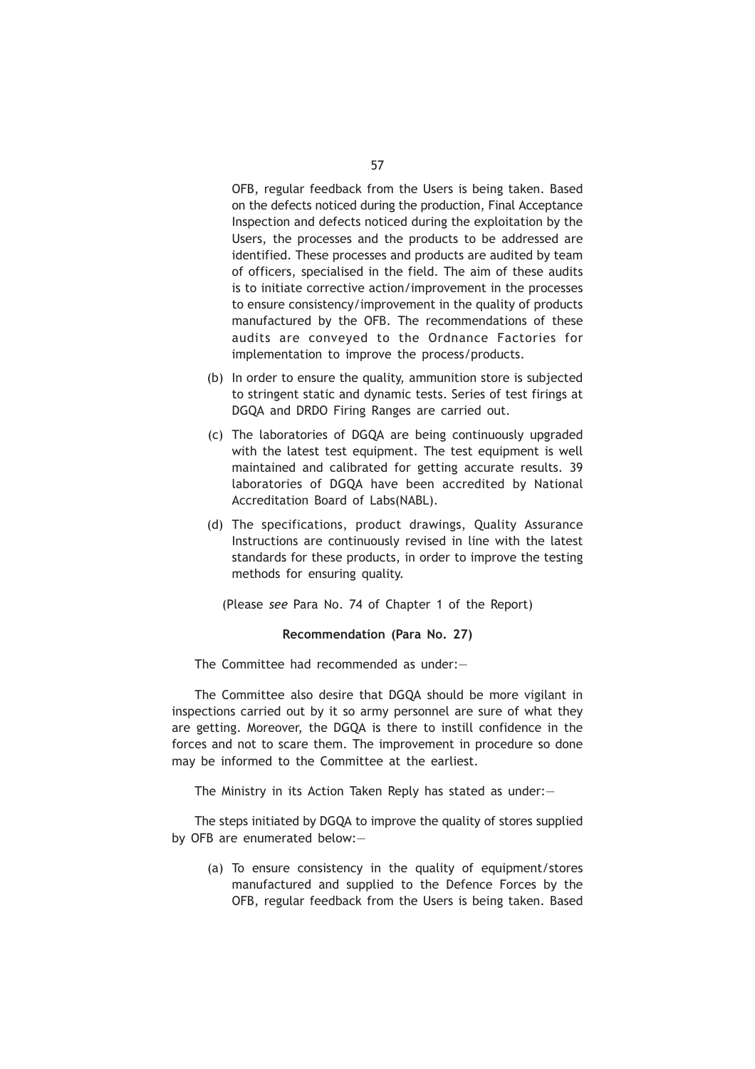OFB, regular feedback from the Users is being taken. Based on the defects noticed during the production, Final Acceptance Inspection and defects noticed during the exploitation by the Users, the processes and the products to be addressed are identified. These processes and products are audited by team of officers, specialised in the field. The aim of these audits is to initiate corrective action/improvement in the processes to ensure consistency/improvement in the quality of products manufactured by the OFB. The recommendations of these audits are conveyed to the Ordnance Factories for implementation to improve the process/products.

(b) In order to ensure the quality, ammunition store is subjected to stringent static and dynamic tests. Series of test firings at DGQA and DRDO Firing Ranges are carried out.

(c) The laboratories of DGQA are being continuously upgraded with the latest test equipment. The test equipment is well maintained and calibrated for getting accurate results. 39 laboratories of DGQA have been accredited by National Accreditation Board of Labs(NABL).

(d) The specifications, product drawings, Quality Assurance Instructions are continuously revised in line with the latest standards for these products, in order to improve the testing methods for ensuring quality.

(Please *see* Para No. 74 of Chapter 1 of the Report)

**Recommendation (Para No. 27)**

The Committee had recommended as under:—

The Committee also desire that DGQA should be more vigilant in inspections carried out by it so army personnel are sure of what they are getting. Moreover, the DGQA is there to instill confidence in the forces and not to scare them. The improvement in procedure so done may be informed to the Committee at the earliest.

The Ministry in its Action Taken Reply has stated as under:—

The steps initiated by DGQA to improve the quality of stores supplied by OFB are enumerated below:—

(a) To ensure consistency in the quality of equipment/stores manufactured and supplied to the Defence Forces by the OFB, regular feedback from the Users is being taken. Based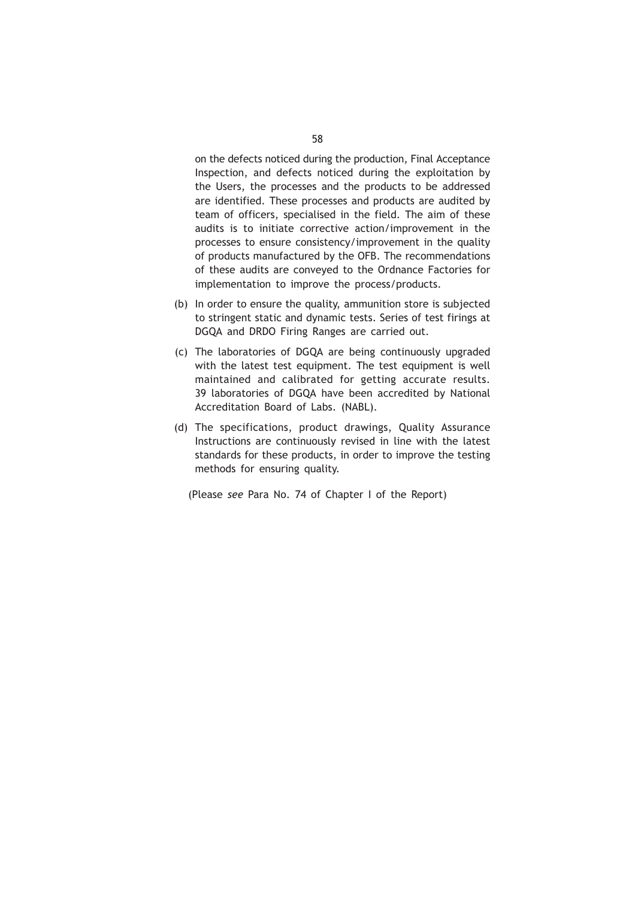on the defects noticed during the production, Final Acceptance Inspection, and defects noticed during the exploitation by the Users, the processes and the products to be addressed are identified. These processes and products are audited by team of officers, specialised in the field. The aim of these audits is to initiate corrective action/improvement in the processes to ensure consistency/improvement in the quality of products manufactured by the OFB. The recommendations of these audits are conveyed to the Ordnance Factories for implementation to improve the process/products.

(b) In order to ensure the quality, ammunition store is subjected to stringent static and dynamic tests. Series of test firings at DGQA and DRDO Firing Ranges are carried out.

(c) The laboratories of DGQA are being continuously upgraded with the latest test equipment. The test equipment is well maintained and calibrated for getting accurate results. 39 laboratories of DGQA have been accredited by National Accreditation Board of Labs. (NABL).

(d) The specifications, product drawings, Quality Assurance Instructions are continuously revised in line with the latest standards for these products, in order to improve the testing methods for ensuring quality.

(Please *see* Para No. 74 of Chapter I of the Report)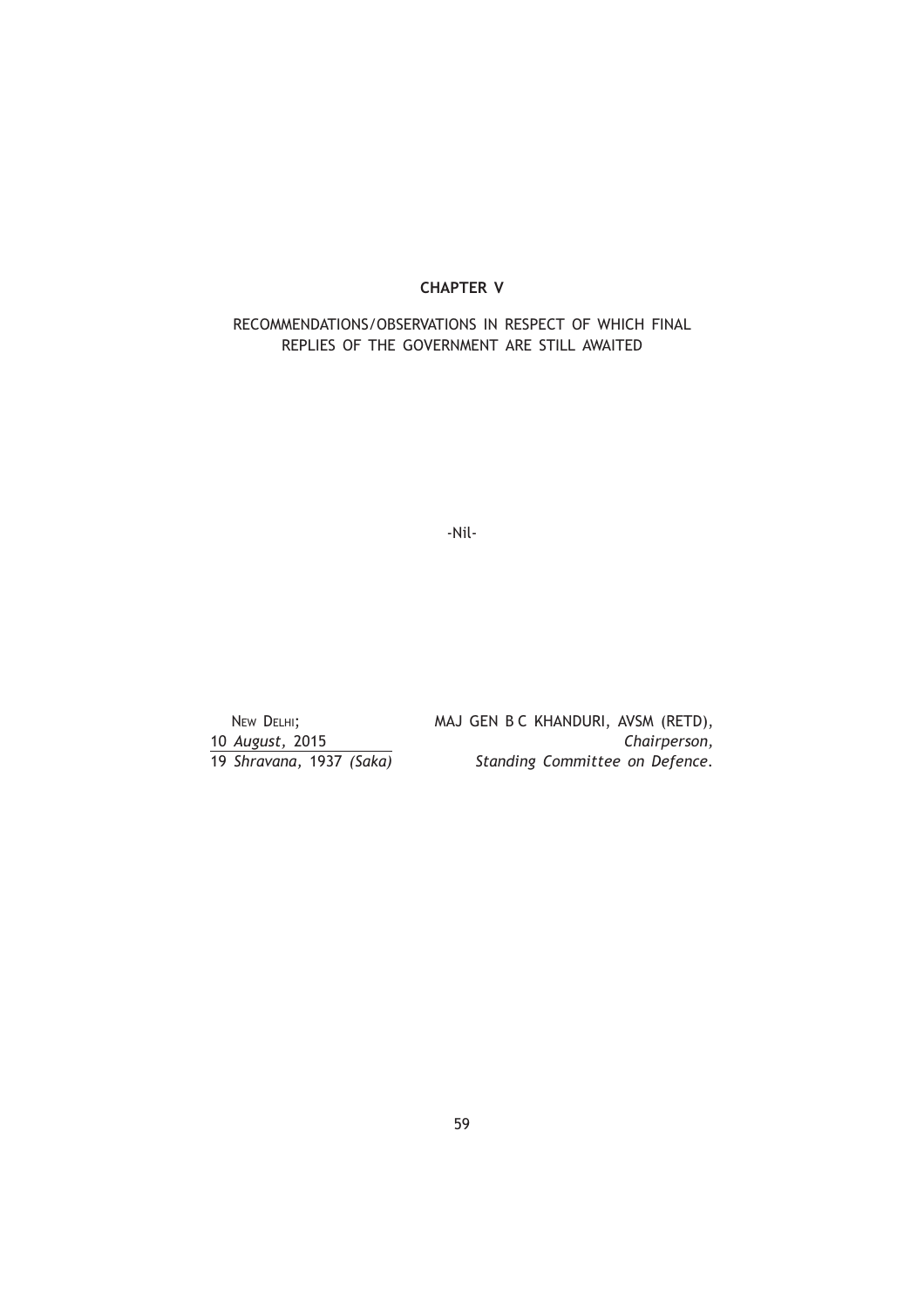## CHAPTER V

RECOMMENDATIONS/OBSERVATIONS IN RESPECT OF WHICH FINAL REPLIES OF THE GOVERNMENT ARE STILL AWAITED

-Nil-

NEW DELHI;
10 *August*, 2015
19 *Shravana*, 1937 *(Saka)*

MAJ GEN B C KHANDURI, AVSM (RETD),
*Chairperson,*
*Standing Committee on Defence.*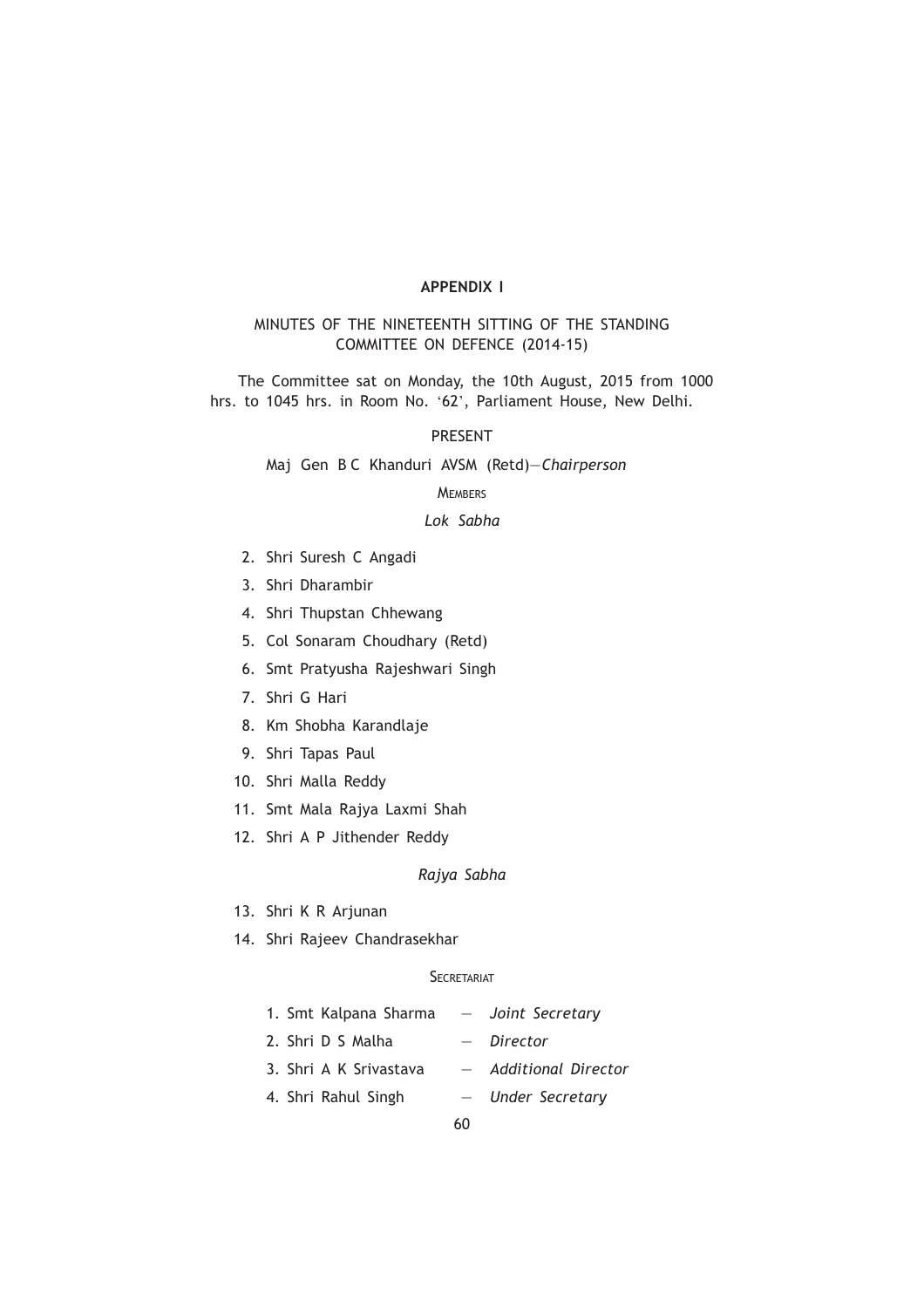## APPENDIX I

### MINUTES OF THE NINETEENTH SITTING OF THE STANDING COMMITTEE ON DEFENCE (2014-15)

The Committee sat on Monday, the 10th August, 2015 from 1000 hrs. to 1045 hrs. in Room No. '62', Parliament House, New Delhi.

PRESENT

Maj Gen B C Khanduri AVSM (Retd)—*Chairperson*

MEMBERS

*Lok Sabha*

2. Shri Suresh C Angadi
3. Shri Dharambir
4. Shri Thupstan Chhewang
5. Col Sonaram Choudhary (Retd)
6. Smt Pratyusha Rajeshwari Singh
7. Shri G Hari
8. Km Shobha Karandlaje
9. Shri Tapas Paul
10. Shri Malla Reddy
11. Smt Mala Rajya Laxmi Shah
12. Shri A P Jithender Reddy

*Rajya Sabha*

13. Shri K R Arjunan
14. Shri Rajeev Chandrasekhar

SECRETARIAT

1. Smt Kalpana Sharma — *Joint Secretary*
2. Shri D S Malha — *Director*
3. Shri A K Srivastava — *Additional Director*
4. Shri Rahul Singh — *Under Secretary*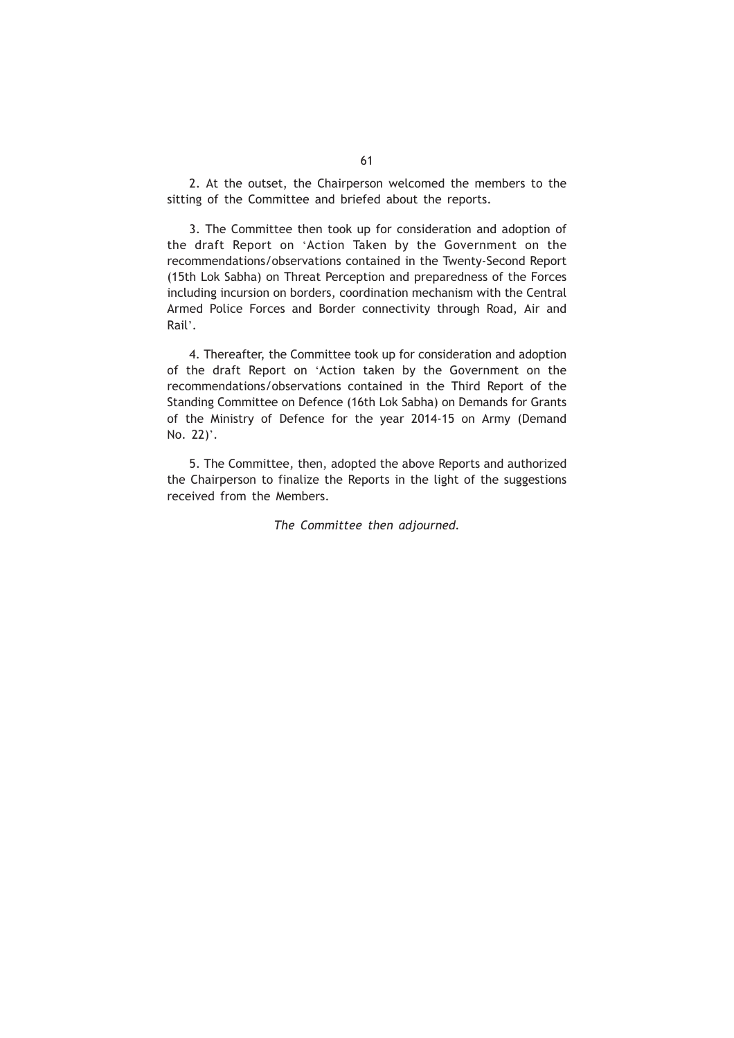2. At the outset, the Chairperson welcomed the members to the sitting of the Committee and briefed about the reports.

3. The Committee then took up for consideration and adoption of the draft Report on 'Action Taken by the Government on the recommendations/observations contained in the Twenty-Second Report (15th Lok Sabha) on Threat Perception and preparedness of the Forces including incursion on borders, coordination mechanism with the Central Armed Police Forces and Border connectivity through Road, Air and Rail'.

4. Thereafter, the Committee took up for consideration and adoption of the draft Report on 'Action taken by the Government on the recommendations/observations contained in the Third Report of the Standing Committee on Defence (16th Lok Sabha) on Demands for Grants of the Ministry of Defence for the year 2014-15 on Army (Demand No. 22)'.

5. The Committee, then, adopted the above Reports and authorized the Chairperson to finalize the Reports in the light of the suggestions received from the Members.

*The Committee then adjourned.*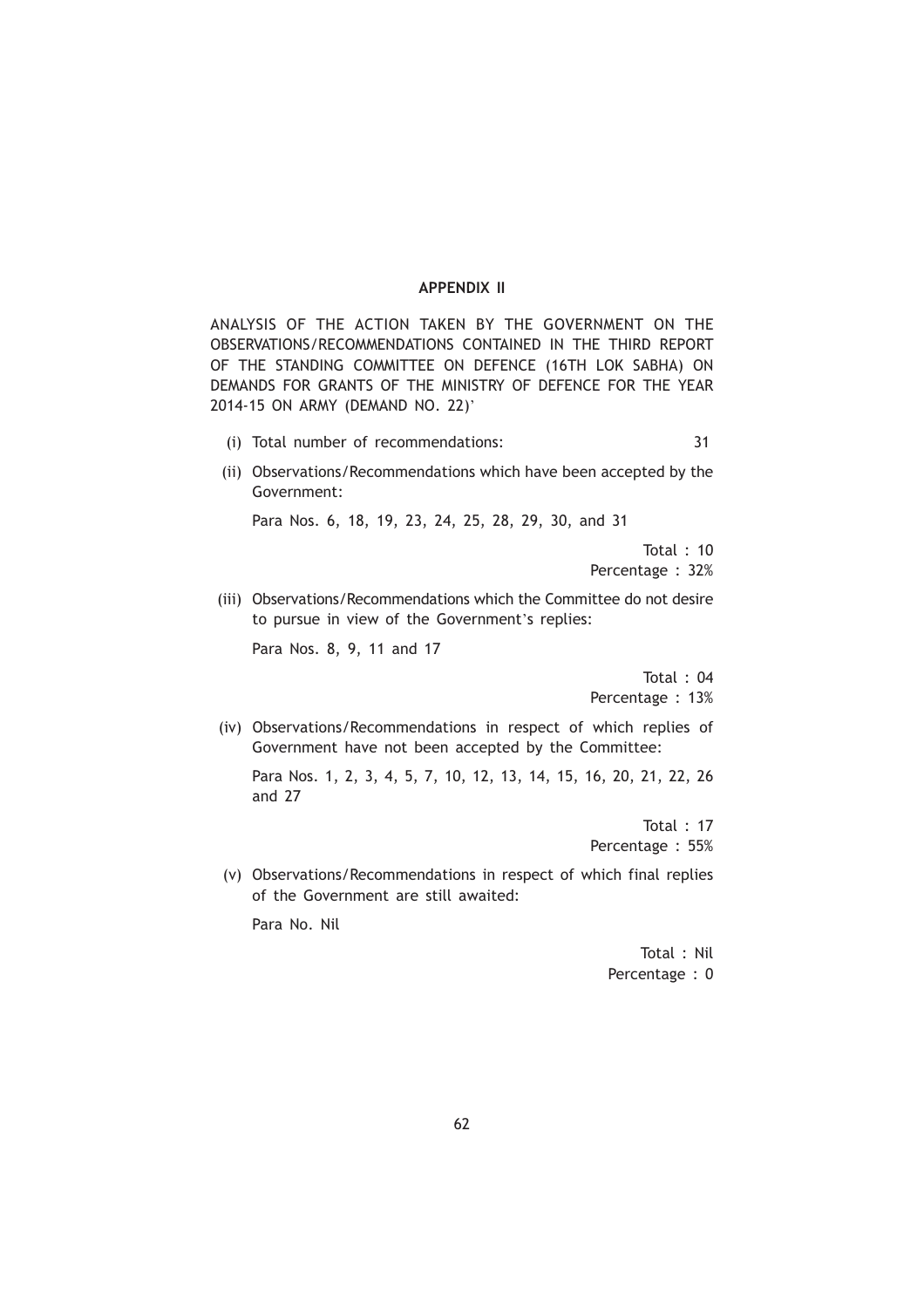## APPENDIX II

ANALYSIS OF THE ACTION TAKEN BY THE GOVERNMENT ON THE OBSERVATIONS/RECOMMENDATIONS CONTAINED IN THE THIRD REPORT OF THE STANDING COMMITTEE ON DEFENCE (16TH LOK SABHA) ON DEMANDS FOR GRANTS OF THE MINISTRY OF DEFENCE FOR THE YEAR 2014-15 ON ARMY (DEMAND NO. 22)'

(i) Total number of recommendations: 31

(ii) Observations/Recommendations which have been accepted by the Government:

Para Nos. 6, 18, 19, 23, 24, 25, 28, 29, 30, and 31

Total : 10
Percentage : 32%

(iii) Observations/Recommendations which the Committee do not desire to pursue in view of the Government's replies:

Para Nos. 8, 9, 11 and 17

Total : 04
Percentage : 13%

(iv) Observations/Recommendations in respect of which replies of Government have not been accepted by the Committee:

Para Nos. 1, 2, 3, 4, 5, 7, 10, 12, 13, 14, 15, 16, 20, 21, 22, 26 and 27

Total : 17
Percentage : 55%

(v) Observations/Recommendations in respect of which final replies of the Government are still awaited:

Para No. Nil

Total : Nil
Percentage : 0